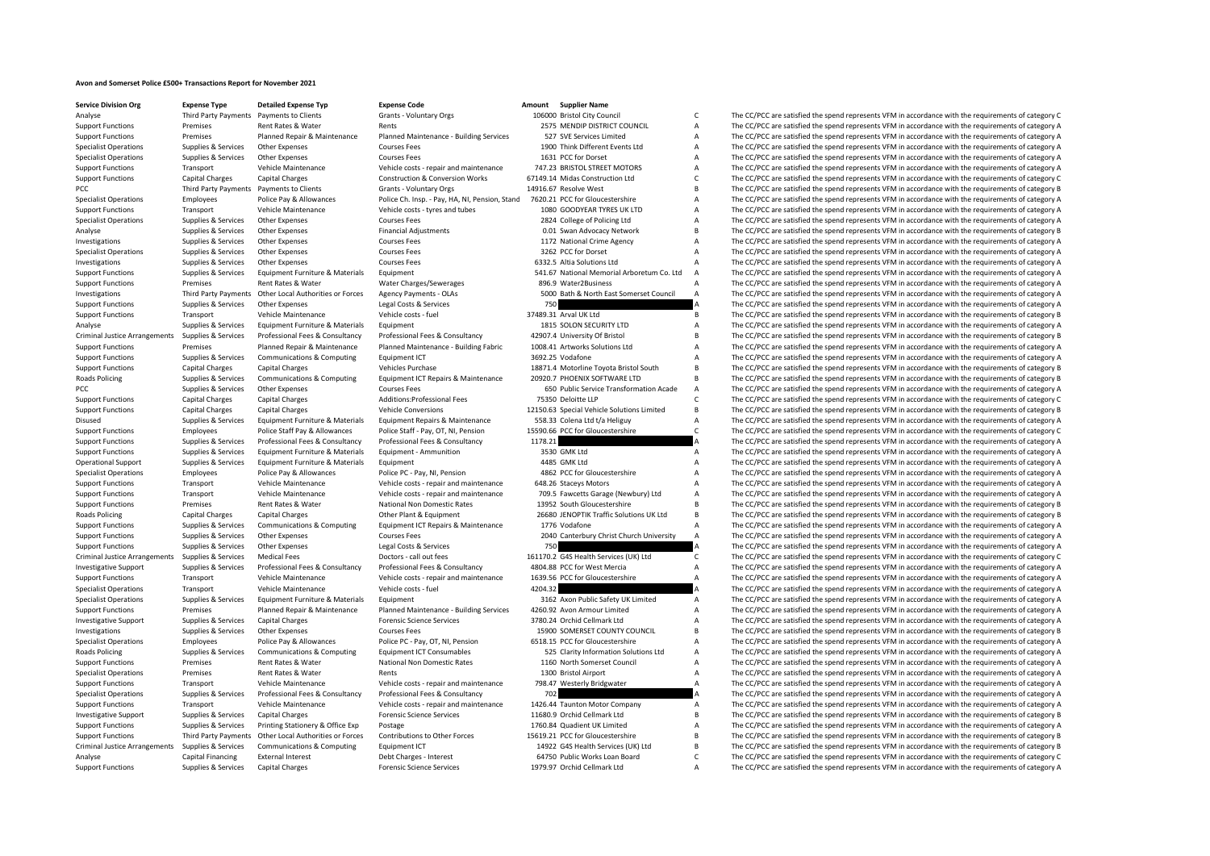# Avon and Somerset Police £500+ Transactions Report for November 2021

| Service Division Org | Expense Type | Detailed Expense Typ | Expense Code | Amount | Supplier Name | | |
|---|---|---|---|---|---|---|---|
| Analyse | Third Party Payments | Payments to Clients | Grants - Voluntary Orgs | 106000 | Bristol City Council | C | The CC/PCC are satisfied the spend represents VFM in accordance with the requirements of category C |
| Support Functions | Premises | Rent Rates & Water | Rents | 2575 | MENDIP DISTRICT COUNCIL | A | The CC/PCC are satisfied the spend represents VFM in accordance with the requirements of category A |
| Support Functions | Premises | Planned Repair & Maintenance | Planned Maintenance - Building Services | 527 | SVE Services Limited | A | The CC/PCC are satisfied the spend represents VFM in accordance with the requirements of category A |
| Specialist Operations | Supplies & Services | Other Expenses | Courses Fees | 1900 | Think Different Events Ltd | A | The CC/PCC are satisfied the spend represents VFM in accordance with the requirements of category A |
| Specialist Operations | Supplies & Services | Other Expenses | Courses Fees | 1631 | PCC for Dorset | A | The CC/PCC are satisfied the spend represents VFM in accordance with the requirements of category A |
| Support Functions | Transport | Vehicle Maintenance | Vehicle costs - repair and maintenance | 747.23 | BRISTOL STREET MOTORS | A | The CC/PCC are satisfied the spend represents VFM in accordance with the requirements of category A |
| Support Functions | Capital Charges | Capital Charges | Construction & Conversion Works | 67149.14 | Midas Construction Ltd | C | The CC/PCC are satisfied the spend represents VFM in accordance with the requirements of category C |
| PCC | Third Party Payments | Payments to Clients | Grants - Voluntary Orgs | 14916.67 | Resolve West | B | The CC/PCC are satisfied the spend represents VFM in accordance with the requirements of category B |
| Specialist Operations | Employees | Police Pay & Allowances | Police Ch. Insp. - Pay, HA, NI, Pension, Stand | 7620.21 | PCC for Gloucestershire | A | The CC/PCC are satisfied the spend represents VFM in accordance with the requirements of category A |
| Support Functions | Transport | Vehicle Maintenance | Vehicle costs - tyres and tubes | 1080 | GOODYEAR TYRES UK LTD | A | The CC/PCC are satisfied the spend represents VFM in accordance with the requirements of category A |
| Specialist Operations | Supplies & Services | Other Expenses | Courses Fees | 2824 | College of Policing Ltd | A | The CC/PCC are satisfied the spend represents VFM in accordance with the requirements of category A |
| Analyse | Supplies & Services | Other Expenses | Financial Adjustments | 0.01 | Swan Advocacy Network | B | The CC/PCC are satisfied the spend represents VFM in accordance with the requirements of category B |
| Investigations | Supplies & Services | Other Expenses | Courses Fees | 1172 | National Crime Agency | A | The CC/PCC are satisfied the spend represents VFM in accordance with the requirements of category A |
| Specialist Operations | Supplies & Services | Other Expenses | Courses Fees | 3262 | PCC for Dorset | A | The CC/PCC are satisfied the spend represents VFM in accordance with the requirements of category A |
| Investigations | Supplies & Services | Other Expenses | Courses Fees | 6332.5 | Altia Solutions Ltd | A | The CC/PCC are satisfied the spend represents VFM in accordance with the requirements of category A |
| Support Functions | Supplies & Services | Equipment Furniture & Materials | Equipment | 541.67 | National Memorial Arboretum Co. Ltd | A | The CC/PCC are satisfied the spend represents VFM in accordance with the requirements of category A |
| Support Functions | Premises | Rent Rates & Water | Water Charges/Sewerages | 896.9 | Water2Business | A | The CC/PCC are satisfied the spend represents VFM in accordance with the requirements of category A |
| Investigations | Third Party Payments | Other Local Authorities or Forces | Agency Payments - OLAs | 5000 | Bath & North East Somerset Council | A | The CC/PCC are satisfied the spend represents VFM in accordance with the requirements of category A |
| Support Functions | Supplies & Services | Other Expenses | Legal Costs & Services | 750 | | A | The CC/PCC are satisfied the spend represents VFM in accordance with the requirements of category A |
| Support Functions | Transport | Vehicle Maintenance | Vehicle costs - fuel | 37489.31 | Arval UK Ltd | B | The CC/PCC are satisfied the spend represents VFM in accordance with the requirements of category B |
| Analyse | Supplies & Services | Equipment Furniture & Materials | Equipment | 1815 | SOLON SECURITY LTD | A | The CC/PCC are satisfied the spend represents VFM in accordance with the requirements of category A |
| Criminal Justice Arrangements | Supplies & Services | Professional Fees & Consultancy | Professional Fees & Consultancy | 42907.4 | University Of Bristol | B | The CC/PCC are satisfied the spend represents VFM in accordance with the requirements of category B |
| Support Functions | Premises | Planned Repair & Maintenance | Planned Maintenance - Building Fabric | 1008.41 | Artworks Solutions Ltd | A | The CC/PCC are satisfied the spend represents VFM in accordance with the requirements of category A |
| Support Functions | Supplies & Services | Communications & Computing | Equipment ICT | 3692.25 | Vodafone | A | The CC/PCC are satisfied the spend represents VFM in accordance with the requirements of category A |
| Support Functions | Capital Charges | Capital Charges | Vehicles Purchase | 18871.4 | Motorline Toyota Bristol South | B | The CC/PCC are satisfied the spend represents VFM in accordance with the requirements of category B |
| Roads Policing | Supplies & Services | Communications & Computing | Equipment ICT Repairs & Maintenance | 20920.7 | PHOENIX SOFTWARE LTD | B | The CC/PCC are satisfied the spend represents VFM in accordance with the requirements of category B |
| PCC | Supplies & Services | Other Expenses | Courses Fees | 650 | Public Service Transformation Acade | A | The CC/PCC are satisfied the spend represents VFM in accordance with the requirements of category A |
| Support Functions | Capital Charges | Capital Charges | Additions:Professional Fees | 75350 | Deloitte LLP | C | The CC/PCC are satisfied the spend represents VFM in accordance with the requirements of category C |
| Support Functions | Capital Charges | Capital Charges | Vehicle Conversions | 12150.63 | Special Vehicle Solutions Limited | B | The CC/PCC are satisfied the spend represents VFM in accordance with the requirements of category B |
| Disused | Supplies & Services | Equipment Furniture & Materials | Equipment Repairs & Maintenance | 558.33 | Colena Ltd t/a Heliguy | A | The CC/PCC are satisfied the spend represents VFM in accordance with the requirements of category A |
| Support Functions | Employees | Police Staff Pay & Allowances | Police Staff - Pay, OT, NI, Pension | 15590.66 | PCC for Gloucestershire | C | The CC/PCC are satisfied the spend represents VFM in accordance with the requirements of category C |
| Support Functions | Supplies & Services | Professional Fees & Consultancy | Professional Fees & Consultancy | 1178.21 | | A | The CC/PCC are satisfied the spend represents VFM in accordance with the requirements of category A |
| Support Functions | Supplies & Services | Equipment Furniture & Materials | Equipment - Ammunition | 3530 | GMK Ltd | A | The CC/PCC are satisfied the spend represents VFM in accordance with the requirements of category A |
| Operational Support | Supplies & Services | Equipment Furniture & Materials | Equipment | 4485 | GMK Ltd | A | The CC/PCC are satisfied the spend represents VFM in accordance with the requirements of category A |
| Specialist Operations | Employees | Police Pay & Allowances | Police PC - Pay, NI, Pension | 4862 | PCC for Gloucestershire | A | The CC/PCC are satisfied the spend represents VFM in accordance with the requirements of category A |
| Support Functions | Transport | Vehicle Maintenance | Vehicle costs - repair and maintenance | 648.26 | Staceys Motors | A | The CC/PCC are satisfied the spend represents VFM in accordance with the requirements of category A |
| Support Functions | Transport | Vehicle Maintenance | Vehicle costs - repair and maintenance | 709.5 | Fawcetts Garage (Newbury) Ltd | A | The CC/PCC are satisfied the spend represents VFM in accordance with the requirements of category A |
| Support Functions | Premises | Rent Rates & Water | National Non Domestic Rates | 13952 | South Gloucestershire | B | The CC/PCC are satisfied the spend represents VFM in accordance with the requirements of category B |
| Roads Policing | Capital Charges | Capital Charges | Other Plant & Equipment | 26680 | JENOPTIK Traffic Solutions UK Ltd | B | The CC/PCC are satisfied the spend represents VFM in accordance with the requirements of category B |
| Support Functions | Supplies & Services | Communications & Computing | Equipment ICT Repairs & Maintenance | 1776 | Vodafone | A | The CC/PCC are satisfied the spend represents VFM in accordance with the requirements of category A |
| Support Functions | Supplies & Services | Other Expenses | Courses Fees | 2040 | Canterbury Christ Church University | A | The CC/PCC are satisfied the spend represents VFM in accordance with the requirements of category A |
| Support Functions | Supplies & Services | Other Expenses | Legal Costs & Services | 750 | | A | The CC/PCC are satisfied the spend represents VFM in accordance with the requirements of category A |
| Criminal Justice Arrangements | Supplies & Services | Medical Fees | Doctors - call out fees | 161170.2 | G4S Health Services (UK) Ltd | C | The CC/PCC are satisfied the spend represents VFM in accordance with the requirements of category C |
| Investigative Support | Supplies & Services | Professional Fees & Consultancy | Professional Fees & Consultancy | 4804.88 | PCC for West Mercia | A | The CC/PCC are satisfied the spend represents VFM in accordance with the requirements of category A |
| Support Functions | Transport | Vehicle Maintenance | Vehicle costs - repair and maintenance | 1639.56 | PCC for Gloucestershire | A | The CC/PCC are satisfied the spend represents VFM in accordance with the requirements of category A |
| Specialist Operations | Transport | Vehicle Maintenance | Vehicle costs - fuel | 4204.32 | | A | The CC/PCC are satisfied the spend represents VFM in accordance with the requirements of category A |
| Specialist Operations | Supplies & Services | Equipment Furniture & Materials | Equipment | 3162 | Axon Public Safety UK Limited | A | The CC/PCC are satisfied the spend represents VFM in accordance with the requirements of category A |
| Support Functions | Premises | Planned Repair & Maintenance | Planned Maintenance - Building Services | 4260.92 | Avon Armour Limited | A | The CC/PCC are satisfied the spend represents VFM in accordance with the requirements of category A |
| Investigative Support | Supplies & Services | Capital Charges | Forensic Science Services | 3780.24 | Orchid Cellmark Ltd | A | The CC/PCC are satisfied the spend represents VFM in accordance with the requirements of category A |
| Investigations | Supplies & Services | Other Expenses | Courses Fees | 15900 | SOMERSET COUNTY COUNCIL | B | The CC/PCC are satisfied the spend represents VFM in accordance with the requirements of category B |
| Specialist Operations | Employees | Police Pay & Allowances | Police PC - Pay, OT, NI, Pension | 6518.15 | PCC for Gloucestershire | A | The CC/PCC are satisfied the spend represents VFM in accordance with the requirements of category A |
| Roads Policing | Supplies & Services | Communications & Computing | Equipment ICT Consumables | 525 | Clarity Information Solutions Ltd | A | The CC/PCC are satisfied the spend represents VFM in accordance with the requirements of category A |
| Support Functions | Premises | Rent Rates & Water | National Non Domestic Rates | 1160 | North Somerset Council | A | The CC/PCC are satisfied the spend represents VFM in accordance with the requirements of category A |
| Specialist Operations | Premises | Rent Rates & Water | Rents | 1300 | Bristol Airport | A | The CC/PCC are satisfied the spend represents VFM in accordance with the requirements of category A |
| Support Functions | Transport | Vehicle Maintenance | Vehicle costs - repair and maintenance | 798.47 | Westerly Bridgwater | A | The CC/PCC are satisfied the spend represents VFM in accordance with the requirements of category A |
| Specialist Operations | Supplies & Services | Professional Fees & Consultancy | Professional Fees & Consultancy | 702 | | A | The CC/PCC are satisfied the spend represents VFM in accordance with the requirements of category A |
| Support Functions | Transport | Vehicle Maintenance | Vehicle costs - repair and maintenance | 1426.44 | Taunton Motor Company | A | The CC/PCC are satisfied the spend represents VFM in accordance with the requirements of category A |
| Investigative Support | Supplies & Services | Capital Charges | Forensic Science Services | 11680.9 | Orchid Cellmark Ltd | B | The CC/PCC are satisfied the spend represents VFM in accordance with the requirements of category B |
| Support Functions | Supplies & Services | Printing Stationery & Office Exp | Postage | 1760.84 | Quadient UK Limited | A | The CC/PCC are satisfied the spend represents VFM in accordance with the requirements of category A |
| Support Functions | Third Party Payments | Other Local Authorities or Forces | Contributions to Other Forces | 15619.21 | PCC for Gloucestershire | B | The CC/PCC are satisfied the spend represents VFM in accordance with the requirements of category B |
| Criminal Justice Arrangements | Supplies & Services | Communications & Computing | Equipment ICT | 14922 | G4S Health Services (UK) Ltd | B | The CC/PCC are satisfied the spend represents VFM in accordance with the requirements of category B |
| Analyse | Capital Financing | External Interest | Debt Charges - Interest | 64750 | Public Works Loan Board | C | The CC/PCC are satisfied the spend represents VFM in accordance with the requirements of category C |
| Support Functions | Supplies & Services | Capital Charges | Forensic Science Services | 1979.97 | Orchid Cellmark Ltd | A | The CC/PCC are satisfied the spend represents VFM in accordance with the requirements of category A |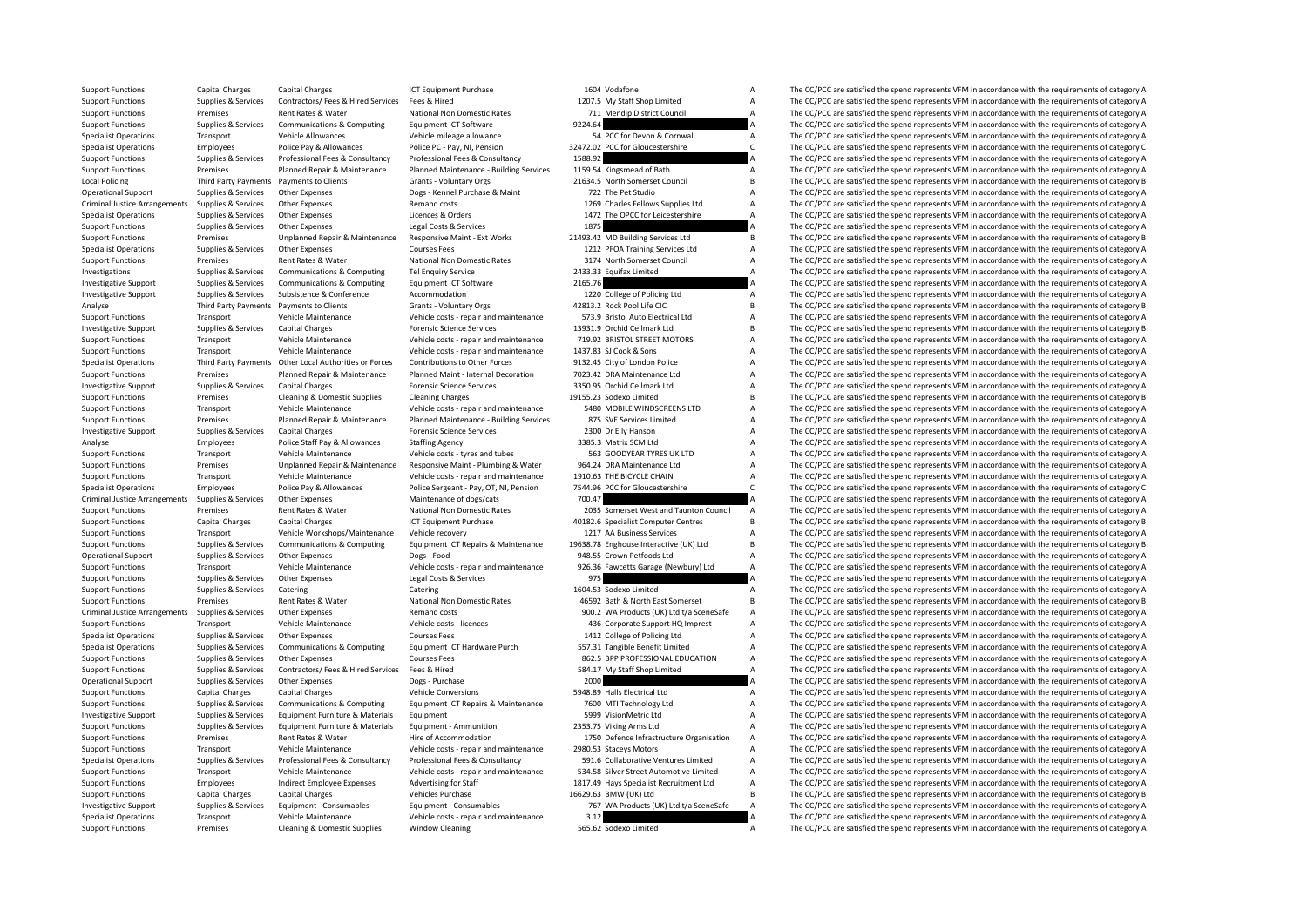| | | | | | | | |
|---|---|---|---|---|---|---|---|
| Support Functions | Capital Charges | Capital Charges | ICT Equipment Purchase | 1604 | Vodafone | A | The CC/PCC are satisfied the spend represents VFM in accordance with the requirements of category A |
| Support Functions | Supplies & Services | Contractors/ Fees & Hired Services | Fees & Hired | 1207.5 | My Staff Shop Limited | A | The CC/PCC are satisfied the spend represents VFM in accordance with the requirements of category A |
| Support Functions | Premises | Rent Rates & Water | National Non Domestic Rates | 711 | Mendip District Council | A | The CC/PCC are satisfied the spend represents VFM in accordance with the requirements of category A |
| Support Functions | Supplies & Services | Communications & Computing | Equipment ICT Software | 9224.64 | | A | The CC/PCC are satisfied the spend represents VFM in accordance with the requirements of category A |
| Specialist Operations | Transport | Vehicle Allowances | Vehicle mileage allowance | 54 | PCC for Devon & Cornwall | A | The CC/PCC are satisfied the spend represents VFM in accordance with the requirements of category A |
| Specialist Operations | Employees | Police Pay & Allowances | Police PC - Pay, NI, Pension | 32472.02 | PCC for Gloucestershire | C | The CC/PCC are satisfied the spend represents VFM in accordance with the requirements of category C |
| Support Functions | Supplies & Services | Professional Fees & Consultancy | Professional Fees & Consultancy | 1588.92 | | A | The CC/PCC are satisfied the spend represents VFM in accordance with the requirements of category A |
| Support Functions | Premises | Planned Repair & Maintenance | Planned Maintenance - Building Services | 1159.54 | Kingsmead of Bath | A | The CC/PCC are satisfied the spend represents VFM in accordance with the requirements of category A |
| Local Policing | Third Party Payments | Payments to Clients | Grants - Voluntary Orgs | 21634.5 | North Somerset Council | B | The CC/PCC are satisfied the spend represents VFM in accordance with the requirements of category B |
| Operational Support | Supplies & Services | Other Expenses | Dogs - Kennel Purchase & Maint | 722 | The Pet Studio | A | The CC/PCC are satisfied the spend represents VFM in accordance with the requirements of category A |
| Criminal Justice Arrangements | Supplies & Services | Other Expenses | Remand costs | 1269 | Charles Fellows Supplies Ltd | A | The CC/PCC are satisfied the spend represents VFM in accordance with the requirements of category A |
| Specialist Operations | Supplies & Services | Other Expenses | Licences & Orders | 1472 | The OPCC for Leicestershire | A | The CC/PCC are satisfied the spend represents VFM in accordance with the requirements of category A |
| Support Functions | Supplies & Services | Other Expenses | Legal Costs & Services | 1875 | | A | The CC/PCC are satisfied the spend represents VFM in accordance with the requirements of category A |
| Support Functions | Premises | Unplanned Repair & Maintenance | Responsive Maint - Ext Works | 21493.42 | MD Building Services Ltd | B | The CC/PCC are satisfied the spend represents VFM in accordance with the requirements of category B |
| Specialist Operations | Supplies & Services | Other Expenses | Courses Fees | 1212 | PFOA Training Services Ltd | A | The CC/PCC are satisfied the spend represents VFM in accordance with the requirements of category A |
| Support Functions | Premises | Rent Rates & Water | National Non Domestic Rates | 3174 | North Somerset Council | A | The CC/PCC are satisfied the spend represents VFM in accordance with the requirements of category A |
| Investigations | Supplies & Services | Communications & Computing | Tel Enquiry Service | 2433.33 | Equifax Limited | A | The CC/PCC are satisfied the spend represents VFM in accordance with the requirements of category A |
| Investigative Support | Supplies & Services | Communications & Computing | Equipment ICT Software | 2165.76 | | A | The CC/PCC are satisfied the spend represents VFM in accordance with the requirements of category A |
| Investigative Support | Supplies & Services | Subsistence & Conference | Accommodation | 1220 | College of Policing Ltd | A | The CC/PCC are satisfied the spend represents VFM in accordance with the requirements of category A |
| Analyse | Third Party Payments | Payments to Clients | Grants - Voluntary Orgs | 42813.2 | Rock Pool Life CIC | B | The CC/PCC are satisfied the spend represents VFM in accordance with the requirements of category B |
| Support Functions | Transport | Vehicle Maintenance | Vehicle costs - repair and maintenance | 573.9 | Bristol Auto Electrical Ltd | A | The CC/PCC are satisfied the spend represents VFM in accordance with the requirements of category A |
| Investigative Support | Supplies & Services | Capital Charges | Forensic Science Services | 13931.9 | Orchid Cellmark Ltd | B | The CC/PCC are satisfied the spend represents VFM in accordance with the requirements of category B |
| Support Functions | Transport | Vehicle Maintenance | Vehicle costs - repair and maintenance | 719.92 | BRISTOL STREET MOTORS | A | The CC/PCC are satisfied the spend represents VFM in accordance with the requirements of category A |
| Support Functions | Transport | Vehicle Maintenance | Vehicle costs - repair and maintenance | 1437.83 | SJ Cook & Sons | A | The CC/PCC are satisfied the spend represents VFM in accordance with the requirements of category A |
| Specialist Operations | Third Party Payments | Other Local Authorities or Forces | Contributions to Other Forces | 9132.45 | City of London Police | A | The CC/PCC are satisfied the spend represents VFM in accordance with the requirements of category A |
| Support Functions | Premises | Planned Repair & Maintenance | Planned Maint - Internal Decoration | 7023.42 | DRA Maintenance Ltd | A | The CC/PCC are satisfied the spend represents VFM in accordance with the requirements of category A |
| Investigative Support | Supplies & Services | Capital Charges | Forensic Science Services | 3350.95 | Orchid Cellmark Ltd | A | The CC/PCC are satisfied the spend represents VFM in accordance with the requirements of category A |
| Support Functions | Premises | Cleaning & Domestic Supplies | Cleaning Charges | 19155.23 | Sodexo Limited | B | The CC/PCC are satisfied the spend represents VFM in accordance with the requirements of category B |
| Support Functions | Transport | Vehicle Maintenance | Vehicle costs - repair and maintenance | 5480 | MOBILE WINDSCREENS LTD | A | The CC/PCC are satisfied the spend represents VFM in accordance with the requirements of category A |
| Support Functions | Premises | Planned Repair & Maintenance | Planned Maintenance - Building Services | 875 | SVE Services Limited | A | The CC/PCC are satisfied the spend represents VFM in accordance with the requirements of category A |
| Investigative Support | Supplies & Services | Capital Charges | Forensic Science Services | 2300 | Dr Elly Hanson | A | The CC/PCC are satisfied the spend represents VFM in accordance with the requirements of category A |
| Analyse | Employees | Police Staff Pay & Allowances | Staffing Agency | 3385.3 | Matrix SCM Ltd | A | The CC/PCC are satisfied the spend represents VFM in accordance with the requirements of category A |
| Support Functions | Transport | Vehicle Maintenance | Vehicle costs - tyres and tubes | 563 | GOODYEAR TYRES UK LTD | A | The CC/PCC are satisfied the spend represents VFM in accordance with the requirements of category A |
| Support Functions | Premises | Unplanned Repair & Maintenance | Responsive Maint - Plumbing & Water | 964.24 | DRA Maintenance Ltd | A | The CC/PCC are satisfied the spend represents VFM in accordance with the requirements of category A |
| Support Functions | Transport | Vehicle Maintenance | Vehicle costs - repair and maintenance | 1910.63 | THE BICYCLE CHAIN | A | The CC/PCC are satisfied the spend represents VFM in accordance with the requirements of category A |
| Specialist Operations | Employees | Police Pay & Allowances | Police Sergeant - Pay, OT, NI, Pension | 7544.96 | PCC for Gloucestershire | C | The CC/PCC are satisfied the spend represents VFM in accordance with the requirements of category C |
| Criminal Justice Arrangements | Supplies & Services | Other Expenses | Maintenance of dogs/cats | 700.47 | | A | The CC/PCC are satisfied the spend represents VFM in accordance with the requirements of category A |
| Support Functions | Premises | Rent Rates & Water | National Non Domestic Rates | 2035 | Somerset West and Taunton Council | A | The CC/PCC are satisfied the spend represents VFM in accordance with the requirements of category A |
| Support Functions | Capital Charges | Capital Charges | ICT Equipment Purchase | 40182.6 | Specialist Computer Centres | B | The CC/PCC are satisfied the spend represents VFM in accordance with the requirements of category B |
| Support Functions | Transport | Vehicle Workshops/Maintenance | Vehicle recovery | 1217 | AA Business Services | A | The CC/PCC are satisfied the spend represents VFM in accordance with the requirements of category A |
| Support Functions | Supplies & Services | Communications & Computing | Equipment ICT Repairs & Maintenance | 19638.78 | Enghouse Interactive (UK) Ltd | B | The CC/PCC are satisfied the spend represents VFM in accordance with the requirements of category B |
| Operational Support | Supplies & Services | Other Expenses | Dogs - Food | 948.55 | Crown Petfoods Ltd | A | The CC/PCC are satisfied the spend represents VFM in accordance with the requirements of category A |
| Support Functions | Transport | Vehicle Maintenance | Vehicle costs - repair and maintenance | 926.36 | Fawcetts Garage (Newbury) Ltd | A | The CC/PCC are satisfied the spend represents VFM in accordance with the requirements of category A |
| Support Functions | Supplies & Services | Other Expenses | Legal Costs & Services | 975 | | A | The CC/PCC are satisfied the spend represents VFM in accordance with the requirements of category A |
| Support Functions | Supplies & Services | Catering | Catering | 1604.53 | Sodexo Limited | A | The CC/PCC are satisfied the spend represents VFM in accordance with the requirements of category A |
| Support Functions | Premises | Rent Rates & Water | National Non Domestic Rates | 46592 | Bath & North East Somerset | B | The CC/PCC are satisfied the spend represents VFM in accordance with the requirements of category B |
| Criminal Justice Arrangements | Supplies & Services | Other Expenses | Remand costs | 900.2 | WA Products (UK) Ltd t/a SceneSafe | A | The CC/PCC are satisfied the spend represents VFM in accordance with the requirements of category A |
| Support Functions | Transport | Vehicle Maintenance | Vehicle costs - licences | 436 | Corporate Support HQ Imprest | A | The CC/PCC are satisfied the spend represents VFM in accordance with the requirements of category A |
| Specialist Operations | Supplies & Services | Other Expenses | Courses Fees | 1412 | College of Policing Ltd | A | The CC/PCC are satisfied the spend represents VFM in accordance with the requirements of category A |
| Specialist Operations | Supplies & Services | Communications & Computing | Equipment ICT Hardware Purch | 557.31 | Tangible Benefit Limited | A | The CC/PCC are satisfied the spend represents VFM in accordance with the requirements of category A |
| Support Functions | Supplies & Services | Other Expenses | Courses Fees | 862.5 | BPP PROFESSIONAL EDUCATION | A | The CC/PCC are satisfied the spend represents VFM in accordance with the requirements of category A |
| Support Functions | Supplies & Services | Contractors/ Fees & Hired Services | Fees & Hired | 584.17 | My Staff Shop Limited | A | The CC/PCC are satisfied the spend represents VFM in accordance with the requirements of category A |
| Operational Support | Supplies & Services | Other Expenses | Dogs - Purchase | 2000 | | A | The CC/PCC are satisfied the spend represents VFM in accordance with the requirements of category A |
| Support Functions | Capital Charges | Capital Charges | Vehicle Conversions | 5948.89 | Halls Electrical Ltd | A | The CC/PCC are satisfied the spend represents VFM in accordance with the requirements of category A |
| Support Functions | Supplies & Services | Communications & Computing | Equipment ICT Repairs & Maintenance | 7600 | MTI Technology Ltd | A | The CC/PCC are satisfied the spend represents VFM in accordance with the requirements of category A |
| Investigative Support | Supplies & Services | Equipment Furniture & Materials | Equipment | 5999 | VisionMetric Ltd | A | The CC/PCC are satisfied the spend represents VFM in accordance with the requirements of category A |
| Support Functions | Supplies & Services | Equipment Furniture & Materials | Equipment - Ammunition | 2353.75 | Viking Arms Ltd | A | The CC/PCC are satisfied the spend represents VFM in accordance with the requirements of category A |
| Support Functions | Premises | Rent Rates & Water | Hire of Accommodation | 1750 | Defence Infrastructure Organisation | A | The CC/PCC are satisfied the spend represents VFM in accordance with the requirements of category A |
| Support Functions | Transport | Vehicle Maintenance | Vehicle costs - repair and maintenance | 2980.53 | Staceys Motors | A | The CC/PCC are satisfied the spend represents VFM in accordance with the requirements of category A |
| Specialist Operations | Supplies & Services | Professional Fees & Consultancy | Professional Fees & Consultancy | 591.6 | Collaborative Ventures Limited | A | The CC/PCC are satisfied the spend represents VFM in accordance with the requirements of category A |
| Support Functions | Transport | Vehicle Maintenance | Vehicle costs - repair and maintenance | 534.58 | Silver Street Automotive Limited | A | The CC/PCC are satisfied the spend represents VFM in accordance with the requirements of category A |
| Support Functions | Employees | Indirect Employee Expenses | Advertising for Staff | 1817.49 | Hays Specialist Recruitment Ltd | A | The CC/PCC are satisfied the spend represents VFM in accordance with the requirements of category A |
| Support Functions | Capital Charges | Capital Charges | Vehicles Purchase | 16629.63 | BMW (UK) Ltd | B | The CC/PCC are satisfied the spend represents VFM in accordance with the requirements of category B |
| Investigative Support | Supplies & Services | Equipment - Consumables | Equipment - Consumables | 767 | WA Products (UK) Ltd t/a SceneSafe | A | The CC/PCC are satisfied the spend represents VFM in accordance with the requirements of category A |
| Specialist Operations | Transport | Vehicle Maintenance | Vehicle costs - repair and maintenance | 3.12 | | A | The CC/PCC are satisfied the spend represents VFM in accordance with the requirements of category A |
| Support Functions | Premises | Cleaning & Domestic Supplies | Window Cleaning | 565.62 | Sodexo Limited | A | The CC/PCC are satisfied the spend represents VFM in accordance with the requirements of category A |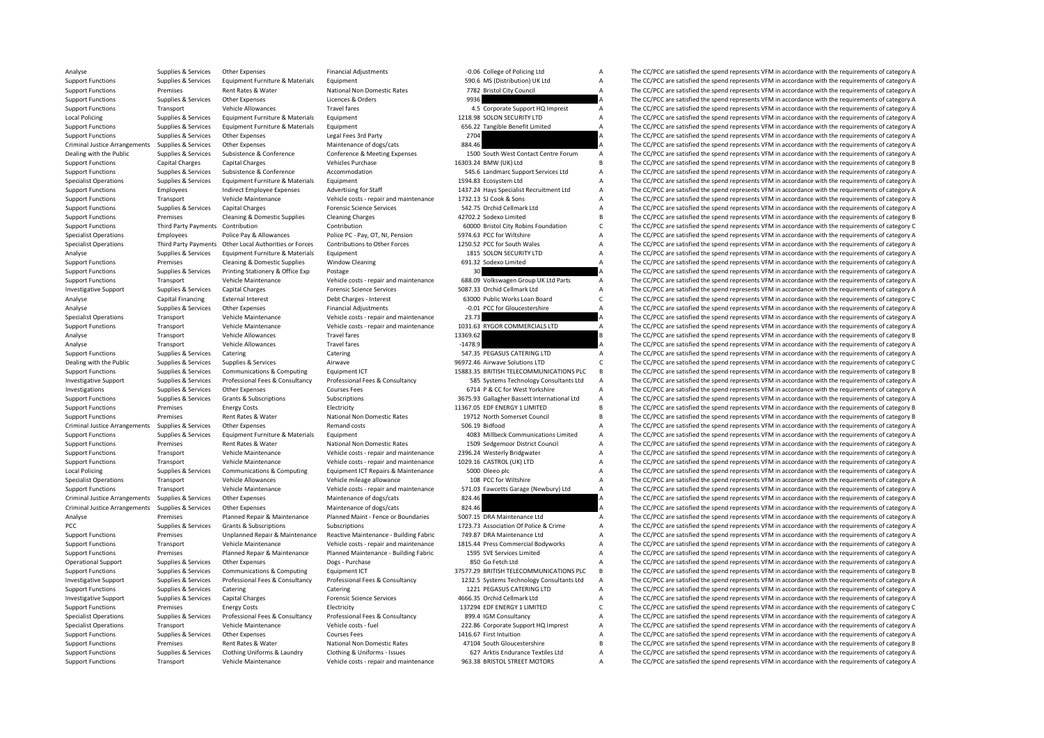| | | | | | | | |
|---|---|---|---|---|---|---|---|
| Analyse | Supplies & Services | Other Expenses | Financial Adjustments | -0.06 | College of Policing Ltd | A | The CC/PCC are satisfied the spend represents VFM in accordance with the requirements of category A |
| Support Functions | Supplies & Services | Equipment Furniture & Materials | Equipment | 590.6 | MS (Distribution) UK Ltd | A | The CC/PCC are satisfied the spend represents VFM in accordance with the requirements of category A |
| Support Functions | Premises | Rent Rates & Water | National Non Domestic Rates | 7782 | Bristol City Council | A | The CC/PCC are satisfied the spend represents VFM in accordance with the requirements of category A |
| Support Functions | Supplies & Services | Other Expenses | Licences & Orders | 9936 | | A | The CC/PCC are satisfied the spend represents VFM in accordance with the requirements of category A |
| Support Functions | Transport | Vehicle Allowances | Travel fares | 4.5 | Corporate Support HQ Imprest | A | The CC/PCC are satisfied the spend represents VFM in accordance with the requirements of category A |
| Local Policing | Supplies & Services | Equipment Furniture & Materials | Equipment | 1218.98 | SOLON SECURITY LTD | A | The CC/PCC are satisfied the spend represents VFM in accordance with the requirements of category A |
| Support Functions | Supplies & Services | Equipment Furniture & Materials | Equipment | 656.22 | Tangible Benefit Limited | A | The CC/PCC are satisfied the spend represents VFM in accordance with the requirements of category A |
| Support Functions | Supplies & Services | Other Expenses | Legal Fees 3rd Party | 2704 | | A | The CC/PCC are satisfied the spend represents VFM in accordance with the requirements of category A |
| Criminal Justice Arrangements | Supplies & Services | Other Expenses | Maintenance of dogs/cats | 884.46 | | A | The CC/PCC are satisfied the spend represents VFM in accordance with the requirements of category A |
| Dealing with the Public | Supplies & Services | Subsistence & Conference | Conference & Meeting Expenses | 1500 | South West Contact Centre Forum | A | The CC/PCC are satisfied the spend represents VFM in accordance with the requirements of category A |
| Support Functions | Capital Charges | Capital Charges | Vehicles Purchase | 16303.24 | BMW (UK) Ltd | B | The CC/PCC are satisfied the spend represents VFM in accordance with the requirements of category B |
| Support Functions | Supplies & Services | Subsistence & Conference | Accommodation | 545.6 | Landmarc Support Services Ltd | A | The CC/PCC are satisfied the spend represents VFM in accordance with the requirements of category A |
| Specialist Operations | Supplies & Services | Equipment Furniture & Materials | Equipment | 1594.83 | Ecosystem Ltd | A | The CC/PCC are satisfied the spend represents VFM in accordance with the requirements of category A |
| Support Functions | Employees | Indirect Employee Expenses | Advertising for Staff | 1437.24 | Hays Specialist Recruitment Ltd | A | The CC/PCC are satisfied the spend represents VFM in accordance with the requirements of category A |
| Support Functions | Transport | Vehicle Maintenance | Vehicle costs - repair and maintenance | 1732.13 | SJ Cook & Sons | A | The CC/PCC are satisfied the spend represents VFM in accordance with the requirements of category A |
| Support Functions | Supplies & Services | Capital Charges | Forensic Science Services | 542.75 | Orchid Cellmark Ltd | A | The CC/PCC are satisfied the spend represents VFM in accordance with the requirements of category A |
| Support Functions | Premises | Cleaning & Domestic Supplies | Cleaning Charges | 42702.2 | Sodexo Limited | B | The CC/PCC are satisfied the spend represents VFM in accordance with the requirements of category B |
| Support Functions | Third Party Payments | Contribution | Contribution | 60000 | Bristol City Robins Foundation | C | The CC/PCC are satisfied the spend represents VFM in accordance with the requirements of category C |
| Specialist Operations | Employees | Police Pay & Allowances | Police PC - Pay, OT, NI, Pension | 5974.63 | PCC for Wiltshire | A | The CC/PCC are satisfied the spend represents VFM in accordance with the requirements of category A |
| Specialist Operations | Third Party Payments | Other Local Authorities or Forces | Contributions to Other Forces | 1250.52 | PCC for South Wales | A | The CC/PCC are satisfied the spend represents VFM in accordance with the requirements of category A |
| Analyse | Supplies & Services | Equipment Furniture & Materials | Equipment | 1815 | SOLON SECURITY LTD | A | The CC/PCC are satisfied the spend represents VFM in accordance with the requirements of category A |
| Support Functions | Premises | Cleaning & Domestic Supplies | Window Cleaning | 691.32 | Sodexo Limited | A | The CC/PCC are satisfied the spend represents VFM in accordance with the requirements of category A |
| Support Functions | Supplies & Services | Printing Stationery & Office Exp | Postage | 30 | | A | The CC/PCC are satisfied the spend represents VFM in accordance with the requirements of category A |
| Support Functions | Transport | Vehicle Maintenance | Vehicle costs - repair and maintenance | 688.09 | Volkswagen Group UK Ltd Parts | A | The CC/PCC are satisfied the spend represents VFM in accordance with the requirements of category A |
| Investigative Support | Supplies & Services | Capital Charges | Forensic Science Services | 5087.33 | Orchid Cellmark Ltd | A | The CC/PCC are satisfied the spend represents VFM in accordance with the requirements of category A |
| Analyse | Capital Financing | External Interest | Debt Charges - Interest | 63000 | Public Works Loan Board | C | The CC/PCC are satisfied the spend represents VFM in accordance with the requirements of category C |
| Analyse | Supplies & Services | Other Expenses | Financial Adjustments | -0.01 | PCC for Gloucestershire | A | The CC/PCC are satisfied the spend represents VFM in accordance with the requirements of category A |
| Specialist Operations | Transport | Vehicle Maintenance | Vehicle costs - repair and maintenance | 23.73 | | A | The CC/PCC are satisfied the spend represents VFM in accordance with the requirements of category A |
| Support Functions | Transport | Vehicle Maintenance | Vehicle costs - repair and maintenance | 1031.63 | RYGOR COMMERCIALS LTD | A | The CC/PCC are satisfied the spend represents VFM in accordance with the requirements of category A |
| Analyse | Transport | Vehicle Allowances | Travel fares | 13369.62 | | B | The CC/PCC are satisfied the spend represents VFM in accordance with the requirements of category B |
| Analyse | Transport | Vehicle Allowances | Travel fares | -1478.9 | | A | The CC/PCC are satisfied the spend represents VFM in accordance with the requirements of category A |
| Support Functions | Supplies & Services | Catering | Catering | 547.35 | PEGASUS CATERING LTD | A | The CC/PCC are satisfied the spend represents VFM in accordance with the requirements of category A |
| Dealing with the Public | Supplies & Services | Supplies & Services | Airwave | 96972.46 | Airwave Solutions LTD | C | The CC/PCC are satisfied the spend represents VFM in accordance with the requirements of category C |
| Support Functions | Supplies & Services | Communications & Computing | Equipment ICT | 15883.35 | BRITISH TELECOMMUNICATIONS PLC | B | The CC/PCC are satisfied the spend represents VFM in accordance with the requirements of category B |
| Investigative Support | Supplies & Services | Professional Fees & Consultancy | Professional Fees & Consultancy | 585 | Systems Technology Consultants Ltd | A | The CC/PCC are satisfied the spend represents VFM in accordance with the requirements of category A |
| Investigations | Supplies & Services | Other Expenses | Courses Fees | 6714 | P & CC for West Yorkshire | A | The CC/PCC are satisfied the spend represents VFM in accordance with the requirements of category A |
| Support Functions | Supplies & Services | Grants & Subscriptions | Subscriptions | 3675.93 | Gallagher Bassett International Ltd | A | The CC/PCC are satisfied the spend represents VFM in accordance with the requirements of category A |
| Support Functions | Premises | Energy Costs | Electricity | 11367.05 | EDF ENERGY 1 LIMITED | B | The CC/PCC are satisfied the spend represents VFM in accordance with the requirements of category B |
| Support Functions | Premises | Rent Rates & Water | National Non Domestic Rates | 19712 | North Somerset Council | B | The CC/PCC are satisfied the spend represents VFM in accordance with the requirements of category B |
| Criminal Justice Arrangements | Supplies & Services | Other Expenses | Remand costs | 506.19 | Bidfood | A | The CC/PCC are satisfied the spend represents VFM in accordance with the requirements of category A |
| Support Functions | Supplies & Services | Equipment Furniture & Materials | Equipment | 4083 | Millbeck Communications Limited | A | The CC/PCC are satisfied the spend represents VFM in accordance with the requirements of category A |
| Support Functions | Premises | Rent Rates & Water | National Non Domestic Rates | 1509 | Sedgemoor District Council | A | The CC/PCC are satisfied the spend represents VFM in accordance with the requirements of category A |
| Support Functions | Transport | Vehicle Maintenance | Vehicle costs - repair and maintenance | 2396.24 | Westerly Bridgwater | A | The CC/PCC are satisfied the spend represents VFM in accordance with the requirements of category A |
| Support Functions | Transport | Vehicle Maintenance | Vehicle costs - repair and maintenance | 1029.16 | CASTROL (UK) LTD | A | The CC/PCC are satisfied the spend represents VFM in accordance with the requirements of category A |
| Local Policing | Supplies & Services | Communications & Computing | Equipment ICT Repairs & Maintenance | 5000 | Oleeo plc | A | The CC/PCC are satisfied the spend represents VFM in accordance with the requirements of category A |
| Specialist Operations | Transport | Vehicle Allowances | Vehicle mileage allowance | 108 | PCC for Wiltshire | A | The CC/PCC are satisfied the spend represents VFM in accordance with the requirements of category A |
| Support Functions | Transport | Vehicle Maintenance | Vehicle costs - repair and maintenance | 571.03 | Fawcetts Garage (Newbury) Ltd | A | The CC/PCC are satisfied the spend represents VFM in accordance with the requirements of category A |
| Criminal Justice Arrangements | Supplies & Services | Other Expenses | Maintenance of dogs/cats | 824.46 | | A | The CC/PCC are satisfied the spend represents VFM in accordance with the requirements of category A |
| Criminal Justice Arrangements | Supplies & Services | Other Expenses | Maintenance of dogs/cats | 824.46 | | A | The CC/PCC are satisfied the spend represents VFM in accordance with the requirements of category A |
| Analyse | Premises | Planned Repair & Maintenance | Planned Maint - Fence or Boundaries | 5007.15 | DRA Maintenance Ltd | A | The CC/PCC are satisfied the spend represents VFM in accordance with the requirements of category A |
| PCC | Supplies & Services | Grants & Subscriptions | Subscriptions | 1723.73 | Association Of Police & Crime | A | The CC/PCC are satisfied the spend represents VFM in accordance with the requirements of category A |
| Support Functions | Premises | Unplanned Repair & Maintenance | Reactive Maintenance - Building Fabric | 749.87 | DRA Maintenance Ltd | A | The CC/PCC are satisfied the spend represents VFM in accordance with the requirements of category A |
| Support Functions | Transport | Vehicle Maintenance | Vehicle costs - repair and maintenance | 1815.44 | Press Commercial Bodyworks | A | The CC/PCC are satisfied the spend represents VFM in accordance with the requirements of category A |
| Support Functions | Premises | Planned Repair & Maintenance | Planned Maintenance - Building Fabric | 1595 | SVE Services Limited | A | The CC/PCC are satisfied the spend represents VFM in accordance with the requirements of category A |
| Operational Support | Supplies & Services | Other Expenses | Dogs - Purchase | 850 | Go Fetch Ltd | A | The CC/PCC are satisfied the spend represents VFM in accordance with the requirements of category A |
| Support Functions | Supplies & Services | Communications & Computing | Equipment ICT | 37577.29 | BRITISH TELECOMMUNICATIONS PLC | B | The CC/PCC are satisfied the spend represents VFM in accordance with the requirements of category B |
| Investigative Support | Supplies & Services | Professional Fees & Consultancy | Professional Fees & Consultancy | 1232.5 | Systems Technology Consultants Ltd | A | The CC/PCC are satisfied the spend represents VFM in accordance with the requirements of category A |
| Support Functions | Supplies & Services | Catering | Catering | 1221 | PEGASUS CATERING LTD | A | The CC/PCC are satisfied the spend represents VFM in accordance with the requirements of category A |
| Investigative Support | Supplies & Services | Capital Charges | Forensic Science Services | 4666.35 | Orchid Cellmark Ltd | A | The CC/PCC are satisfied the spend represents VFM in accordance with the requirements of category A |
| Support Functions | Premises | Energy Costs | Electricity | 137294 | EDF ENERGY 1 LIMITED | C | The CC/PCC are satisfied the spend represents VFM in accordance with the requirements of category C |
| Specialist Operations | Supplies & Services | Professional Fees & Consultancy | Professional Fees & Consultancy | 899.4 | IGM Consultancy | A | The CC/PCC are satisfied the spend represents VFM in accordance with the requirements of category A |
| Specialist Operations | Transport | Vehicle Maintenance | Vehicle costs - fuel | 222.86 | Corporate Support HQ Imprest | A | The CC/PCC are satisfied the spend represents VFM in accordance with the requirements of category A |
| Support Functions | Supplies & Services | Other Expenses | Courses Fees | 1416.67 | First Intuition | A | The CC/PCC are satisfied the spend represents VFM in accordance with the requirements of category A |
| Support Functions | Premises | Rent Rates & Water | National Non Domestic Rates | 47104 | South Gloucestershire | B | The CC/PCC are satisfied the spend represents VFM in accordance with the requirements of category B |
| Support Functions | Supplies & Services | Clothing Uniforms & Laundry | Clothing & Uniforms - Issues | 627 | Arktis Endurance Textiles Ltd | A | The CC/PCC are satisfied the spend represents VFM in accordance with the requirements of category A |
| Support Functions | Transport | Vehicle Maintenance | Vehicle costs - repair and maintenance | 963.38 | BRISTOL STREET MOTORS | A | The CC/PCC are satisfied the spend represents VFM in accordance with the requirements of category A |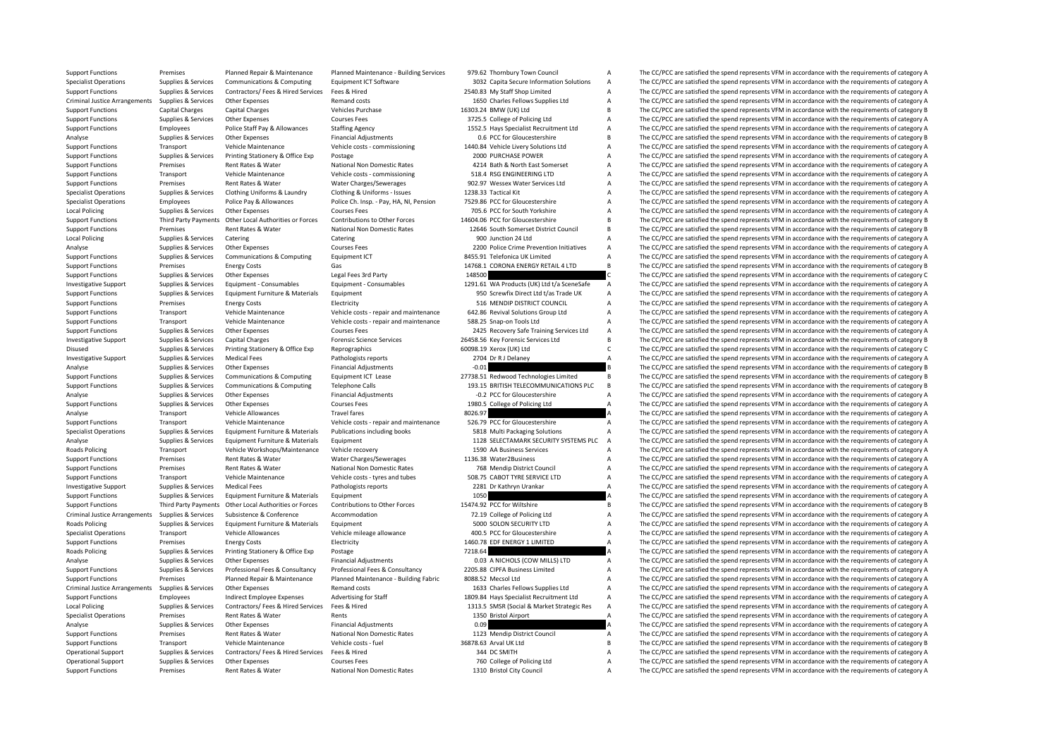| | | | | | | | |
|---|---|---|---|---|---|---|---|
| Support Functions | Premises | Planned Repair & Maintenance | Planned Maintenance - Building Services | 979.62 | Thornbury Town Council | A | The CC/PCC are satisfied the spend represents VFM in accordance with the requirements of category A |
| Specialist Operations | Supplies & Services | Communications & Computing | Equipment ICT Software | 3032 | Capita Secure Information Solutions | A | The CC/PCC are satisfied the spend represents VFM in accordance with the requirements of category A |
| Support Functions | Supplies & Services | Contractors/ Fees & Hired Services | Fees & Hired | 2540.83 | My Staff Shop Limited | A | The CC/PCC are satisfied the spend represents VFM in accordance with the requirements of category A |
| Criminal Justice Arrangements | Supplies & Services | Other Expenses | Remand costs | 1650 | Charles Fellows Supplies Ltd | A | The CC/PCC are satisfied the spend represents VFM in accordance with the requirements of category A |
| Support Functions | Capital Charges | Capital Charges | Vehicles Purchase | 16303.24 | BMW (UK) Ltd | B | The CC/PCC are satisfied the spend represents VFM in accordance with the requirements of category B |
| Support Functions | Supplies & Services | Other Expenses | Courses Fees | 3725.5 | College of Policing Ltd | A | The CC/PCC are satisfied the spend represents VFM in accordance with the requirements of category A |
| Support Functions | Employees | Police Staff Pay & Allowances | Staffing Agency | 1552.5 | Hays Specialist Recruitment Ltd | A | The CC/PCC are satisfied the spend represents VFM in accordance with the requirements of category A |
| Analyse | Supplies & Services | Other Expenses | Financial Adjustments | 0.6 | PCC for Gloucestershire | B | The CC/PCC are satisfied the spend represents VFM in accordance with the requirements of category B |
| Support Functions | Transport | Vehicle Maintenance | Vehicle costs - commissioning | 1440.84 | Vehicle Livery Solutions Ltd | A | The CC/PCC are satisfied the spend represents VFM in accordance with the requirements of category A |
| Support Functions | Supplies & Services | Printing Stationery & Office Exp | Postage | 2000 | PURCHASE POWER | A | The CC/PCC are satisfied the spend represents VFM in accordance with the requirements of category A |
| Support Functions | Premises | Rent Rates & Water | National Non Domestic Rates | 4214 | Bath & North East Somerset | A | The CC/PCC are satisfied the spend represents VFM in accordance with the requirements of category A |
| Support Functions | Transport | Vehicle Maintenance | Vehicle costs - commissioning | 518.4 | RSG ENGINEERING LTD | A | The CC/PCC are satisfied the spend represents VFM in accordance with the requirements of category A |
| Support Functions | Premises | Rent Rates & Water | Water Charges/Sewerages | 902.97 | Wessex Water Services Ltd | A | The CC/PCC are satisfied the spend represents VFM in accordance with the requirements of category A |
| Specialist Operations | Supplies & Services | Clothing Uniforms & Laundry | Clothing & Uniforms - Issues | 1238.33 | Tactical Kit | A | The CC/PCC are satisfied the spend represents VFM in accordance with the requirements of category A |
| Specialist Operations | Employees | Police Pay & Allowances | Police Ch. Insp. - Pay, HA, NI, Pension | 7529.86 | PCC for Gloucestershire | A | The CC/PCC are satisfied the spend represents VFM in accordance with the requirements of category A |
| Local Policing | Supplies & Services | Other Expenses | Courses Fees | 705.6 | PCC for South Yorkshire | A | The CC/PCC are satisfied the spend represents VFM in accordance with the requirements of category A |
| Support Functions | Third Party Payments | Other Local Authorities or Forces | Contributions to Other Forces | 14604.06 | PCC for Gloucestershire | B | The CC/PCC are satisfied the spend represents VFM in accordance with the requirements of category B |
| Support Functions | Premises | Rent Rates & Water | National Non Domestic Rates | 12646 | South Somerset District Council | B | The CC/PCC are satisfied the spend represents VFM in accordance with the requirements of category B |
| Local Policing | Supplies & Services | Catering | Catering | 900 | Junction 24 Ltd | A | The CC/PCC are satisfied the spend represents VFM in accordance with the requirements of category A |
| Analyse | Supplies & Services | Other Expenses | Courses Fees | 2200 | Police Crime Prevention Initiatives | A | The CC/PCC are satisfied the spend represents VFM in accordance with the requirements of category A |
| Support Functions | Supplies & Services | Communications & Computing | Equipment ICT | 8455.91 | Telefonica UK Limited | A | The CC/PCC are satisfied the spend represents VFM in accordance with the requirements of category A |
| Support Functions | Premises | Energy Costs | Gas | 14768.1 | CORONA ENERGY RETAIL 4 LTD | B | The CC/PCC are satisfied the spend represents VFM in accordance with the requirements of category B |
| Support Functions | Supplies & Services | Other Expenses | Legal Fees 3rd Party | 148500 | | C | The CC/PCC are satisfied the spend represents VFM in accordance with the requirements of category C |
| Investigative Support | Supplies & Services | Equipment - Consumables | Equipment - Consumables | 1291.61 | WA Products (UK) Ltd t/a SceneSafe | A | The CC/PCC are satisfied the spend represents VFM in accordance with the requirements of category A |
| Support Functions | Supplies & Services | Equipment Furniture & Materials | Equipment | 950 | Screwfix Direct Ltd t/as Trade UK | A | The CC/PCC are satisfied the spend represents VFM in accordance with the requirements of category A |
| Support Functions | Premises | Energy Costs | Electricity | 516 | MENDIP DISTRICT COUNCIL | A | The CC/PCC are satisfied the spend represents VFM in accordance with the requirements of category A |
| Support Functions | Transport | Vehicle Maintenance | Vehicle costs - repair and maintenance | 642.86 | Revival Solutions Group Ltd | A | The CC/PCC are satisfied the spend represents VFM in accordance with the requirements of category A |
| Support Functions | Transport | Vehicle Maintenance | Vehicle costs - repair and maintenance | 588.25 | Snap-on Tools Ltd | A | The CC/PCC are satisfied the spend represents VFM in accordance with the requirements of category A |
| Support Functions | Supplies & Services | Other Expenses | Courses Fees | 2425 | Recovery Safe Training Services Ltd | A | The CC/PCC are satisfied the spend represents VFM in accordance with the requirements of category A |
| Investigative Support | Supplies & Services | Capital Charges | Forensic Science Services | 26458.56 | Key Forensic Services Ltd | B | The CC/PCC are satisfied the spend represents VFM in accordance with the requirements of category B |
| Disused | Supplies & Services | Printing Stationery & Office Exp | Reprographics | 60098.19 | Xerox (UK) Ltd | C | The CC/PCC are satisfied the spend represents VFM in accordance with the requirements of category C |
| Investigative Support | Supplies & Services | Medical Fees | Pathologists reports | 2704 | Dr R J Delaney | A | The CC/PCC are satisfied the spend represents VFM in accordance with the requirements of category A |
| Analyse | Supplies & Services | Other Expenses | Financial Adjustments | -0.01 | | B | The CC/PCC are satisfied the spend represents VFM in accordance with the requirements of category B |
| Support Functions | Supplies & Services | Communications & Computing | Equipment ICT Lease | 27738.51 | Redwood Technologies Limited | B | The CC/PCC are satisfied the spend represents VFM in accordance with the requirements of category B |
| Support Functions | Supplies & Services | Communications & Computing | Telephone Calls | 193.15 | BRITISH TELECOMMUNICATIONS PLC | B | The CC/PCC are satisfied the spend represents VFM in accordance with the requirements of category B |
| Analyse | Supplies & Services | Other Expenses | Financial Adjustments | -0.2 | PCC for Gloucestershire | A | The CC/PCC are satisfied the spend represents VFM in accordance with the requirements of category A |
| Support Functions | Supplies & Services | Other Expenses | Courses Fees | 1980.5 | College of Policing Ltd | A | The CC/PCC are satisfied the spend represents VFM in accordance with the requirements of category A |
| Analyse | Transport | Vehicle Allowances | Travel fares | 8026.97 | | A | The CC/PCC are satisfied the spend represents VFM in accordance with the requirements of category A |
| Support Functions | Transport | Vehicle Maintenance | Vehicle costs - repair and maintenance | 526.79 | PCC for Gloucestershire | A | The CC/PCC are satisfied the spend represents VFM in accordance with the requirements of category A |
| Specialist Operations | Supplies & Services | Equipment Furniture & Materials | Publications including books | 5818 | Multi Packaging Solutions | A | The CC/PCC are satisfied the spend represents VFM in accordance with the requirements of category A |
| Analyse | Supplies & Services | Equipment Furniture & Materials | Equipment | 1128 | SELECTAMARK SECURITY SYSTEMS PLC | A | The CC/PCC are satisfied the spend represents VFM in accordance with the requirements of category A |
| Roads Policing | Transport | Vehicle Workshops/Maintenance | Vehicle recovery | 1590 | AA Business Services | A | The CC/PCC are satisfied the spend represents VFM in accordance with the requirements of category A |
| Support Functions | Premises | Rent Rates & Water | Water Charges/Sewerages | 1136.38 | Water2Business | A | The CC/PCC are satisfied the spend represents VFM in accordance with the requirements of category A |
| Support Functions | Premises | Rent Rates & Water | National Non Domestic Rates | 768 | Mendip District Council | A | The CC/PCC are satisfied the spend represents VFM in accordance with the requirements of category A |
| Support Functions | Transport | Vehicle Maintenance | Vehicle costs - tyres and tubes | 508.75 | CABOT TYRE SERVICE LTD | A | The CC/PCC are satisfied the spend represents VFM in accordance with the requirements of category A |
| Investigative Support | Supplies & Services | Medical Fees | Pathologists reports | 2281 | Dr Kathryn Urankar | A | The CC/PCC are satisfied the spend represents VFM in accordance with the requirements of category A |
| Support Functions | Supplies & Services | Equipment Furniture & Materials | Equipment | 1050 | | A | The CC/PCC are satisfied the spend represents VFM in accordance with the requirements of category A |
| Support Functions | Third Party Payments | Other Local Authorities or Forces | Contributions to Other Forces | 15474.92 | PCC for Wiltshire | B | The CC/PCC are satisfied the spend represents VFM in accordance with the requirements of category B |
| Criminal Justice Arrangements | Supplies & Services | Subsistence & Conference | Accommodation | 72.19 | College of Policing Ltd | A | The CC/PCC are satisfied the spend represents VFM in accordance with the requirements of category A |
| Roads Policing | Supplies & Services | Equipment Furniture & Materials | Equipment | 5000 | SOLON SECURITY LTD | A | The CC/PCC are satisfied the spend represents VFM in accordance with the requirements of category A |
| Specialist Operations | Transport | Vehicle Allowances | Vehicle mileage allowance | 400.5 | PCC for Gloucestershire | A | The CC/PCC are satisfied the spend represents VFM in accordance with the requirements of category A |
| Support Functions | Premises | Energy Costs | Electricity | 1460.78 | EDF ENERGY 1 LIMITED | A | The CC/PCC are satisfied the spend represents VFM in accordance with the requirements of category A |
| Roads Policing | Supplies & Services | Printing Stationery & Office Exp | Postage | 7218.64 | | A | The CC/PCC are satisfied the spend represents VFM in accordance with the requirements of category A |
| Analyse | Supplies & Services | Other Expenses | Financial Adjustments | 0.03 | A NICHOLS (COW MILLS) LTD | A | The CC/PCC are satisfied the spend represents VFM in accordance with the requirements of category A |
| Support Functions | Supplies & Services | Professional Fees & Consultancy | Professional Fees & Consultancy | 2205.88 | CIPFA Business Limited | A | The CC/PCC are satisfied the spend represents VFM in accordance with the requirements of category A |
| Support Functions | Premises | Planned Repair & Maintenance | Planned Maintenance - Building Fabric | 8088.52 | Mecsol Ltd | A | The CC/PCC are satisfied the spend represents VFM in accordance with the requirements of category A |
| Criminal Justice Arrangements | Supplies & Services | Other Expenses | Remand costs | 1633 | Charles Fellows Supplies Ltd | A | The CC/PCC are satisfied the spend represents VFM in accordance with the requirements of category A |
| Support Functions | Employees | Indirect Employee Expenses | Advertising for Staff | 1809.84 | Hays Specialist Recruitment Ltd | A | The CC/PCC are satisfied the spend represents VFM in accordance with the requirements of category A |
| Local Policing | Supplies & Services | Contractors/ Fees & Hired Services | Fees & Hired | 1313.5 | SMSR (Social & Market Strategic Res | A | The CC/PCC are satisfied the spend represents VFM in accordance with the requirements of category A |
| Specialist Operations | Premises | Rent Rates & Water | Rents | 1350 | Bristol Airport | A | The CC/PCC are satisfied the spend represents VFM in accordance with the requirements of category A |
| Analyse | Supplies & Services | Other Expenses | Financial Adjustments | 0.09 | | A | The CC/PCC are satisfied the spend represents VFM in accordance with the requirements of category A |
| Support Functions | Premises | Rent Rates & Water | National Non Domestic Rates | 1123 | Mendip District Council | A | The CC/PCC are satisfied the spend represents VFM in accordance with the requirements of category A |
| Support Functions | Transport | Vehicle Maintenance | Vehicle costs - fuel | 36878.63 | Arval UK Ltd | B | The CC/PCC are satisfied the spend represents VFM in accordance with the requirements of category B |
| Operational Support | Supplies & Services | Contractors/ Fees & Hired Services | Fees & Hired | 344 | DC SMITH | A | The CC/PCC are satisfied the spend represents VFM in accordance with the requirements of category A |
| Operational Support | Supplies & Services | Other Expenses | Courses Fees | 760 | College of Policing Ltd | A | The CC/PCC are satisfied the spend represents VFM in accordance with the requirements of category A |
| Support Functions | Premises | Rent Rates & Water | National Non Domestic Rates | 1310 | Bristol City Council | A | The CC/PCC are satisfied the spend represents VFM in accordance with the requirements of category A |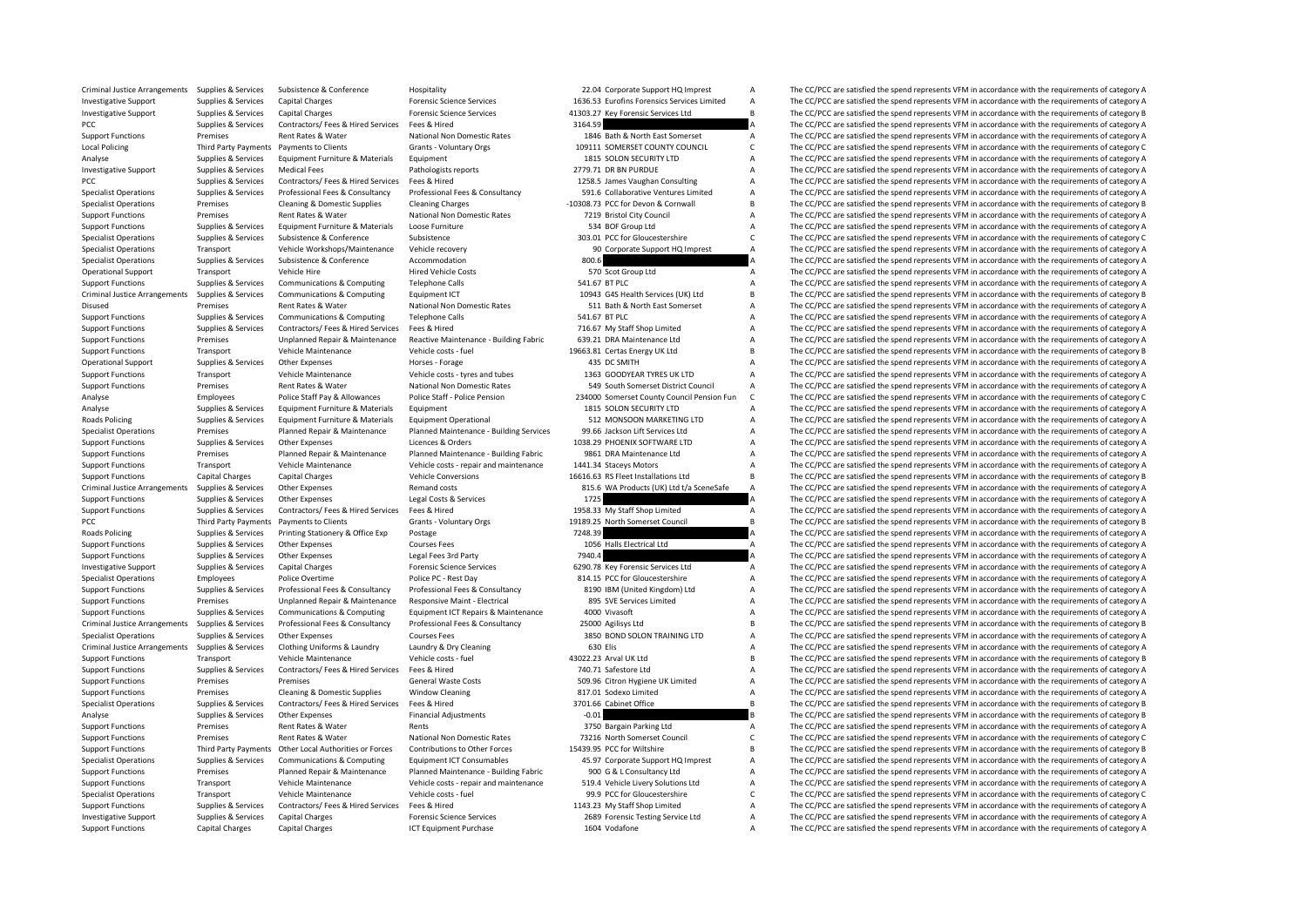| | | | | | | | |
|---|---|---|---|---|---|---|---|
| Criminal Justice Arrangements | Supplies & Services | Subsistence & Conference | Hospitality | 22.04 | Corporate Support HQ Imprest | A | The CC/PCC are satisfied the spend represents VFM in accordance with the requirements of category A |
| Investigative Support | Supplies & Services | Capital Charges | Forensic Science Services | 1636.53 | Eurofins Forensics Services Limited | A | The CC/PCC are satisfied the spend represents VFM in accordance with the requirements of category A |
| Investigative Support | Supplies & Services | Capital Charges | Forensic Science Services | 41303.27 | Key Forensic Services Ltd | B | The CC/PCC are satisfied the spend represents VFM in accordance with the requirements of category B |
| PCC | Supplies & Services | Contractors/ Fees & Hired Services | Fees & Hired | 3164.59 | | A | The CC/PCC are satisfied the spend represents VFM in accordance with the requirements of category A |
| Support Functions | Premises | Rent Rates & Water | National Non Domestic Rates | 1846 | Bath & North East Somerset | A | The CC/PCC are satisfied the spend represents VFM in accordance with the requirements of category A |
| Local Policing | Third Party Payments | Payments to Clients | Grants - Voluntary Orgs | 109111 | SOMERSET COUNTY COUNCIL | C | The CC/PCC are satisfied the spend represents VFM in accordance with the requirements of category C |
| Analyse | Supplies & Services | Equipment Furniture & Materials | Equipment | 1815 | SOLON SECURITY LTD | A | The CC/PCC are satisfied the spend represents VFM in accordance with the requirements of category A |
| Investigative Support | Supplies & Services | Medical Fees | Pathologists reports | 2779.71 | DR BN PURDUE | A | The CC/PCC are satisfied the spend represents VFM in accordance with the requirements of category A |
| PCC | Supplies & Services | Contractors/ Fees & Hired Services | Fees & Hired | 1258.5 | James Vaughan Consulting | A | The CC/PCC are satisfied the spend represents VFM in accordance with the requirements of category A |
| Specialist Operations | Supplies & Services | Professional Fees & Consultancy | Professional Fees & Consultancy | 591.6 | Collaborative Ventures Limited | A | The CC/PCC are satisfied the spend represents VFM in accordance with the requirements of category A |
| Specialist Operations | Premises | Cleaning & Domestic Supplies | Cleaning Charges | -10308.73 | PCC for Devon & Cornwall | B | The CC/PCC are satisfied the spend represents VFM in accordance with the requirements of category B |
| Support Functions | Premises | Rent Rates & Water | National Non Domestic Rates | 7219 | Bristol City Council | A | The CC/PCC are satisfied the spend represents VFM in accordance with the requirements of category A |
| Support Functions | Supplies & Services | Equipment Furniture & Materials | Loose Furniture | 534 | BOF Group Ltd | A | The CC/PCC are satisfied the spend represents VFM in accordance with the requirements of category A |
| Specialist Operations | Supplies & Services | Subsistence & Conference | Subsistence | 303.01 | PCC for Gloucestershire | C | The CC/PCC are satisfied the spend represents VFM in accordance with the requirements of category C |
| Specialist Operations | Transport | Vehicle Workshops/Maintenance | Vehicle recovery | 90 | Corporate Support HQ Imprest | A | The CC/PCC are satisfied the spend represents VFM in accordance with the requirements of category A |
| Specialist Operations | Supplies & Services | Subsistence & Conference | Accommodation | 800.6 | | A | The CC/PCC are satisfied the spend represents VFM in accordance with the requirements of category A |
| Operational Support | Transport | Vehicle Hire | Hired Vehicle Costs | 570 | Scot Group Ltd | A | The CC/PCC are satisfied the spend represents VFM in accordance with the requirements of category A |
| Support Functions | Supplies & Services | Communications & Computing | Telephone Calls | 541.67 | BT PLC | A | The CC/PCC are satisfied the spend represents VFM in accordance with the requirements of category A |
| Criminal Justice Arrangements | Supplies & Services | Communications & Computing | Equipment ICT | 10943 | G4S Health Services (UK) Ltd | B | The CC/PCC are satisfied the spend represents VFM in accordance with the requirements of category B |
| Disused | Premises | Rent Rates & Water | National Non Domestic Rates | 511 | Bath & North East Somerset | A | The CC/PCC are satisfied the spend represents VFM in accordance with the requirements of category A |
| Support Functions | Supplies & Services | Communications & Computing | Telephone Calls | 541.67 | BT PLC | A | The CC/PCC are satisfied the spend represents VFM in accordance with the requirements of category A |
| Support Functions | Supplies & Services | Contractors/ Fees & Hired Services | Fees & Hired | 716.67 | My Staff Shop Limited | A | The CC/PCC are satisfied the spend represents VFM in accordance with the requirements of category A |
| Support Functions | Premises | Unplanned Repair & Maintenance | Reactive Maintenance - Building Fabric | 639.21 | DRA Maintenance Ltd | A | The CC/PCC are satisfied the spend represents VFM in accordance with the requirements of category A |
| Support Functions | Transport | Vehicle Maintenance | Vehicle costs - fuel | 19663.81 | Certas Energy UK Ltd | B | The CC/PCC are satisfied the spend represents VFM in accordance with the requirements of category B |
| Operational Support | Supplies & Services | Other Expenses | Horses - Forage | 435 | DC SMITH | A | The CC/PCC are satisfied the spend represents VFM in accordance with the requirements of category A |
| Support Functions | Transport | Vehicle Maintenance | Vehicle costs - tyres and tubes | 1363 | GOODYEAR TYRES UK LTD | A | The CC/PCC are satisfied the spend represents VFM in accordance with the requirements of category A |
| Support Functions | Premises | Rent Rates & Water | National Non Domestic Rates | 549 | South Somerset District Council | A | The CC/PCC are satisfied the spend represents VFM in accordance with the requirements of category A |
| Analyse | Employees | Police Staff Pay & Allowances | Police Staff - Police Pension | 234000 | Somerset County Council Pension Fun | C | The CC/PCC are satisfied the spend represents VFM in accordance with the requirements of category C |
| Analyse | Supplies & Services | Equipment Furniture & Materials | Equipment | 1815 | SOLON SECURITY LTD | A | The CC/PCC are satisfied the spend represents VFM in accordance with the requirements of category A |
| Roads Policing | Supplies & Services | Equipment Furniture & Materials | Equipment Operational | 512 | MONSOON MARKETING LTD | A | The CC/PCC are satisfied the spend represents VFM in accordance with the requirements of category A |
| Specialist Operations | Premises | Planned Repair & Maintenance | Planned Maintenance - Building Services | 99.66 | Jackson Lift Services Ltd | A | The CC/PCC are satisfied the spend represents VFM in accordance with the requirements of category A |
| Support Functions | Supplies & Services | Other Expenses | Licences & Orders | 1038.29 | PHOENIX SOFTWARE LTD | A | The CC/PCC are satisfied the spend represents VFM in accordance with the requirements of category A |
| Support Functions | Premises | Planned Repair & Maintenance | Planned Maintenance - Building Fabric | 9861 | DRA Maintenance Ltd | A | The CC/PCC are satisfied the spend represents VFM in accordance with the requirements of category A |
| Support Functions | Transport | Vehicle Maintenance | Vehicle costs - repair and maintenance | 1441.34 | Staceys Motors | A | The CC/PCC are satisfied the spend represents VFM in accordance with the requirements of category A |
| Support Functions | Capital Charges | Capital Charges | Vehicle Conversions | 16616.63 | RS Fleet Installations Ltd | B | The CC/PCC are satisfied the spend represents VFM in accordance with the requirements of category B |
| Criminal Justice Arrangements | Supplies & Services | Other Expenses | Remand costs | 815.6 | WA Products (UK) Ltd t/a SceneSafe | A | The CC/PCC are satisfied the spend represents VFM in accordance with the requirements of category A |
| Support Functions | Supplies & Services | Other Expenses | Legal Costs & Services | 1725 | | A | The CC/PCC are satisfied the spend represents VFM in accordance with the requirements of category A |
| Support Functions | Supplies & Services | Contractors/ Fees & Hired Services | Fees & Hired | 1958.33 | My Staff Shop Limited | A | The CC/PCC are satisfied the spend represents VFM in accordance with the requirements of category A |
| PCC | Third Party Payments | Payments to Clients | Grants - Voluntary Orgs | 19189.25 | North Somerset Council | B | The CC/PCC are satisfied the spend represents VFM in accordance with the requirements of category B |
| Roads Policing | Supplies & Services | Printing Stationery & Office Exp | Postage | 7248.39 | | A | The CC/PCC are satisfied the spend represents VFM in accordance with the requirements of category A |
| Support Functions | Supplies & Services | Other Expenses | Courses Fees | 1056 | Halls Electrical Ltd | A | The CC/PCC are satisfied the spend represents VFM in accordance with the requirements of category A |
| Support Functions | Supplies & Services | Other Expenses | Legal Fees 3rd Party | 7940.4 | | A | The CC/PCC are satisfied the spend represents VFM in accordance with the requirements of category A |
| Investigative Support | Supplies & Services | Capital Charges | Forensic Science Services | 6290.78 | Key Forensic Services Ltd | A | The CC/PCC are satisfied the spend represents VFM in accordance with the requirements of category A |
| Specialist Operations | Employees | Police Overtime | Police PC - Rest Day | 814.15 | PCC for Gloucestershire | A | The CC/PCC are satisfied the spend represents VFM in accordance with the requirements of category A |
| Support Functions | Supplies & Services | Professional Fees & Consultancy | Professional Fees & Consultancy | 8190 | IBM (United Kingdom) Ltd | A | The CC/PCC are satisfied the spend represents VFM in accordance with the requirements of category A |
| Support Functions | Premises | Unplanned Repair & Maintenance | Responsive Maint - Electrical | 895 | SVE Services Limited | A | The CC/PCC are satisfied the spend represents VFM in accordance with the requirements of category A |
| Support Functions | Supplies & Services | Communications & Computing | Equipment ICT Repairs & Maintenance | 4000 | Vivasoft | A | The CC/PCC are satisfied the spend represents VFM in accordance with the requirements of category A |
| Criminal Justice Arrangements | Supplies & Services | Professional Fees & Consultancy | Professional Fees & Consultancy | 25000 | Agilisys Ltd | B | The CC/PCC are satisfied the spend represents VFM in accordance with the requirements of category B |
| Specialist Operations | Supplies & Services | Other Expenses | Courses Fees | 3850 | BOND SOLON TRAINING LTD | A | The CC/PCC are satisfied the spend represents VFM in accordance with the requirements of category A |
| Criminal Justice Arrangements | Supplies & Services | Clothing Uniforms & Laundry | Laundry & Dry Cleaning | 630 | Elis | A | The CC/PCC are satisfied the spend represents VFM in accordance with the requirements of category A |
| Support Functions | Transport | Vehicle Maintenance | Vehicle costs - fuel | 43022.23 | Arval UK Ltd | B | The CC/PCC are satisfied the spend represents VFM in accordance with the requirements of category B |
| Support Functions | Supplies & Services | Contractors/ Fees & Hired Services | Fees & Hired | 740.71 | Safestore Ltd | A | The CC/PCC are satisfied the spend represents VFM in accordance with the requirements of category A |
| Support Functions | Premises | Premises | General Waste Costs | 509.96 | Citron Hygiene UK Limited | A | The CC/PCC are satisfied the spend represents VFM in accordance with the requirements of category A |
| Support Functions | Premises | Cleaning & Domestic Supplies | Window Cleaning | 817.01 | Sodexo Limited | A | The CC/PCC are satisfied the spend represents VFM in accordance with the requirements of category A |
| Specialist Operations | Supplies & Services | Contractors/ Fees & Hired Services | Fees & Hired | 3701.66 | Cabinet Office | B | The CC/PCC are satisfied the spend represents VFM in accordance with the requirements of category B |
| Analyse | Supplies & Services | Other Expenses | Financial Adjustments | -0.01 | | B | The CC/PCC are satisfied the spend represents VFM in accordance with the requirements of category B |
| Support Functions | Premises | Rent Rates & Water | Rents | 3750 | Bargain Parking Ltd | A | The CC/PCC are satisfied the spend represents VFM in accordance with the requirements of category A |
| Support Functions | Premises | Rent Rates & Water | National Non Domestic Rates | 73216 | North Somerset Council | C | The CC/PCC are satisfied the spend represents VFM in accordance with the requirements of category C |
| Support Functions | Third Party Payments | Other Local Authorities or Forces | Contributions to Other Forces | 15439.95 | PCC for Wiltshire | B | The CC/PCC are satisfied the spend represents VFM in accordance with the requirements of category B |
| Specialist Operations | Supplies & Services | Communications & Computing | Equipment ICT Consumables | 45.97 | Corporate Support HQ Imprest | A | The CC/PCC are satisfied the spend represents VFM in accordance with the requirements of category A |
| Support Functions | Premises | Planned Repair & Maintenance | Planned Maintenance - Building Fabric | 900 | G & L Consultancy Ltd | A | The CC/PCC are satisfied the spend represents VFM in accordance with the requirements of category A |
| Support Functions | Transport | Vehicle Maintenance | Vehicle costs - repair and maintenance | 519.4 | Vehicle Livery Solutions Ltd | A | The CC/PCC are satisfied the spend represents VFM in accordance with the requirements of category A |
| Specialist Operations | Transport | Vehicle Maintenance | Vehicle costs - fuel | 99.9 | PCC for Gloucestershire | C | The CC/PCC are satisfied the spend represents VFM in accordance with the requirements of category C |
| Support Functions | Supplies & Services | Contractors/ Fees & Hired Services | Fees & Hired | 1143.23 | My Staff Shop Limited | A | The CC/PCC are satisfied the spend represents VFM in accordance with the requirements of category A |
| Investigative Support | Supplies & Services | Capital Charges | Forensic Science Services | 2689 | Forensic Testing Service Ltd | A | The CC/PCC are satisfied the spend represents VFM in accordance with the requirements of category A |
| Support Functions | Capital Charges | Capital Charges | ICT Equipment Purchase | 1604 | Vodafone | A | The CC/PCC are satisfied the spend represents VFM in accordance with the requirements of category A |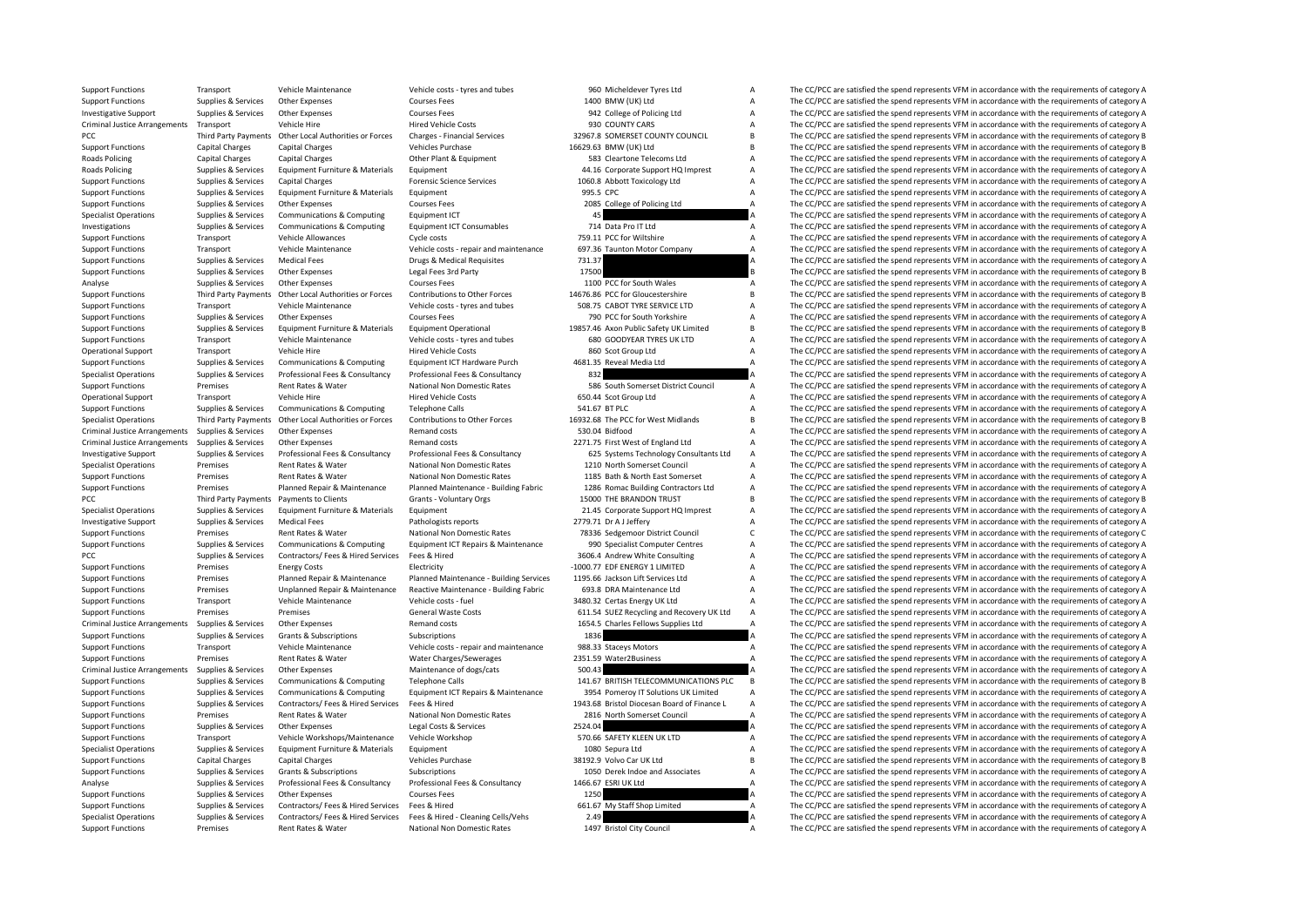| | | | | | | | |
|---|---|---|---|---|---|---|---|
| Support Functions | Transport | Vehicle Maintenance | Vehicle costs - tyres and tubes | 960 | Micheldever Tyres Ltd | A | The CC/PCC are satisfied the spend represents VFM in accordance with the requirements of category A |
| Support Functions | Supplies & Services | Other Expenses | Courses Fees | 1400 | BMW (UK) Ltd | A | The CC/PCC are satisfied the spend represents VFM in accordance with the requirements of category A |
| Investigative Support | Supplies & Services | Other Expenses | Courses Fees | 942 | College of Policing Ltd | A | The CC/PCC are satisfied the spend represents VFM in accordance with the requirements of category A |
| Criminal Justice Arrangements | Transport | Vehicle Hire | Hired Vehicle Costs | 930 | COUNTY CARS | A | The CC/PCC are satisfied the spend represents VFM in accordance with the requirements of category A |
| PCC | Third Party Payments | Other Local Authorities or Forces | Charges - Financial Services | 32967.8 | SOMERSET COUNTY COUNCIL | B | The CC/PCC are satisfied the spend represents VFM in accordance with the requirements of category B |
| Support Functions | Capital Charges | Capital Charges | Vehicles Purchase | 16629.63 | BMW (UK) Ltd | B | The CC/PCC are satisfied the spend represents VFM in accordance with the requirements of category B |
| Roads Policing | Capital Charges | Capital Charges | Other Plant & Equipment | 583 | Cleartone Telecoms Ltd | A | The CC/PCC are satisfied the spend represents VFM in accordance with the requirements of category A |
| Roads Policing | Supplies & Services | Equipment Furniture & Materials | Equipment | 44.16 | Corporate Support HQ Imprest | A | The CC/PCC are satisfied the spend represents VFM in accordance with the requirements of category A |
| Support Functions | Supplies & Services | Capital Charges | Forensic Science Services | 1060.8 | Abbott Toxicology Ltd | A | The CC/PCC are satisfied the spend represents VFM in accordance with the requirements of category A |
| Support Functions | Supplies & Services | Equipment Furniture & Materials | Equipment | 995.5 | CPC | A | The CC/PCC are satisfied the spend represents VFM in accordance with the requirements of category A |
| Support Functions | Supplies & Services | Other Expenses | Courses Fees | 2085 | College of Policing Ltd | A | The CC/PCC are satisfied the spend represents VFM in accordance with the requirements of category A |
| Specialist Operations | Supplies & Services | Communications & Computing | Equipment ICT | 45 | | A | The CC/PCC are satisfied the spend represents VFM in accordance with the requirements of category A |
| Investigations | Supplies & Services | Communications & Computing | Equipment ICT Consumables | 714 | Data Pro IT Ltd | A | The CC/PCC are satisfied the spend represents VFM in accordance with the requirements of category A |
| Support Functions | Transport | Vehicle Allowances | Cycle costs | 759.11 | PCC for Wiltshire | A | The CC/PCC are satisfied the spend represents VFM in accordance with the requirements of category A |
| Support Functions | Transport | Vehicle Maintenance | Vehicle costs - repair and maintenance | 697.36 | Taunton Motor Company | A | The CC/PCC are satisfied the spend represents VFM in accordance with the requirements of category A |
| Support Functions | Supplies & Services | Medical Fees | Drugs & Medical Requisites | 731.37 | | A | The CC/PCC are satisfied the spend represents VFM in accordance with the requirements of category A |
| Support Functions | Supplies & Services | Other Expenses | Legal Fees 3rd Party | 17500 | | B | The CC/PCC are satisfied the spend represents VFM in accordance with the requirements of category B |
| Analyse | Supplies & Services | Other Expenses | Courses Fees | 1100 | PCC for South Wales | A | The CC/PCC are satisfied the spend represents VFM in accordance with the requirements of category A |
| Support Functions | Third Party Payments | Other Local Authorities or Forces | Contributions to Other Forces | 14676.86 | PCC for Gloucestershire | B | The CC/PCC are satisfied the spend represents VFM in accordance with the requirements of category B |
| Support Functions | Transport | Vehicle Maintenance | Vehicle costs - tyres and tubes | 508.75 | CABOT TYRE SERVICE LTD | A | The CC/PCC are satisfied the spend represents VFM in accordance with the requirements of category A |
| Support Functions | Supplies & Services | Other Expenses | Courses Fees | 790 | PCC for South Yorkshire | A | The CC/PCC are satisfied the spend represents VFM in accordance with the requirements of category A |
| Support Functions | Supplies & Services | Equipment Furniture & Materials | Equipment Operational | 19857.46 | Axon Public Safety UK Limited | B | The CC/PCC are satisfied the spend represents VFM in accordance with the requirements of category B |
| Support Functions | Transport | Vehicle Maintenance | Vehicle costs - tyres and tubes | 680 | GOODYEAR TYRES UK LTD | A | The CC/PCC are satisfied the spend represents VFM in accordance with the requirements of category A |
| Operational Support | Transport | Vehicle Hire | Hired Vehicle Costs | 860 | Scot Group Ltd | A | The CC/PCC are satisfied the spend represents VFM in accordance with the requirements of category A |
| Support Functions | Supplies & Services | Communications & Computing | Equipment ICT Hardware Purch | 4681.35 | Reveal Media Ltd | A | The CC/PCC are satisfied the spend represents VFM in accordance with the requirements of category A |
| Specialist Operations | Supplies & Services | Professional Fees & Consultancy | Professional Fees & Consultancy | 832 | | A | The CC/PCC are satisfied the spend represents VFM in accordance with the requirements of category A |
| Support Functions | Premises | Rent Rates & Water | National Non Domestic Rates | 586 | South Somerset District Council | A | The CC/PCC are satisfied the spend represents VFM in accordance with the requirements of category A |
| Operational Support | Transport | Vehicle Hire | Hired Vehicle Costs | 650.44 | Scot Group Ltd | A | The CC/PCC are satisfied the spend represents VFM in accordance with the requirements of category A |
| Support Functions | Supplies & Services | Communications & Computing | Telephone Calls | 541.67 | BT PLC | A | The CC/PCC are satisfied the spend represents VFM in accordance with the requirements of category A |
| Specialist Operations | Third Party Payments | Other Local Authorities or Forces | Contributions to Other Forces | 16932.68 | The PCC for West Midlands | B | The CC/PCC are satisfied the spend represents VFM in accordance with the requirements of category B |
| Criminal Justice Arrangements | Supplies & Services | Other Expenses | Remand costs | 530.04 | Bidfood | A | The CC/PCC are satisfied the spend represents VFM in accordance with the requirements of category A |
| Criminal Justice Arrangements | Supplies & Services | Other Expenses | Remand costs | 2271.75 | First West of England Ltd | A | The CC/PCC are satisfied the spend represents VFM in accordance with the requirements of category A |
| Investigative Support | Supplies & Services | Professional Fees & Consultancy | Professional Fees & Consultancy | 625 | Systems Technology Consultants Ltd | A | The CC/PCC are satisfied the spend represents VFM in accordance with the requirements of category A |
| Specialist Operations | Premises | Rent Rates & Water | National Non Domestic Rates | 1210 | North Somerset Council | A | The CC/PCC are satisfied the spend represents VFM in accordance with the requirements of category A |
| Support Functions | Premises | Rent Rates & Water | National Non Domestic Rates | 1185 | Bath & North East Somerset | A | The CC/PCC are satisfied the spend represents VFM in accordance with the requirements of category A |
| Support Functions | Premises | Planned Repair & Maintenance | Planned Maintenance - Building Fabric | 1286 | Romac Building Contractors Ltd | A | The CC/PCC are satisfied the spend represents VFM in accordance with the requirements of category A |
| PCC | Third Party Payments | Payments to Clients | Grants - Voluntary Orgs | 15000 | THE BRANDON TRUST | B | The CC/PCC are satisfied the spend represents VFM in accordance with the requirements of category B |
| Specialist Operations | Supplies & Services | Equipment Furniture & Materials | Equipment | 21.45 | Corporate Support HQ Imprest | A | The CC/PCC are satisfied the spend represents VFM in accordance with the requirements of category A |
| Investigative Support | Supplies & Services | Medical Fees | Pathologists reports | 2779.71 | Dr A J Jeffery | A | The CC/PCC are satisfied the spend represents VFM in accordance with the requirements of category A |
| Support Functions | Premises | Rent Rates & Water | National Non Domestic Rates | 78336 | Sedgemoor District Council | C | The CC/PCC are satisfied the spend represents VFM in accordance with the requirements of category C |
| Support Functions | Supplies & Services | Communications & Computing | Equipment ICT Repairs & Maintenance | 990 | Specialist Computer Centres | A | The CC/PCC are satisfied the spend represents VFM in accordance with the requirements of category A |
| PCC | Supplies & Services | Contractors/ Fees & Hired Services | Fees & Hired | 3606.4 | Andrew White Consulting | A | The CC/PCC are satisfied the spend represents VFM in accordance with the requirements of category A |
| Support Functions | Premises | Energy Costs | Electricity | -1000.77 | EDF ENERGY 1 LIMITED | A | The CC/PCC are satisfied the spend represents VFM in accordance with the requirements of category A |
| Support Functions | Premises | Planned Repair & Maintenance | Planned Maintenance - Building Services | 1195.66 | Jackson Lift Services Ltd | A | The CC/PCC are satisfied the spend represents VFM in accordance with the requirements of category A |
| Support Functions | Premises | Unplanned Repair & Maintenance | Reactive Maintenance - Building Fabric | 693.8 | DRA Maintenance Ltd | A | The CC/PCC are satisfied the spend represents VFM in accordance with the requirements of category A |
| Support Functions | Transport | Vehicle Maintenance | Vehicle costs - fuel | 3480.32 | Certas Energy UK Ltd | A | The CC/PCC are satisfied the spend represents VFM in accordance with the requirements of category A |
| Support Functions | Premises | Premises | General Waste Costs | 611.54 | SUEZ Recycling and Recovery UK Ltd | A | The CC/PCC are satisfied the spend represents VFM in accordance with the requirements of category A |
| Criminal Justice Arrangements | Supplies & Services | Other Expenses | Remand costs | 1654.5 | Charles Fellows Supplies Ltd | A | The CC/PCC are satisfied the spend represents VFM in accordance with the requirements of category A |
| Support Functions | Supplies & Services | Grants & Subscriptions | Subscriptions | 1836 | | A | The CC/PCC are satisfied the spend represents VFM in accordance with the requirements of category A |
| Support Functions | Transport | Vehicle Maintenance | Vehicle costs - repair and maintenance | 988.33 | Staceys Motors | A | The CC/PCC are satisfied the spend represents VFM in accordance with the requirements of category A |
| Support Functions | Premises | Rent Rates & Water | Water Charges/Sewerages | 2351.59 | Water2Business | A | The CC/PCC are satisfied the spend represents VFM in accordance with the requirements of category A |
| Criminal Justice Arrangements | Supplies & Services | Other Expenses | Maintenance of dogs/cats | 500.43 | | A | The CC/PCC are satisfied the spend represents VFM in accordance with the requirements of category A |
| Support Functions | Supplies & Services | Communications & Computing | Telephone Calls | 141.67 | BRITISH TELECOMMUNICATIONS PLC | B | The CC/PCC are satisfied the spend represents VFM in accordance with the requirements of category B |
| Support Functions | Supplies & Services | Communications & Computing | Equipment ICT Repairs & Maintenance | 3954 | Pomeroy IT Solutions UK Limited | A | The CC/PCC are satisfied the spend represents VFM in accordance with the requirements of category A |
| Support Functions | Supplies & Services | Contractors/ Fees & Hired Services | Fees & Hired | 1943.68 | Bristol Diocesan Board of Finance L | A | The CC/PCC are satisfied the spend represents VFM in accordance with the requirements of category A |
| Support Functions | Premises | Rent Rates & Water | National Non Domestic Rates | 2816 | North Somerset Council | A | The CC/PCC are satisfied the spend represents VFM in accordance with the requirements of category A |
| Support Functions | Supplies & Services | Other Expenses | Legal Costs & Services | 2524.04 | | A | The CC/PCC are satisfied the spend represents VFM in accordance with the requirements of category A |
| Support Functions | Transport | Vehicle Workshops/Maintenance | Vehicle Workshop | 570.66 | SAFETY KLEEN UK LTD | A | The CC/PCC are satisfied the spend represents VFM in accordance with the requirements of category A |
| Specialist Operations | Supplies & Services | Equipment Furniture & Materials | Equipment | 1080 | Sepura Ltd | A | The CC/PCC are satisfied the spend represents VFM in accordance with the requirements of category A |
| Support Functions | Capital Charges | Capital Charges | Vehicles Purchase | 38192.9 | Volvo Car UK Ltd | B | The CC/PCC are satisfied the spend represents VFM in accordance with the requirements of category B |
| Support Functions | Supplies & Services | Grants & Subscriptions | Subscriptions | 1050 | Derek Indoe and Associates | A | The CC/PCC are satisfied the spend represents VFM in accordance with the requirements of category A |
| Analyse | Supplies & Services | Professional Fees & Consultancy | Professional Fees & Consultancy | 1466.67 | ESRI UK Ltd | A | The CC/PCC are satisfied the spend represents VFM in accordance with the requirements of category A |
| Support Functions | Supplies & Services | Other Expenses | Courses Fees | 1250 | | A | The CC/PCC are satisfied the spend represents VFM in accordance with the requirements of category A |
| Support Functions | Supplies & Services | Contractors/ Fees & Hired Services | Fees & Hired | 661.67 | My Staff Shop Limited | A | The CC/PCC are satisfied the spend represents VFM in accordance with the requirements of category A |
| Specialist Operations | Supplies & Services | Contractors/ Fees & Hired Services | Fees & Hired - Cleaning Cells/Vehs | 2.49 | | A | The CC/PCC are satisfied the spend represents VFM in accordance with the requirements of category A |
| Support Functions | Premises | Rent Rates & Water | National Non Domestic Rates | 1497 | Bristol City Council | A | The CC/PCC are satisfied the spend represents VFM in accordance with the requirements of category A |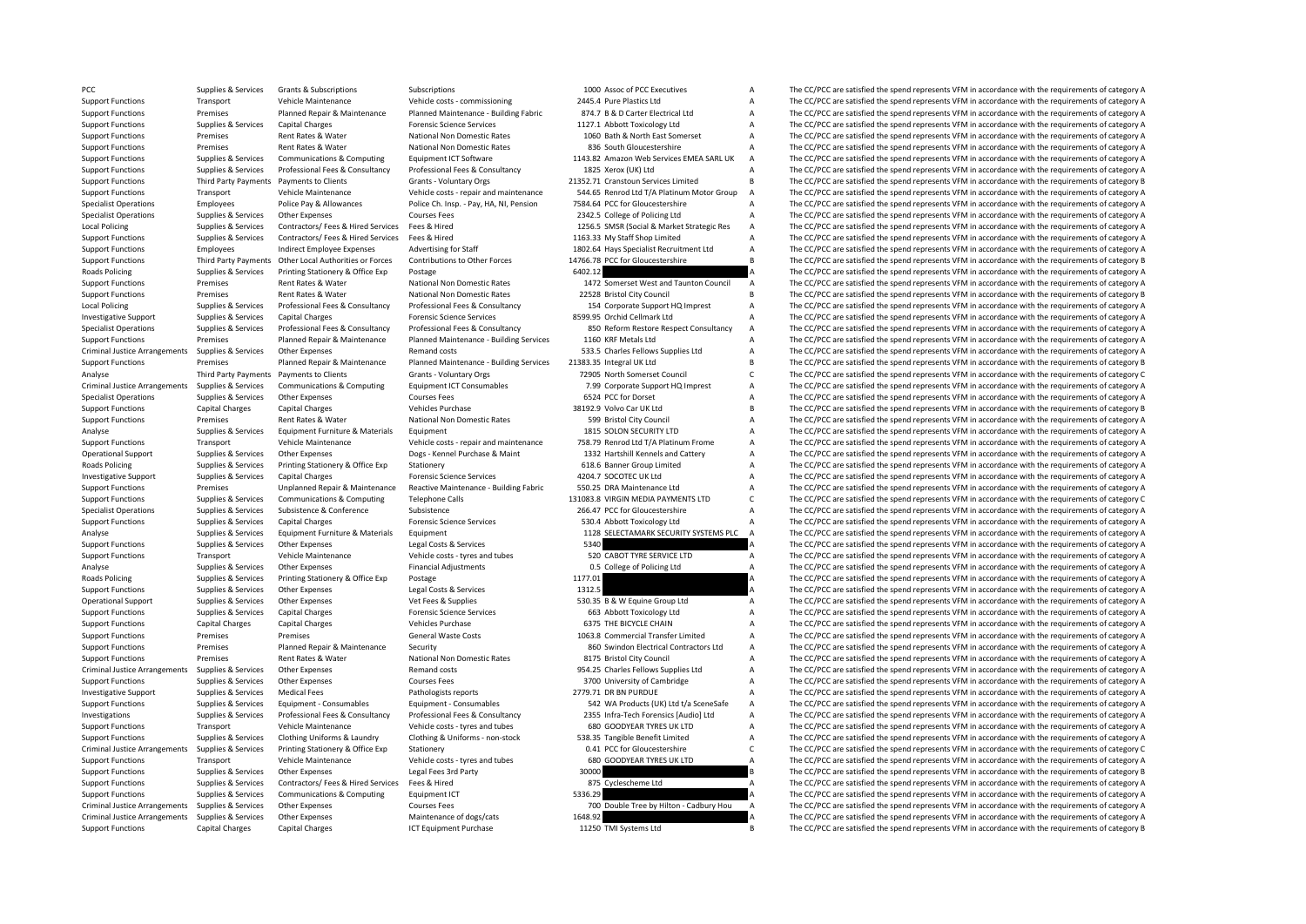| | | | | | | | |
|---|---|---|---|---|---|---|---|
| PCC | Supplies & Services | Grants & Subscriptions | Subscriptions | 1000 | Assoc of PCC Executives | A | The CC/PCC are satisfied the spend represents VFM in accordance with the requirements of category A |
| Support Functions | Transport | Vehicle Maintenance | Vehicle costs - commissioning | 2445.4 | Pure Plastics Ltd | A | The CC/PCC are satisfied the spend represents VFM in accordance with the requirements of category A |
| Support Functions | Premises | Planned Repair & Maintenance | Planned Maintenance - Building Fabric | 874.7 | B & D Carter Electrical Ltd | A | The CC/PCC are satisfied the spend represents VFM in accordance with the requirements of category A |
| Support Functions | Supplies & Services | Capital Charges | Forensic Science Services | 1127.1 | Abbott Toxicology Ltd | A | The CC/PCC are satisfied the spend represents VFM in accordance with the requirements of category A |
| Support Functions | Premises | Rent Rates & Water | National Non Domestic Rates | 1060 | Bath & North East Somerset | A | The CC/PCC are satisfied the spend represents VFM in accordance with the requirements of category A |
| Support Functions | Premises | Rent Rates & Water | National Non Domestic Rates | 836 | South Gloucestershire | A | The CC/PCC are satisfied the spend represents VFM in accordance with the requirements of category A |
| Support Functions | Supplies & Services | Communications & Computing | Equipment ICT Software | 1143.82 | Amazon Web Services EMEA SARL UK | A | The CC/PCC are satisfied the spend represents VFM in accordance with the requirements of category A |
| Support Functions | Supplies & Services | Professional Fees & Consultancy | Professional Fees & Consultancy | 1825 | Xerox (UK) Ltd | A | The CC/PCC are satisfied the spend represents VFM in accordance with the requirements of category A |
| Support Functions | Third Party Payments | Payments to Clients | Grants - Voluntary Orgs | 21352.71 | Cranstoun Services Limited | B | The CC/PCC are satisfied the spend represents VFM in accordance with the requirements of category B |
| Support Functions | Transport | Vehicle Maintenance | Vehicle costs - repair and maintenance | 544.65 | Renrod Ltd T/A Platinum Motor Group | A | The CC/PCC are satisfied the spend represents VFM in accordance with the requirements of category A |
| Specialist Operations | Employees | Police Pay & Allowances | Police Ch. Insp. - Pay, HA, NI, Pension | 7584.64 | PCC for Gloucestershire | A | The CC/PCC are satisfied the spend represents VFM in accordance with the requirements of category A |
| Specialist Operations | Supplies & Services | Other Expenses | Courses Fees | 2342.5 | College of Policing Ltd | A | The CC/PCC are satisfied the spend represents VFM in accordance with the requirements of category A |
| Local Policing | Supplies & Services | Contractors/ Fees & Hired Services | Fees & Hired | 1256.5 | SMSR (Social & Market Strategic Res | A | The CC/PCC are satisfied the spend represents VFM in accordance with the requirements of category A |
| Support Functions | Supplies & Services | Contractors/ Fees & Hired Services | Fees & Hired | 1163.33 | My Staff Shop Limited | A | The CC/PCC are satisfied the spend represents VFM in accordance with the requirements of category A |
| Support Functions | Employees | Indirect Employee Expenses | Advertising for Staff | 1802.64 | Hays Specialist Recruitment Ltd | A | The CC/PCC are satisfied the spend represents VFM in accordance with the requirements of category A |
| Support Functions | Third Party Payments | Other Local Authorities or Forces | Contributions to Other Forces | 14766.78 | PCC for Gloucestershire | B | The CC/PCC are satisfied the spend represents VFM in accordance with the requirements of category B |
| Roads Policing | Supplies & Services | Printing Stationery & Office Exp | Postage | 6402.12 | | A | The CC/PCC are satisfied the spend represents VFM in accordance with the requirements of category A |
| Support Functions | Premises | Rent Rates & Water | National Non Domestic Rates | 1472 | Somerset West and Taunton Council | A | The CC/PCC are satisfied the spend represents VFM in accordance with the requirements of category A |
| Support Functions | Premises | Rent Rates & Water | National Non Domestic Rates | 22528 | Bristol City Council | B | The CC/PCC are satisfied the spend represents VFM in accordance with the requirements of category B |
| Local Policing | Supplies & Services | Professional Fees & Consultancy | Professional Fees & Consultancy | 154 | Corporate Support HQ Imprest | A | The CC/PCC are satisfied the spend represents VFM in accordance with the requirements of category A |
| Investigative Support | Supplies & Services | Capital Charges | Forensic Science Services | 8599.95 | Orchid Cellmark Ltd | A | The CC/PCC are satisfied the spend represents VFM in accordance with the requirements of category A |
| Specialist Operations | Supplies & Services | Professional Fees & Consultancy | Professional Fees & Consultancy | 850 | Reform Restore Respect Consultancy | A | The CC/PCC are satisfied the spend represents VFM in accordance with the requirements of category A |
| Support Functions | Premises | Planned Repair & Maintenance | Planned Maintenance - Building Services | 1160 | KRF Metals Ltd | A | The CC/PCC are satisfied the spend represents VFM in accordance with the requirements of category A |
| Criminal Justice Arrangements | Supplies & Services | Other Expenses | Remand costs | 533.5 | Charles Fellows Supplies Ltd | A | The CC/PCC are satisfied the spend represents VFM in accordance with the requirements of category A |
| Support Functions | Premises | Planned Repair & Maintenance | Planned Maintenance - Building Services | 21383.35 | Integral UK Ltd | B | The CC/PCC are satisfied the spend represents VFM in accordance with the requirements of category B |
| Analyse | Third Party Payments | Payments to Clients | Grants - Voluntary Orgs | 72905 | North Somerset Council | C | The CC/PCC are satisfied the spend represents VFM in accordance with the requirements of category C |
| Criminal Justice Arrangements | Supplies & Services | Communications & Computing | Equipment ICT Consumables | 7.99 | Corporate Support HQ Imprest | A | The CC/PCC are satisfied the spend represents VFM in accordance with the requirements of category A |
| Specialist Operations | Supplies & Services | Other Expenses | Courses Fees | 6524 | PCC for Dorset | A | The CC/PCC are satisfied the spend represents VFM in accordance with the requirements of category A |
| Support Functions | Capital Charges | Capital Charges | Vehicles Purchase | 38192.9 | Volvo Car UK Ltd | B | The CC/PCC are satisfied the spend represents VFM in accordance with the requirements of category B |
| Support Functions | Premises | Rent Rates & Water | National Non Domestic Rates | 599 | Bristol City Council | A | The CC/PCC are satisfied the spend represents VFM in accordance with the requirements of category A |
| Analyse | Supplies & Services | Equipment Furniture & Materials | Equipment | 1815 | SOLON SECURITY LTD | A | The CC/PCC are satisfied the spend represents VFM in accordance with the requirements of category A |
| Support Functions | Transport | Vehicle Maintenance | Vehicle costs - repair and maintenance | 758.79 | Renrod Ltd T/A Platinum Frome | A | The CC/PCC are satisfied the spend represents VFM in accordance with the requirements of category A |
| Operational Support | Supplies & Services | Other Expenses | Dogs - Kennel Purchase & Maint | 1332 | Hartshill Kennels and Cattery | A | The CC/PCC are satisfied the spend represents VFM in accordance with the requirements of category A |
| Roads Policing | Supplies & Services | Printing Stationery & Office Exp | Stationery | 618.6 | Banner Group Limited | A | The CC/PCC are satisfied the spend represents VFM in accordance with the requirements of category A |
| Investigative Support | Supplies & Services | Capital Charges | Forensic Science Services | 4204.7 | SOCOTEC UK Ltd | A | The CC/PCC are satisfied the spend represents VFM in accordance with the requirements of category A |
| Support Functions | Premises | Unplanned Repair & Maintenance | Reactive Maintenance - Building Fabric | 550.25 | DRA Maintenance Ltd | A | The CC/PCC are satisfied the spend represents VFM in accordance with the requirements of category A |
| Support Functions | Supplies & Services | Communications & Computing | Telephone Calls | 131083.8 | VIRGIN MEDIA PAYMENTS LTD | C | The CC/PCC are satisfied the spend represents VFM in accordance with the requirements of category C |
| Specialist Operations | Supplies & Services | Subsistence & Conference | Subsistence | 266.47 | PCC for Gloucestershire | A | The CC/PCC are satisfied the spend represents VFM in accordance with the requirements of category A |
| Support Functions | Supplies & Services | Capital Charges | Forensic Science Services | 530.4 | Abbott Toxicology Ltd | A | The CC/PCC are satisfied the spend represents VFM in accordance with the requirements of category A |
| Analyse | Supplies & Services | Equipment Furniture & Materials | Equipment | 1128 | SELECTAMARK SECURITY SYSTEMS PLC | A | The CC/PCC are satisfied the spend represents VFM in accordance with the requirements of category A |
| Support Functions | Supplies & Services | Other Expenses | Legal Costs & Services | 5340 | | A | The CC/PCC are satisfied the spend represents VFM in accordance with the requirements of category A |
| Support Functions | Transport | Vehicle Maintenance | Vehicle costs - tyres and tubes | 520 | CABOT TYRE SERVICE LTD | A | The CC/PCC are satisfied the spend represents VFM in accordance with the requirements of category A |
| Analyse | Supplies & Services | Other Expenses | Financial Adjustments | 0.5 | College of Policing Ltd | A | The CC/PCC are satisfied the spend represents VFM in accordance with the requirements of category A |
| Roads Policing | Supplies & Services | Printing Stationery & Office Exp | Postage | 1177.01 | | A | The CC/PCC are satisfied the spend represents VFM in accordance with the requirements of category A |
| Support Functions | Supplies & Services | Other Expenses | Legal Costs & Services | 1312.5 | | A | The CC/PCC are satisfied the spend represents VFM in accordance with the requirements of category A |
| Operational Support | Supplies & Services | Other Expenses | Vet Fees & Supplies | 530.35 | B & W Equine Group Ltd | A | The CC/PCC are satisfied the spend represents VFM in accordance with the requirements of category A |
| Support Functions | Supplies & Services | Capital Charges | Forensic Science Services | 663 | Abbott Toxicology Ltd | A | The CC/PCC are satisfied the spend represents VFM in accordance with the requirements of category A |
| Support Functions | Capital Charges | Capital Charges | Vehicles Purchase | 6375 | THE BICYCLE CHAIN | A | The CC/PCC are satisfied the spend represents VFM in accordance with the requirements of category A |
| Support Functions | Premises | Premises | General Waste Costs | 1063.8 | Commercial Transfer Limited | A | The CC/PCC are satisfied the spend represents VFM in accordance with the requirements of category A |
| Support Functions | Premises | Planned Repair & Maintenance | Security | 860 | Swindon Electrical Contractors Ltd | A | The CC/PCC are satisfied the spend represents VFM in accordance with the requirements of category A |
| Support Functions | Premises | Rent Rates & Water | National Non Domestic Rates | 8175 | Bristol City Council | A | The CC/PCC are satisfied the spend represents VFM in accordance with the requirements of category A |
| Criminal Justice Arrangements | Supplies & Services | Other Expenses | Remand costs | 954.25 | Charles Fellows Supplies Ltd | A | The CC/PCC are satisfied the spend represents VFM in accordance with the requirements of category A |
| Support Functions | Supplies & Services | Other Expenses | Courses Fees | 3700 | University of Cambridge | A | The CC/PCC are satisfied the spend represents VFM in accordance with the requirements of category A |
| Investigative Support | Supplies & Services | Medical Fees | Pathologists reports | 2779.71 | DR BN PURDUE | A | The CC/PCC are satisfied the spend represents VFM in accordance with the requirements of category A |
| Support Functions | Supplies & Services | Equipment - Consumables | Equipment - Consumables | 542 | WA Products (UK) Ltd t/a SceneSafe | A | The CC/PCC are satisfied the spend represents VFM in accordance with the requirements of category A |
| Investigations | Supplies & Services | Professional Fees & Consultancy | Professional Fees & Consultancy | 2355 | Infra-Tech Forensics [Audio] Ltd | A | The CC/PCC are satisfied the spend represents VFM in accordance with the requirements of category A |
| Support Functions | Transport | Vehicle Maintenance | Vehicle costs - tyres and tubes | 680 | GOODYEAR TYRES UK LTD | A | The CC/PCC are satisfied the spend represents VFM in accordance with the requirements of category A |
| Support Functions | Supplies & Services | Clothing Uniforms & Laundry | Clothing & Uniforms - non-stock | 538.35 | Tangible Benefit Limited | A | The CC/PCC are satisfied the spend represents VFM in accordance with the requirements of category A |
| Criminal Justice Arrangements | Supplies & Services | Printing Stationery & Office Exp | Stationery | 0.41 | PCC for Gloucestershire | C | The CC/PCC are satisfied the spend represents VFM in accordance with the requirements of category C |
| Support Functions | Transport | Vehicle Maintenance | Vehicle costs - tyres and tubes | 680 | GOODYEAR TYRES UK LTD | A | The CC/PCC are satisfied the spend represents VFM in accordance with the requirements of category A |
| Support Functions | Supplies & Services | Other Expenses | Legal Fees 3rd Party | 30000 | | B | The CC/PCC are satisfied the spend represents VFM in accordance with the requirements of category B |
| Support Functions | Supplies & Services | Contractors/ Fees & Hired Services | Fees & Hired | 875 | Cyclescheme Ltd | A | The CC/PCC are satisfied the spend represents VFM in accordance with the requirements of category A |
| Support Functions | Supplies & Services | Communications & Computing | Equipment ICT | 5336.29 | | A | The CC/PCC are satisfied the spend represents VFM in accordance with the requirements of category A |
| Criminal Justice Arrangements | Supplies & Services | Other Expenses | Courses Fees | 700 | Double Tree by Hilton - Cadbury Hou | A | The CC/PCC are satisfied the spend represents VFM in accordance with the requirements of category A |
| Criminal Justice Arrangements | Supplies & Services | Other Expenses | Maintenance of dogs/cats | 1648.92 | | A | The CC/PCC are satisfied the spend represents VFM in accordance with the requirements of category A |
| Support Functions | Capital Charges | Capital Charges | ICT Equipment Purchase | 11250 | TMI Systems Ltd | B | The CC/PCC are satisfied the spend represents VFM in accordance with the requirements of category B |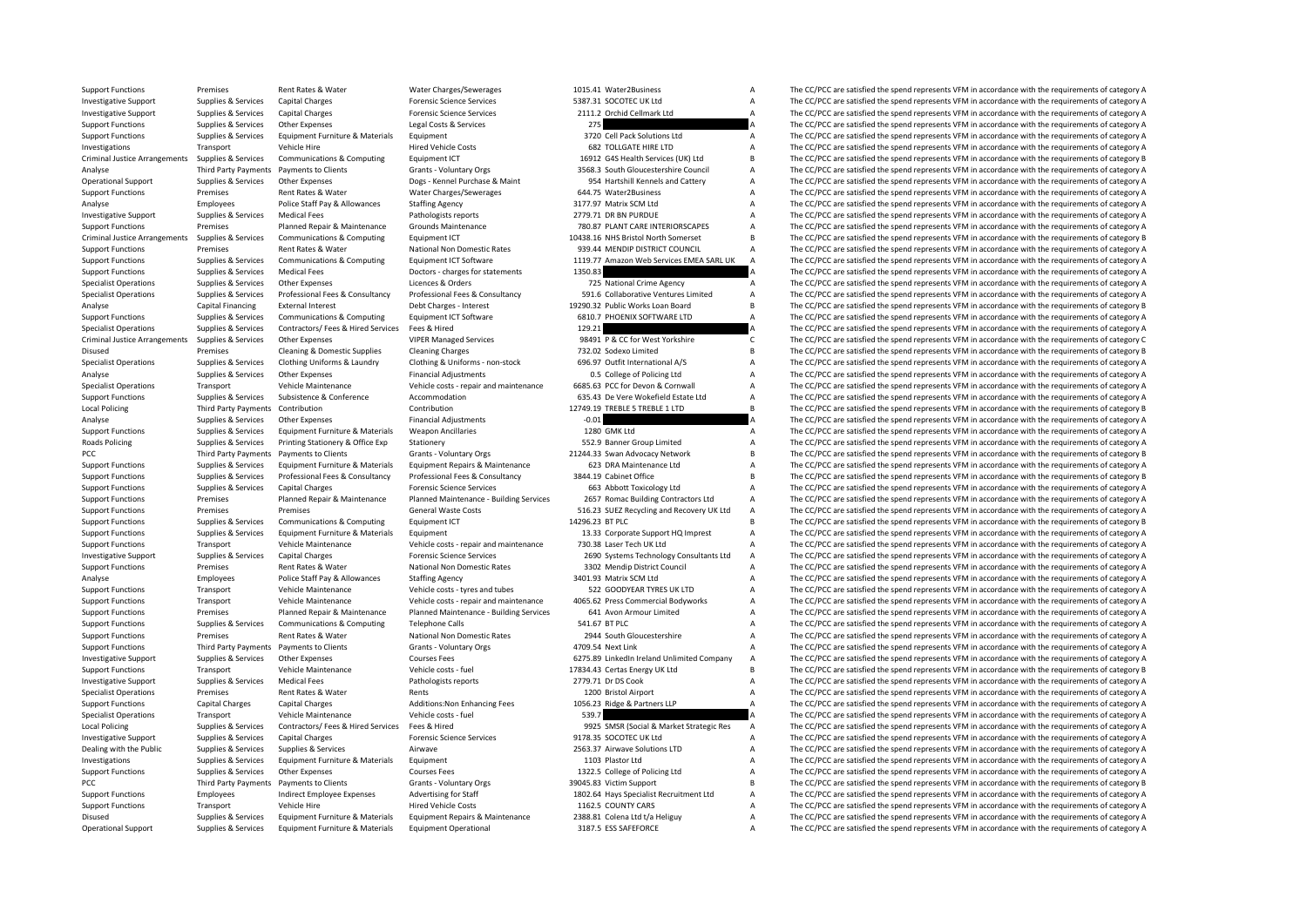| | | | | | | | |
|---|---|---|---|---|---|---|---|
| Support Functions | Premises | Rent Rates & Water | Water Charges/Sewerages | 1015.41 | Water2Business | A | The CC/PCC are satisfied the spend represents VFM in accordance with the requirements of category A |
| Investigative Support | Supplies & Services | Capital Charges | Forensic Science Services | 5387.31 | SOCOTEC UK Ltd | A | The CC/PCC are satisfied the spend represents VFM in accordance with the requirements of category A |
| Investigative Support | Supplies & Services | Capital Charges | Forensic Science Services | 2111.2 | Orchid Cellmark Ltd | A | The CC/PCC are satisfied the spend represents VFM in accordance with the requirements of category A |
| Support Functions | Supplies & Services | Other Expenses | Legal Costs & Services | 275 | | A | The CC/PCC are satisfied the spend represents VFM in accordance with the requirements of category A |
| Support Functions | Supplies & Services | Equipment Furniture & Materials | Equipment | 3720 | Cell Pack Solutions Ltd | A | The CC/PCC are satisfied the spend represents VFM in accordance with the requirements of category A |
| Investigations | Transport | Vehicle Hire | Hired Vehicle Costs | 682 | TOLLGATE HIRE LTD | A | The CC/PCC are satisfied the spend represents VFM in accordance with the requirements of category A |
| Criminal Justice Arrangements | Supplies & Services | Communications & Computing | Equipment ICT | 16912 | G4S Health Services (UK) Ltd | B | The CC/PCC are satisfied the spend represents VFM in accordance with the requirements of category B |
| Analyse | Third Party Payments | Payments to Clients | Grants - Voluntary Orgs | 3568.3 | South Gloucestershire Council | A | The CC/PCC are satisfied the spend represents VFM in accordance with the requirements of category A |
| Operational Support | Supplies & Services | Other Expenses | Dogs - Kennel Purchase & Maint | 954 | Hartshill Kennels and Cattery | A | The CC/PCC are satisfied the spend represents VFM in accordance with the requirements of category A |
| Support Functions | Premises | Rent Rates & Water | Water Charges/Sewerages | 644.75 | Water2Business | A | The CC/PCC are satisfied the spend represents VFM in accordance with the requirements of category A |
| Analyse | Employees | Police Staff Pay & Allowances | Staffing Agency | 3177.97 | Matrix SCM Ltd | A | The CC/PCC are satisfied the spend represents VFM in accordance with the requirements of category A |
| Investigative Support | Supplies & Services | Medical Fees | Pathologists reports | 2779.71 | DR BN PURDUE | A | The CC/PCC are satisfied the spend represents VFM in accordance with the requirements of category A |
| Support Functions | Premises | Planned Repair & Maintenance | Grounds Maintenance | 780.87 | PLANT CARE INTERIORSCAPES | A | The CC/PCC are satisfied the spend represents VFM in accordance with the requirements of category A |
| Criminal Justice Arrangements | Supplies & Services | Communications & Computing | Equipment ICT | 10438.16 | NHS Bristol North Somerset | B | The CC/PCC are satisfied the spend represents VFM in accordance with the requirements of category B |
| Support Functions | Premises | Rent Rates & Water | National Non Domestic Rates | 939.44 | MENDIP DISTRICT COUNCIL | A | The CC/PCC are satisfied the spend represents VFM in accordance with the requirements of category A |
| Support Functions | Supplies & Services | Communications & Computing | Equipment ICT Software | 1119.77 | Amazon Web Services EMEA SARL UK | A | The CC/PCC are satisfied the spend represents VFM in accordance with the requirements of category A |
| Support Functions | Supplies & Services | Medical Fees | Doctors - charges for statements | 1350.83 | | A | The CC/PCC are satisfied the spend represents VFM in accordance with the requirements of category A |
| Specialist Operations | Supplies & Services | Other Expenses | Licences & Orders | 725 | National Crime Agency | A | The CC/PCC are satisfied the spend represents VFM in accordance with the requirements of category A |
| Specialist Operations | Supplies & Services | Professional Fees & Consultancy | Professional Fees & Consultancy | 591.6 | Collaborative Ventures Limited | A | The CC/PCC are satisfied the spend represents VFM in accordance with the requirements of category A |
| Analyse | Capital Financing | External Interest | Debt Charges - Interest | 19290.32 | Public Works Loan Board | B | The CC/PCC are satisfied the spend represents VFM in accordance with the requirements of category B |
| Support Functions | Supplies & Services | Communications & Computing | Equipment ICT Software | 6810.7 | PHOENIX SOFTWARE LTD | A | The CC/PCC are satisfied the spend represents VFM in accordance with the requirements of category A |
| Specialist Operations | Supplies & Services | Contractors/ Fees & Hired Services | Fees & Hired | 129.21 | | A | The CC/PCC are satisfied the spend represents VFM in accordance with the requirements of category A |
| Criminal Justice Arrangements | Supplies & Services | Other Expenses | VIPER Managed Services | 98491 | P & CC for West Yorkshire | C | The CC/PCC are satisfied the spend represents VFM in accordance with the requirements of category C |
| Disused | Premises | Cleaning & Domestic Supplies | Cleaning Charges | 732.02 | Sodexo Limited | B | The CC/PCC are satisfied the spend represents VFM in accordance with the requirements of category B |
| Specialist Operations | Supplies & Services | Clothing Uniforms & Laundry | Clothing & Uniforms - non-stock | 696.97 | Outfit International A/S | A | The CC/PCC are satisfied the spend represents VFM in accordance with the requirements of category A |
| Analyse | Supplies & Services | Other Expenses | Financial Adjustments | 0.5 | College of Policing Ltd | A | The CC/PCC are satisfied the spend represents VFM in accordance with the requirements of category A |
| Specialist Operations | Transport | Vehicle Maintenance | Vehicle costs - repair and maintenance | 6685.63 | PCC for Devon & Cornwall | A | The CC/PCC are satisfied the spend represents VFM in accordance with the requirements of category A |
| Support Functions | Supplies & Services | Subsistence & Conference | Accommodation | 635.43 | De Vere Wokefield Estate Ltd | A | The CC/PCC are satisfied the spend represents VFM in accordance with the requirements of category A |
| Local Policing | Third Party Payments | Contribution | Contribution | 12749.19 | TREBLE 5 TREBLE 1 LTD | B | The CC/PCC are satisfied the spend represents VFM in accordance with the requirements of category B |
| Analyse | Supplies & Services | Other Expenses | Financial Adjustments | -0.01 | | A | The CC/PCC are satisfied the spend represents VFM in accordance with the requirements of category A |
| Support Functions | Supplies & Services | Equipment Furniture & Materials | Weapon Ancillaries | 1280 | GMK Ltd | A | The CC/PCC are satisfied the spend represents VFM in accordance with the requirements of category A |
| Roads Policing | Supplies & Services | Printing Stationery & Office Exp | Stationery | 552.9 | Banner Group Limited | A | The CC/PCC are satisfied the spend represents VFM in accordance with the requirements of category A |
| PCC | Third Party Payments | Payments to Clients | Grants - Voluntary Orgs | 21244.33 | Swan Advocacy Network | B | The CC/PCC are satisfied the spend represents VFM in accordance with the requirements of category B |
| Support Functions | Supplies & Services | Equipment Furniture & Materials | Equipment Repairs & Maintenance | 623 | DRA Maintenance Ltd | A | The CC/PCC are satisfied the spend represents VFM in accordance with the requirements of category A |
| Support Functions | Supplies & Services | Professional Fees & Consultancy | Professional Fees & Consultancy | 3844.19 | Cabinet Office | B | The CC/PCC are satisfied the spend represents VFM in accordance with the requirements of category B |
| Support Functions | Supplies & Services | Capital Charges | Forensic Science Services | 663 | Abbott Toxicology Ltd | A | The CC/PCC are satisfied the spend represents VFM in accordance with the requirements of category A |
| Support Functions | Premises | Planned Repair & Maintenance | Planned Maintenance - Building Services | 2657 | Romac Building Contractors Ltd | A | The CC/PCC are satisfied the spend represents VFM in accordance with the requirements of category A |
| Support Functions | Premises | Premises | General Waste Costs | 516.23 | SUEZ Recycling and Recovery UK Ltd | A | The CC/PCC are satisfied the spend represents VFM in accordance with the requirements of category A |
| Support Functions | Supplies & Services | Communications & Computing | Equipment ICT | 14296.23 | BT PLC | B | The CC/PCC are satisfied the spend represents VFM in accordance with the requirements of category B |
| Support Functions | Supplies & Services | Equipment Furniture & Materials | Equipment | 13.33 | Corporate Support HQ Imprest | A | The CC/PCC are satisfied the spend represents VFM in accordance with the requirements of category A |
| Support Functions | Transport | Vehicle Maintenance | Vehicle costs - repair and maintenance | 730.38 | Laser Tech UK Ltd | A | The CC/PCC are satisfied the spend represents VFM in accordance with the requirements of category A |
| Investigative Support | Supplies & Services | Capital Charges | Forensic Science Services | 2690 | Systems Technology Consultants Ltd | A | The CC/PCC are satisfied the spend represents VFM in accordance with the requirements of category A |
| Support Functions | Premises | Rent Rates & Water | National Non Domestic Rates | 3302 | Mendip District Council | A | The CC/PCC are satisfied the spend represents VFM in accordance with the requirements of category A |
| Analyse | Employees | Police Staff Pay & Allowances | Staffing Agency | 3401.93 | Matrix SCM Ltd | A | The CC/PCC are satisfied the spend represents VFM in accordance with the requirements of category A |
| Support Functions | Transport | Vehicle Maintenance | Vehicle costs - tyres and tubes | 522 | GOODYEAR TYRES UK LTD | A | The CC/PCC are satisfied the spend represents VFM in accordance with the requirements of category A |
| Support Functions | Transport | Vehicle Maintenance | Vehicle costs - repair and maintenance | 4065.62 | Press Commercial Bodyworks | A | The CC/PCC are satisfied the spend represents VFM in accordance with the requirements of category A |
| Support Functions | Premises | Planned Repair & Maintenance | Planned Maintenance - Building Services | 641 | Avon Armour Limited | A | The CC/PCC are satisfied the spend represents VFM in accordance with the requirements of category A |
| Support Functions | Supplies & Services | Communications & Computing | Telephone Calls | 541.67 | BT PLC | A | The CC/PCC are satisfied the spend represents VFM in accordance with the requirements of category A |
| Support Functions | Premises | Rent Rates & Water | National Non Domestic Rates | 2944 | South Gloucestershire | A | The CC/PCC are satisfied the spend represents VFM in accordance with the requirements of category A |
| Support Functions | Third Party Payments | Payments to Clients | Grants - Voluntary Orgs | 4709.54 | Next Link | A | The CC/PCC are satisfied the spend represents VFM in accordance with the requirements of category A |
| Investigative Support | Supplies & Services | Other Expenses | Courses Fees | 6275.89 | LinkedIn Ireland Unlimited Company | A | The CC/PCC are satisfied the spend represents VFM in accordance with the requirements of category A |
| Support Functions | Transport | Vehicle Maintenance | Vehicle costs - fuel | 17834.43 | Certas Energy UK Ltd | B | The CC/PCC are satisfied the spend represents VFM in accordance with the requirements of category B |
| Investigative Support | Supplies & Services | Medical Fees | Pathologists reports | 2779.71 | Dr DS Cook | A | The CC/PCC are satisfied the spend represents VFM in accordance with the requirements of category A |
| Specialist Operations | Premises | Rent Rates & Water | Rents | 1200 | Bristol Airport | A | The CC/PCC are satisfied the spend represents VFM in accordance with the requirements of category A |
| Support Functions | Capital Charges | Capital Charges | Additions:Non Enhancing Fees | 1056.23 | Ridge & Partners LLP | A | The CC/PCC are satisfied the spend represents VFM in accordance with the requirements of category A |
| Specialist Operations | Transport | Vehicle Maintenance | Vehicle costs - fuel | 539.7 | | A | The CC/PCC are satisfied the spend represents VFM in accordance with the requirements of category A |
| Local Policing | Supplies & Services | Contractors/ Fees & Hired Services | Fees & Hired | 9925 | SMSR (Social & Market Strategic Res | A | The CC/PCC are satisfied the spend represents VFM in accordance with the requirements of category A |
| Investigative Support | Supplies & Services | Capital Charges | Forensic Science Services | 9178.35 | SOCOTEC UK Ltd | A | The CC/PCC are satisfied the spend represents VFM in accordance with the requirements of category A |
| Dealing with the Public | Supplies & Services | Supplies & Services | Airwave | 2563.37 | Airwave Solutions LTD | A | The CC/PCC are satisfied the spend represents VFM in accordance with the requirements of category A |
| Investigations | Supplies & Services | Equipment Furniture & Materials | Equipment | 1103 | Plastor Ltd | A | The CC/PCC are satisfied the spend represents VFM in accordance with the requirements of category A |
| Support Functions | Supplies & Services | Other Expenses | Courses Fees | 1322.5 | College of Policing Ltd | A | The CC/PCC are satisfied the spend represents VFM in accordance with the requirements of category A |
| PCC | Third Party Payments | Payments to Clients | Grants - Voluntary Orgs | 39045.83 | Victim Support | B | The CC/PCC are satisfied the spend represents VFM in accordance with the requirements of category B |
| Support Functions | Employees | Indirect Employee Expenses | Advertising for Staff | 1802.64 | Hays Specialist Recruitment Ltd | A | The CC/PCC are satisfied the spend represents VFM in accordance with the requirements of category A |
| Support Functions | Transport | Vehicle Hire | Hired Vehicle Costs | 1162.5 | COUNTY CARS | A | The CC/PCC are satisfied the spend represents VFM in accordance with the requirements of category A |
| Disused | Supplies & Services | Equipment Furniture & Materials | Equipment Repairs & Maintenance | 2388.81 | Colena Ltd t/a Heliguy | A | The CC/PCC are satisfied the spend represents VFM in accordance with the requirements of category A |
| Operational Support | Supplies & Services | Equipment Furniture & Materials | Equipment Operational | 3187.5 | ESS SAFEFORCE | A | The CC/PCC are satisfied the spend represents VFM in accordance with the requirements of category A |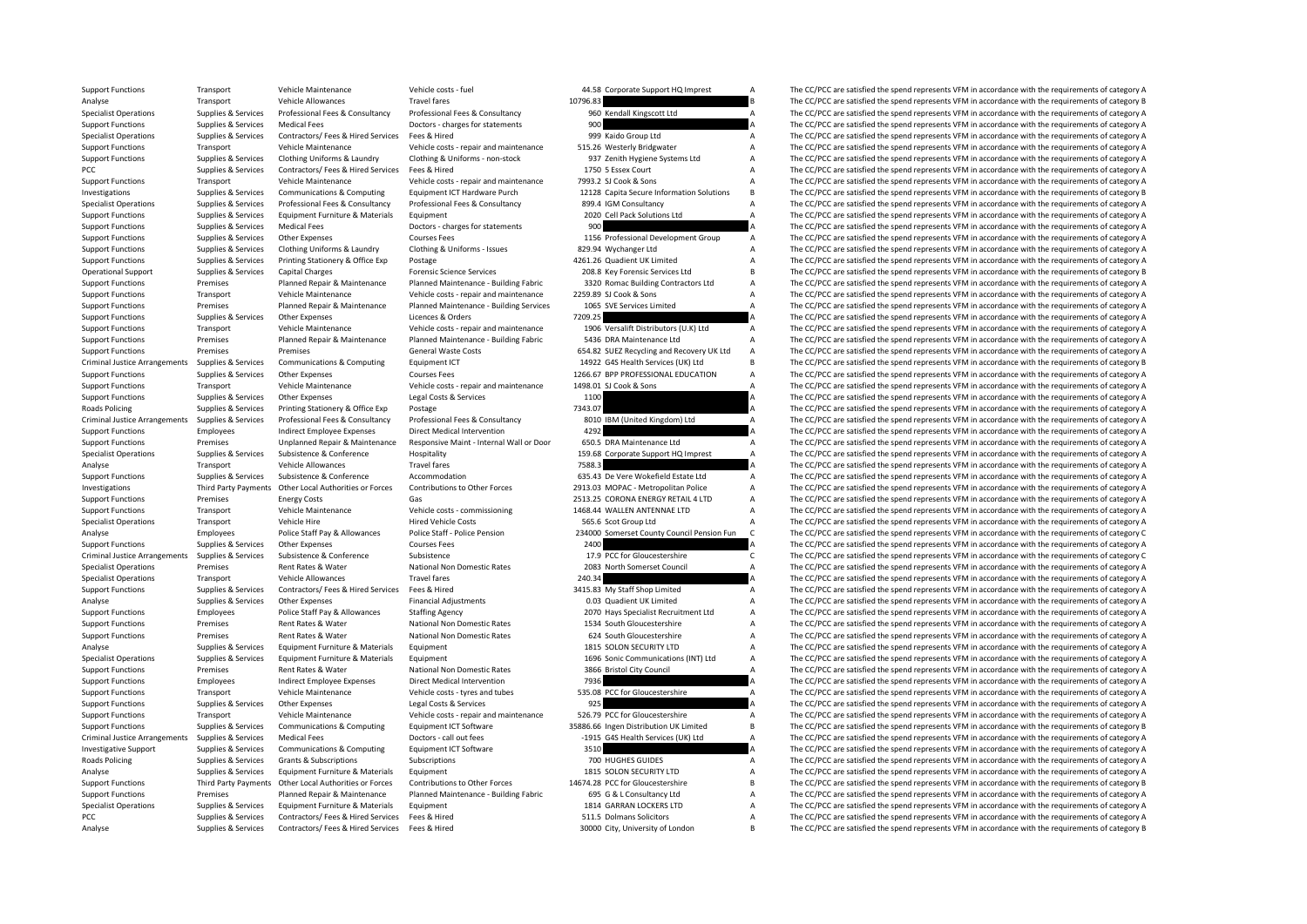| | | | | | | | |
|---|---|---|---|---|---|---|---|
| Support Functions | Transport | Vehicle Maintenance | Vehicle costs - fuel | 44.58 | Corporate Support HQ Imprest | A | The CC/PCC are satisfied the spend represents VFM in accordance with the requirements of category A |
| Analyse | Transport | Vehicle Allowances | Travel fares | 10796.83 | | B | The CC/PCC are satisfied the spend represents VFM in accordance with the requirements of category B |
| Specialist Operations | Supplies & Services | Professional Fees & Consultancy | Professional Fees & Consultancy | 960 | Kendall Kingscott Ltd | A | The CC/PCC are satisfied the spend represents VFM in accordance with the requirements of category A |
| Support Functions | Supplies & Services | Medical Fees | Doctors - charges for statements | 900 | | A | The CC/PCC are satisfied the spend represents VFM in accordance with the requirements of category A |
| Specialist Operations | Supplies & Services | Contractors/ Fees & Hired Services | Fees & Hired | 999 | Kaido Group Ltd | A | The CC/PCC are satisfied the spend represents VFM in accordance with the requirements of category A |
| Support Functions | Transport | Vehicle Maintenance | Vehicle costs - repair and maintenance | 515.26 | Westerly Bridgwater | A | The CC/PCC are satisfied the spend represents VFM in accordance with the requirements of category A |
| Support Functions | Supplies & Services | Clothing Uniforms & Laundry | Clothing & Uniforms - non-stock | 937 | Zenith Hygiene Systems Ltd | A | The CC/PCC are satisfied the spend represents VFM in accordance with the requirements of category A |
| PCC | Supplies & Services | Contractors/ Fees & Hired Services | Fees & Hired | 1750 | 5 Essex Court | A | The CC/PCC are satisfied the spend represents VFM in accordance with the requirements of category A |
| Support Functions | Transport | Vehicle Maintenance | Vehicle costs - repair and maintenance | 7993.2 | SJ Cook & Sons | A | The CC/PCC are satisfied the spend represents VFM in accordance with the requirements of category A |
| Investigations | Supplies & Services | Communications & Computing | Equipment ICT Hardware Purch | 12128 | Capita Secure Information Solutions | B | The CC/PCC are satisfied the spend represents VFM in accordance with the requirements of category B |
| Specialist Operations | Supplies & Services | Professional Fees & Consultancy | Professional Fees & Consultancy | 899.4 | IGM Consultancy | A | The CC/PCC are satisfied the spend represents VFM in accordance with the requirements of category A |
| Support Functions | Supplies & Services | Equipment Furniture & Materials | Equipment | 2020 | Cell Pack Solutions Ltd | A | The CC/PCC are satisfied the spend represents VFM in accordance with the requirements of category A |
| Support Functions | Supplies & Services | Medical Fees | Doctors - charges for statements | 900 | | A | The CC/PCC are satisfied the spend represents VFM in accordance with the requirements of category A |
| Support Functions | Supplies & Services | Other Expenses | Courses Fees | 1156 | Professional Development Group | A | The CC/PCC are satisfied the spend represents VFM in accordance with the requirements of category A |
| Support Functions | Supplies & Services | Clothing Uniforms & Laundry | Clothing & Uniforms - Issues | 829.94 | Wychanger Ltd | A | The CC/PCC are satisfied the spend represents VFM in accordance with the requirements of category A |
| Support Functions | Supplies & Services | Printing Stationery & Office Exp | Postage | 4261.26 | Quadient UK Limited | A | The CC/PCC are satisfied the spend represents VFM in accordance with the requirements of category A |
| Operational Support | Supplies & Services | Capital Charges | Forensic Science Services | 208.8 | Key Forensic Services Ltd | B | The CC/PCC are satisfied the spend represents VFM in accordance with the requirements of category B |
| Support Functions | Premises | Planned Repair & Maintenance | Planned Maintenance - Building Fabric | 3320 | Romac Building Contractors Ltd | A | The CC/PCC are satisfied the spend represents VFM in accordance with the requirements of category A |
| Support Functions | Transport | Vehicle Maintenance | Vehicle costs - repair and maintenance | 2259.89 | SJ Cook & Sons | A | The CC/PCC are satisfied the spend represents VFM in accordance with the requirements of category A |
| Support Functions | Premises | Planned Repair & Maintenance | Planned Maintenance - Building Services | 1065 | SVE Services Limited | A | The CC/PCC are satisfied the spend represents VFM in accordance with the requirements of category A |
| Support Functions | Supplies & Services | Other Expenses | Licences & Orders | 7209.25 | | A | The CC/PCC are satisfied the spend represents VFM in accordance with the requirements of category A |
| Support Functions | Transport | Vehicle Maintenance | Vehicle costs - repair and maintenance | 1906 | Versalift Distributors (U.K) Ltd | A | The CC/PCC are satisfied the spend represents VFM in accordance with the requirements of category A |
| Support Functions | Premises | Planned Repair & Maintenance | Planned Maintenance - Building Fabric | 5436 | DRA Maintenance Ltd | A | The CC/PCC are satisfied the spend represents VFM in accordance with the requirements of category A |
| Support Functions | Premises | Premises | General Waste Costs | 654.82 | SUEZ Recycling and Recovery UK Ltd | A | The CC/PCC are satisfied the spend represents VFM in accordance with the requirements of category A |
| Criminal Justice Arrangements | Supplies & Services | Communications & Computing | Equipment ICT | 14922 | G4S Health Services (UK) Ltd | B | The CC/PCC are satisfied the spend represents VFM in accordance with the requirements of category B |
| Support Functions | Supplies & Services | Other Expenses | Courses Fees | 1266.67 | BPP PROFESSIONAL EDUCATION | A | The CC/PCC are satisfied the spend represents VFM in accordance with the requirements of category A |
| Support Functions | Transport | Vehicle Maintenance | Vehicle costs - repair and maintenance | 1498.01 | SJ Cook & Sons | A | The CC/PCC are satisfied the spend represents VFM in accordance with the requirements of category A |
| Support Functions | Supplies & Services | Other Expenses | Legal Costs & Services | 1100 | | A | The CC/PCC are satisfied the spend represents VFM in accordance with the requirements of category A |
| Roads Policing | Supplies & Services | Printing Stationery & Office Exp | Postage | 7343.07 | | A | The CC/PCC are satisfied the spend represents VFM in accordance with the requirements of category A |
| Criminal Justice Arrangements | Supplies & Services | Professional Fees & Consultancy | Professional Fees & Consultancy | 8010 | IBM (United Kingdom) Ltd | A | The CC/PCC are satisfied the spend represents VFM in accordance with the requirements of category A |
| Support Functions | Employees | Indirect Employee Expenses | Direct Medical Intervention | 4292 | | A | The CC/PCC are satisfied the spend represents VFM in accordance with the requirements of category A |
| Support Functions | Premises | Unplanned Repair & Maintenance | Responsive Maint - Internal Wall or Door | 650.5 | DRA Maintenance Ltd | A | The CC/PCC are satisfied the spend represents VFM in accordance with the requirements of category A |
| Specialist Operations | Supplies & Services | Subsistence & Conference | Hospitality | 159.68 | Corporate Support HQ Imprest | A | The CC/PCC are satisfied the spend represents VFM in accordance with the requirements of category A |
| Analyse | Transport | Vehicle Allowances | Travel fares | 7588.3 | | A | The CC/PCC are satisfied the spend represents VFM in accordance with the requirements of category A |
| Support Functions | Supplies & Services | Subsistence & Conference | Accommodation | 635.43 | De Vere Wokefield Estate Ltd | A | The CC/PCC are satisfied the spend represents VFM in accordance with the requirements of category A |
| Investigations | Third Party Payments | Other Local Authorities or Forces | Contributions to Other Forces | 2913.03 | MOPAC - Metropolitan Police | A | The CC/PCC are satisfied the spend represents VFM in accordance with the requirements of category A |
| Support Functions | Premises | Energy Costs | Gas | 2513.25 | CORONA ENERGY RETAIL 4 LTD | A | The CC/PCC are satisfied the spend represents VFM in accordance with the requirements of category A |
| Support Functions | Transport | Vehicle Maintenance | Vehicle costs - commissioning | 1468.44 | WALLEN ANTENNAE LTD | A | The CC/PCC are satisfied the spend represents VFM in accordance with the requirements of category A |
| Specialist Operations | Transport | Vehicle Hire | Hired Vehicle Costs | 565.6 | Scot Group Ltd | A | The CC/PCC are satisfied the spend represents VFM in accordance with the requirements of category A |
| Analyse | Employees | Police Staff Pay & Allowances | Police Staff - Police Pension | 234000 | Somerset County Council Pension Fun | C | The CC/PCC are satisfied the spend represents VFM in accordance with the requirements of category C |
| Support Functions | Supplies & Services | Other Expenses | Courses Fees | 2400 | | A | The CC/PCC are satisfied the spend represents VFM in accordance with the requirements of category A |
| Criminal Justice Arrangements | Supplies & Services | Subsistence & Conference | Subsistence | 17.9 | PCC for Gloucestershire | C | The CC/PCC are satisfied the spend represents VFM in accordance with the requirements of category C |
| Specialist Operations | Premises | Rent Rates & Water | National Non Domestic Rates | 2083 | North Somerset Council | A | The CC/PCC are satisfied the spend represents VFM in accordance with the requirements of category A |
| Specialist Operations | Transport | Vehicle Allowances | Travel fares | 240.34 | | A | The CC/PCC are satisfied the spend represents VFM in accordance with the requirements of category A |
| Support Functions | Supplies & Services | Contractors/ Fees & Hired Services | Fees & Hired | 3415.83 | My Staff Shop Limited | A | The CC/PCC are satisfied the spend represents VFM in accordance with the requirements of category A |
| Analyse | Supplies & Services | Other Expenses | Financial Adjustments | 0.03 | Quadient UK Limited | A | The CC/PCC are satisfied the spend represents VFM in accordance with the requirements of category A |
| Support Functions | Employees | Police Staff Pay & Allowances | Staffing Agency | 2070 | Hays Specialist Recruitment Ltd | A | The CC/PCC are satisfied the spend represents VFM in accordance with the requirements of category A |
| Support Functions | Premises | Rent Rates & Water | National Non Domestic Rates | 1534 | South Gloucestershire | A | The CC/PCC are satisfied the spend represents VFM in accordance with the requirements of category A |
| Support Functions | Premises | Rent Rates & Water | National Non Domestic Rates | 624 | South Gloucestershire | A | The CC/PCC are satisfied the spend represents VFM in accordance with the requirements of category A |
| Analyse | Supplies & Services | Equipment Furniture & Materials | Equipment | 1815 | SOLON SECURITY LTD | A | The CC/PCC are satisfied the spend represents VFM in accordance with the requirements of category A |
| Specialist Operations | Supplies & Services | Equipment Furniture & Materials | Equipment | 1696 | Sonic Communications (INT) Ltd | A | The CC/PCC are satisfied the spend represents VFM in accordance with the requirements of category A |
| Support Functions | Premises | Rent Rates & Water | National Non Domestic Rates | 3866 | Bristol City Council | A | The CC/PCC are satisfied the spend represents VFM in accordance with the requirements of category A |
| Support Functions | Employees | Indirect Employee Expenses | Direct Medical Intervention | 7936 | | A | The CC/PCC are satisfied the spend represents VFM in accordance with the requirements of category A |
| Support Functions | Transport | Vehicle Maintenance | Vehicle costs - tyres and tubes | 535.08 | PCC for Gloucestershire | A | The CC/PCC are satisfied the spend represents VFM in accordance with the requirements of category A |
| Support Functions | Supplies & Services | Other Expenses | Legal Costs & Services | 925 | | A | The CC/PCC are satisfied the spend represents VFM in accordance with the requirements of category A |
| Support Functions | Transport | Vehicle Maintenance | Vehicle costs - repair and maintenance | 526.79 | PCC for Gloucestershire | A | The CC/PCC are satisfied the spend represents VFM in accordance with the requirements of category A |
| Support Functions | Supplies & Services | Communications & Computing | Equipment ICT Software | 35886.66 | Ingen Distribution UK Limited | B | The CC/PCC are satisfied the spend represents VFM in accordance with the requirements of category B |
| Criminal Justice Arrangements | Supplies & Services | Medical Fees | Doctors - call out fees | -1915 | G4S Health Services (UK) Ltd | A | The CC/PCC are satisfied the spend represents VFM in accordance with the requirements of category A |
| Investigative Support | Supplies & Services | Communications & Computing | Equipment ICT Software | 3510 | | A | The CC/PCC are satisfied the spend represents VFM in accordance with the requirements of category A |
| Roads Policing | Supplies & Services | Grants & Subscriptions | Subscriptions | 700 | HUGHES GUIDES | A | The CC/PCC are satisfied the spend represents VFM in accordance with the requirements of category A |
| Analyse | Supplies & Services | Equipment Furniture & Materials | Equipment | 1815 | SOLON SECURITY LTD | A | The CC/PCC are satisfied the spend represents VFM in accordance with the requirements of category A |
| Support Functions | Third Party Payments | Other Local Authorities or Forces | Contributions to Other Forces | 14674.28 | PCC for Gloucestershire | B | The CC/PCC are satisfied the spend represents VFM in accordance with the requirements of category B |
| Support Functions | Premises | Planned Repair & Maintenance | Planned Maintenance - Building Fabric | 695 | G & L Consultancy Ltd | A | The CC/PCC are satisfied the spend represents VFM in accordance with the requirements of category A |
| Specialist Operations | Supplies & Services | Equipment Furniture & Materials | Equipment | 1814 | GARRAN LOCKERS LTD | A | The CC/PCC are satisfied the spend represents VFM in accordance with the requirements of category A |
| PCC | Supplies & Services | Contractors/ Fees & Hired Services | Fees & Hired | 511.5 | Dolmans Solicitors | A | The CC/PCC are satisfied the spend represents VFM in accordance with the requirements of category A |
| Analyse | Supplies & Services | Contractors/ Fees & Hired Services | Fees & Hired | 30000 | City, University of London | B | The CC/PCC are satisfied the spend represents VFM in accordance with the requirements of category B |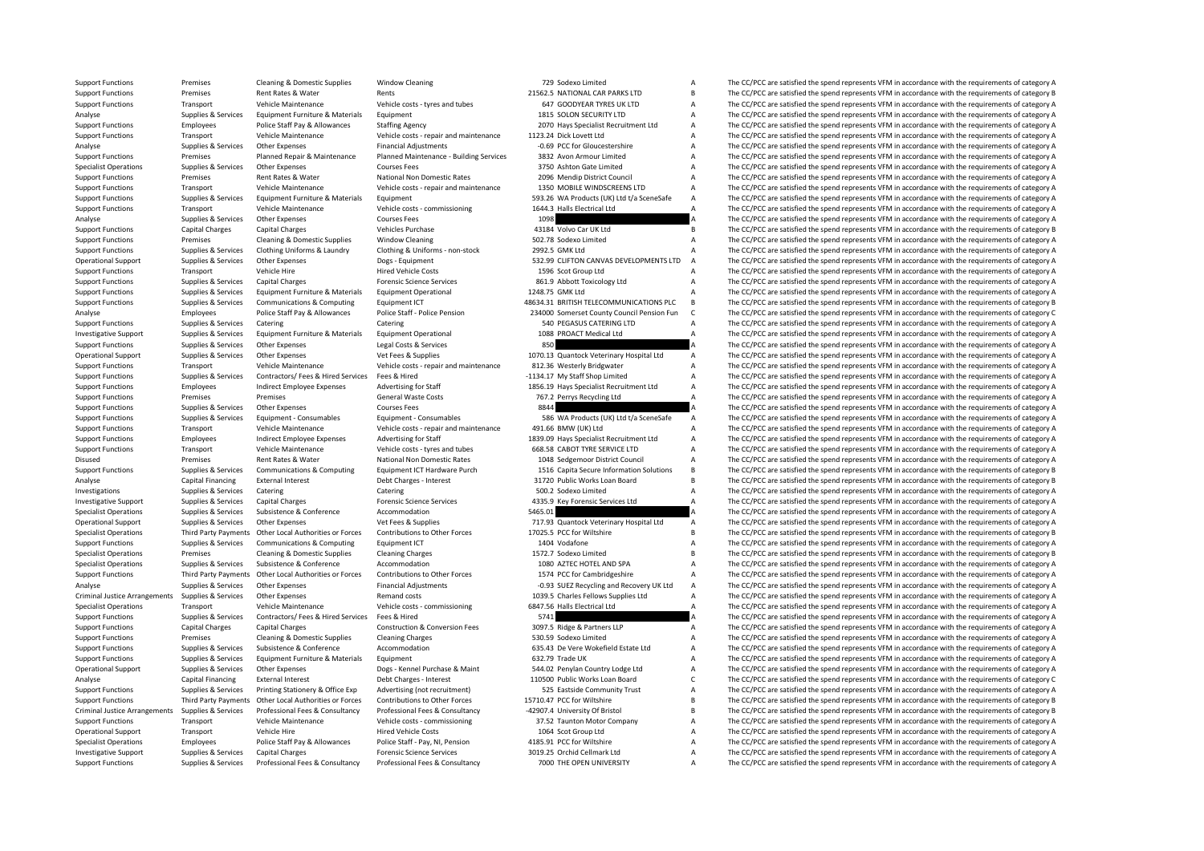| | | | | | | | |
|---|---|---|---|---|---|---|---|
| Support Functions | Premises | Cleaning & Domestic Supplies | Window Cleaning | 729 | Sodexo Limited | A | The CC/PCC are satisfied the spend represents VFM in accordance with the requirements of category A |
| Support Functions | Premises | Rent Rates & Water | Rents | 21562.5 | NATIONAL CAR PARKS LTD | B | The CC/PCC are satisfied the spend represents VFM in accordance with the requirements of category B |
| Support Functions | Transport | Vehicle Maintenance | Vehicle costs - tyres and tubes | 647 | GOODYEAR TYRES UK LTD | A | The CC/PCC are satisfied the spend represents VFM in accordance with the requirements of category A |
| Analyse | Supplies & Services | Equipment Furniture & Materials | Equipment | 1815 | SOLON SECURITY LTD | A | The CC/PCC are satisfied the spend represents VFM in accordance with the requirements of category A |
| Support Functions | Employees | Police Staff Pay & Allowances | Staffing Agency | 2070 | Hays Specialist Recruitment Ltd | A | The CC/PCC are satisfied the spend represents VFM in accordance with the requirements of category A |
| Support Functions | Transport | Vehicle Maintenance | Vehicle costs - repair and maintenance | 1123.24 | Dick Lovett Ltd | A | The CC/PCC are satisfied the spend represents VFM in accordance with the requirements of category A |
| Analyse | Supplies & Services | Other Expenses | Financial Adjustments | -0.69 | PCC for Gloucestershire | A | The CC/PCC are satisfied the spend represents VFM in accordance with the requirements of category A |
| Support Functions | Premises | Planned Repair & Maintenance | Planned Maintenance - Building Services | 3832 | Avon Armour Limited | A | The CC/PCC are satisfied the spend represents VFM in accordance with the requirements of category A |
| Specialist Operations | Supplies & Services | Other Expenses | Courses Fees | 3750 | Ashton Gate Limited | A | The CC/PCC are satisfied the spend represents VFM in accordance with the requirements of category A |
| Support Functions | Premises | Rent Rates & Water | National Non Domestic Rates | 2096 | Mendip District Council | A | The CC/PCC are satisfied the spend represents VFM in accordance with the requirements of category A |
| Support Functions | Transport | Vehicle Maintenance | Vehicle costs - repair and maintenance | 1350 | MOBILE WINDSCREENS LTD | A | The CC/PCC are satisfied the spend represents VFM in accordance with the requirements of category A |
| Support Functions | Supplies & Services | Equipment Furniture & Materials | Equipment | 593.26 | WA Products (UK) Ltd t/a SceneSafe | A | The CC/PCC are satisfied the spend represents VFM in accordance with the requirements of category A |
| Support Functions | Transport | Vehicle Maintenance | Vehicle costs - commissioning | 1644.3 | Halls Electrical Ltd | A | The CC/PCC are satisfied the spend represents VFM in accordance with the requirements of category A |
| Analyse | Supplies & Services | Other Expenses | Courses Fees | 1098 | | A | The CC/PCC are satisfied the spend represents VFM in accordance with the requirements of category A |
| Support Functions | Capital Charges | Capital Charges | Vehicles Purchase | 43184 | Volvo Car UK Ltd | B | The CC/PCC are satisfied the spend represents VFM in accordance with the requirements of category B |
| Support Functions | Premises | Cleaning & Domestic Supplies | Window Cleaning | 502.78 | Sodexo Limited | A | The CC/PCC are satisfied the spend represents VFM in accordance with the requirements of category A |
| Support Functions | Supplies & Services | Clothing Uniforms & Laundry | Clothing & Uniforms - non-stock | 2992.5 | GMK Ltd | A | The CC/PCC are satisfied the spend represents VFM in accordance with the requirements of category A |
| Operational Support | Supplies & Services | Other Expenses | Dogs - Equipment | 532.99 | CLIFTON CANVAS DEVELOPMENTS LTD | A | The CC/PCC are satisfied the spend represents VFM in accordance with the requirements of category A |
| Support Functions | Transport | Vehicle Hire | Hired Vehicle Costs | 1596 | Scot Group Ltd | A | The CC/PCC are satisfied the spend represents VFM in accordance with the requirements of category A |
| Support Functions | Supplies & Services | Capital Charges | Forensic Science Services | 861.9 | Abbott Toxicology Ltd | A | The CC/PCC are satisfied the spend represents VFM in accordance with the requirements of category A |
| Support Functions | Supplies & Services | Equipment Furniture & Materials | Equipment Operational | 1248.75 | GMK Ltd | A | The CC/PCC are satisfied the spend represents VFM in accordance with the requirements of category A |
| Support Functions | Supplies & Services | Communications & Computing | Equipment ICT | 48634.31 | BRITISH TELECOMMUNICATIONS PLC | B | The CC/PCC are satisfied the spend represents VFM in accordance with the requirements of category B |
| Analyse | Employees | Police Staff Pay & Allowances | Police Staff - Police Pension | 234000 | Somerset County Council Pension Fun | C | The CC/PCC are satisfied the spend represents VFM in accordance with the requirements of category C |
| Support Functions | Supplies & Services | Catering | Catering | 540 | PEGASUS CATERING LTD | A | The CC/PCC are satisfied the spend represents VFM in accordance with the requirements of category A |
| Investigative Support | Supplies & Services | Equipment Furniture & Materials | Equipment Operational | 1088 | PROACT Medical Ltd | A | The CC/PCC are satisfied the spend represents VFM in accordance with the requirements of category A |
| Support Functions | Supplies & Services | Other Expenses | Legal Costs & Services | 850 | | A | The CC/PCC are satisfied the spend represents VFM in accordance with the requirements of category A |
| Operational Support | Supplies & Services | Other Expenses | Vet Fees & Supplies | 1070.13 | Quantock Veterinary Hospital Ltd | A | The CC/PCC are satisfied the spend represents VFM in accordance with the requirements of category A |
| Support Functions | Transport | Vehicle Maintenance | Vehicle costs - repair and maintenance | 812.36 | Westerly Bridgwater | A | The CC/PCC are satisfied the spend represents VFM in accordance with the requirements of category A |
| Support Functions | Supplies & Services | Contractors/ Fees & Hired Services | Fees & Hired | -1134.17 | My Staff Shop Limited | A | The CC/PCC are satisfied the spend represents VFM in accordance with the requirements of category A |
| Support Functions | Employees | Indirect Employee Expenses | Advertising for Staff | 1856.19 | Hays Specialist Recruitment Ltd | A | The CC/PCC are satisfied the spend represents VFM in accordance with the requirements of category A |
| Support Functions | Premises | Premises | General Waste Costs | 767.2 | Perrys Recycling Ltd | A | The CC/PCC are satisfied the spend represents VFM in accordance with the requirements of category A |
| Support Functions | Supplies & Services | Other Expenses | Courses Fees | 8844 | | A | The CC/PCC are satisfied the spend represents VFM in accordance with the requirements of category A |
| Support Functions | Supplies & Services | Equipment - Consumables | Equipment - Consumables | 586 | WA Products (UK) Ltd t/a SceneSafe | A | The CC/PCC are satisfied the spend represents VFM in accordance with the requirements of category A |
| Support Functions | Transport | Vehicle Maintenance | Vehicle costs - repair and maintenance | 491.66 | BMW (UK) Ltd | A | The CC/PCC are satisfied the spend represents VFM in accordance with the requirements of category A |
| Support Functions | Employees | Indirect Employee Expenses | Advertising for Staff | 1839.09 | Hays Specialist Recruitment Ltd | A | The CC/PCC are satisfied the spend represents VFM in accordance with the requirements of category A |
| Support Functions | Transport | Vehicle Maintenance | Vehicle costs - tyres and tubes | 668.58 | CABOT TYRE SERVICE LTD | A | The CC/PCC are satisfied the spend represents VFM in accordance with the requirements of category A |
| Disused | Premises | Rent Rates & Water | National Non Domestic Rates | 1048 | Sedgemoor District Council | A | The CC/PCC are satisfied the spend represents VFM in accordance with the requirements of category A |
| Support Functions | Supplies & Services | Communications & Computing | Equipment ICT Hardware Purch | 1516 | Capita Secure Information Solutions | B | The CC/PCC are satisfied the spend represents VFM in accordance with the requirements of category B |
| Analyse | Capital Financing | External Interest | Debt Charges - Interest | 31720 | Public Works Loan Board | B | The CC/PCC are satisfied the spend represents VFM in accordance with the requirements of category B |
| Investigations | Supplies & Services | Catering | Catering | 500.2 | Sodexo Limited | A | The CC/PCC are satisfied the spend represents VFM in accordance with the requirements of category A |
| Investigative Support | Supplies & Services | Capital Charges | Forensic Science Services | 4335.9 | Key Forensic Services Ltd | A | The CC/PCC are satisfied the spend represents VFM in accordance with the requirements of category A |
| Specialist Operations | Supplies & Services | Subsistence & Conference | Accommodation | 5465.01 | | A | The CC/PCC are satisfied the spend represents VFM in accordance with the requirements of category A |
| Operational Support | Supplies & Services | Other Expenses | Vet Fees & Supplies | 717.93 | Quantock Veterinary Hospital Ltd | A | The CC/PCC are satisfied the spend represents VFM in accordance with the requirements of category A |
| Specialist Operations | Third Party Payments | Other Local Authorities or Forces | Contributions to Other Forces | 17025.5 | PCC for Wiltshire | B | The CC/PCC are satisfied the spend represents VFM in accordance with the requirements of category B |
| Support Functions | Supplies & Services | Communications & Computing | Equipment ICT | 1404 | Vodafone | A | The CC/PCC are satisfied the spend represents VFM in accordance with the requirements of category A |
| Specialist Operations | Premises | Cleaning & Domestic Supplies | Cleaning Charges | 1572.7 | Sodexo Limited | B | The CC/PCC are satisfied the spend represents VFM in accordance with the requirements of category B |
| Specialist Operations | Supplies & Services | Subsistence & Conference | Accommodation | 1080 | AZTEC HOTEL AND SPA | A | The CC/PCC are satisfied the spend represents VFM in accordance with the requirements of category A |
| Support Functions | Third Party Payments | Other Local Authorities or Forces | Contributions to Other Forces | 1574 | PCC for Cambridgeshire | A | The CC/PCC are satisfied the spend represents VFM in accordance with the requirements of category A |
| Analyse | Supplies & Services | Other Expenses | Financial Adjustments | -0.93 | SUEZ Recycling and Recovery UK Ltd | A | The CC/PCC are satisfied the spend represents VFM in accordance with the requirements of category A |
| Criminal Justice Arrangements | Supplies & Services | Other Expenses | Remand costs | 1039.5 | Charles Fellows Supplies Ltd | A | The CC/PCC are satisfied the spend represents VFM in accordance with the requirements of category A |
| Specialist Operations | Transport | Vehicle Maintenance | Vehicle costs - commissioning | 6847.56 | Halls Electrical Ltd | A | The CC/PCC are satisfied the spend represents VFM in accordance with the requirements of category A |
| Support Functions | Supplies & Services | Contractors/ Fees & Hired Services | Fees & Hired | 5741 | | A | The CC/PCC are satisfied the spend represents VFM in accordance with the requirements of category A |
| Support Functions | Capital Charges | Capital Charges | Construction & Conversion Fees | 3097.5 | Ridge & Partners LLP | A | The CC/PCC are satisfied the spend represents VFM in accordance with the requirements of category A |
| Support Functions | Premises | Cleaning & Domestic Supplies | Cleaning Charges | 530.59 | Sodexo Limited | A | The CC/PCC are satisfied the spend represents VFM in accordance with the requirements of category A |
| Support Functions | Supplies & Services | Subsistence & Conference | Accommodation | 635.43 | De Vere Wokefield Estate Ltd | A | The CC/PCC are satisfied the spend represents VFM in accordance with the requirements of category A |
| Support Functions | Supplies & Services | Equipment Furniture & Materials | Equipment | 632.79 | Trade UK | A | The CC/PCC are satisfied the spend represents VFM in accordance with the requirements of category A |
| Operational Support | Supplies & Services | Other Expenses | Dogs - Kennel Purchase & Maint | 544.02 | Penylan Country Lodge Ltd | A | The CC/PCC are satisfied the spend represents VFM in accordance with the requirements of category A |
| Analyse | Capital Financing | External Interest | Debt Charges - Interest | 110500 | Public Works Loan Board | C | The CC/PCC are satisfied the spend represents VFM in accordance with the requirements of category C |
| Support Functions | Supplies & Services | Printing Stationery & Office Exp | Advertising (not recruitment) | 525 | Eastside Community Trust | A | The CC/PCC are satisfied the spend represents VFM in accordance with the requirements of category A |
| Support Functions | Third Party Payments | Other Local Authorities or Forces | Contributions to Other Forces | 15710.47 | PCC for Wiltshire | B | The CC/PCC are satisfied the spend represents VFM in accordance with the requirements of category B |
| Criminal Justice Arrangements | Supplies & Services | Professional Fees & Consultancy | Professional Fees & Consultancy | -42907.4 | University Of Bristol | B | The CC/PCC are satisfied the spend represents VFM in accordance with the requirements of category B |
| Support Functions | Transport | Vehicle Maintenance | Vehicle costs - commissioning | 37.52 | Taunton Motor Company | A | The CC/PCC are satisfied the spend represents VFM in accordance with the requirements of category A |
| Operational Support | Transport | Vehicle Hire | Hired Vehicle Costs | 1064 | Scot Group Ltd | A | The CC/PCC are satisfied the spend represents VFM in accordance with the requirements of category A |
| Specialist Operations | Employees | Police Staff Pay & Allowances | Police Staff - Pay, NI, Pension | 4185.91 | PCC for Wiltshire | A | The CC/PCC are satisfied the spend represents VFM in accordance with the requirements of category A |
| Investigative Support | Supplies & Services | Capital Charges | Forensic Science Services | 3019.25 | Orchid Cellmark Ltd | A | The CC/PCC are satisfied the spend represents VFM in accordance with the requirements of category A |
| Support Functions | Supplies & Services | Professional Fees & Consultancy | Professional Fees & Consultancy | 7000 | THE OPEN UNIVERSITY | A | The CC/PCC are satisfied the spend represents VFM in accordance with the requirements of category A |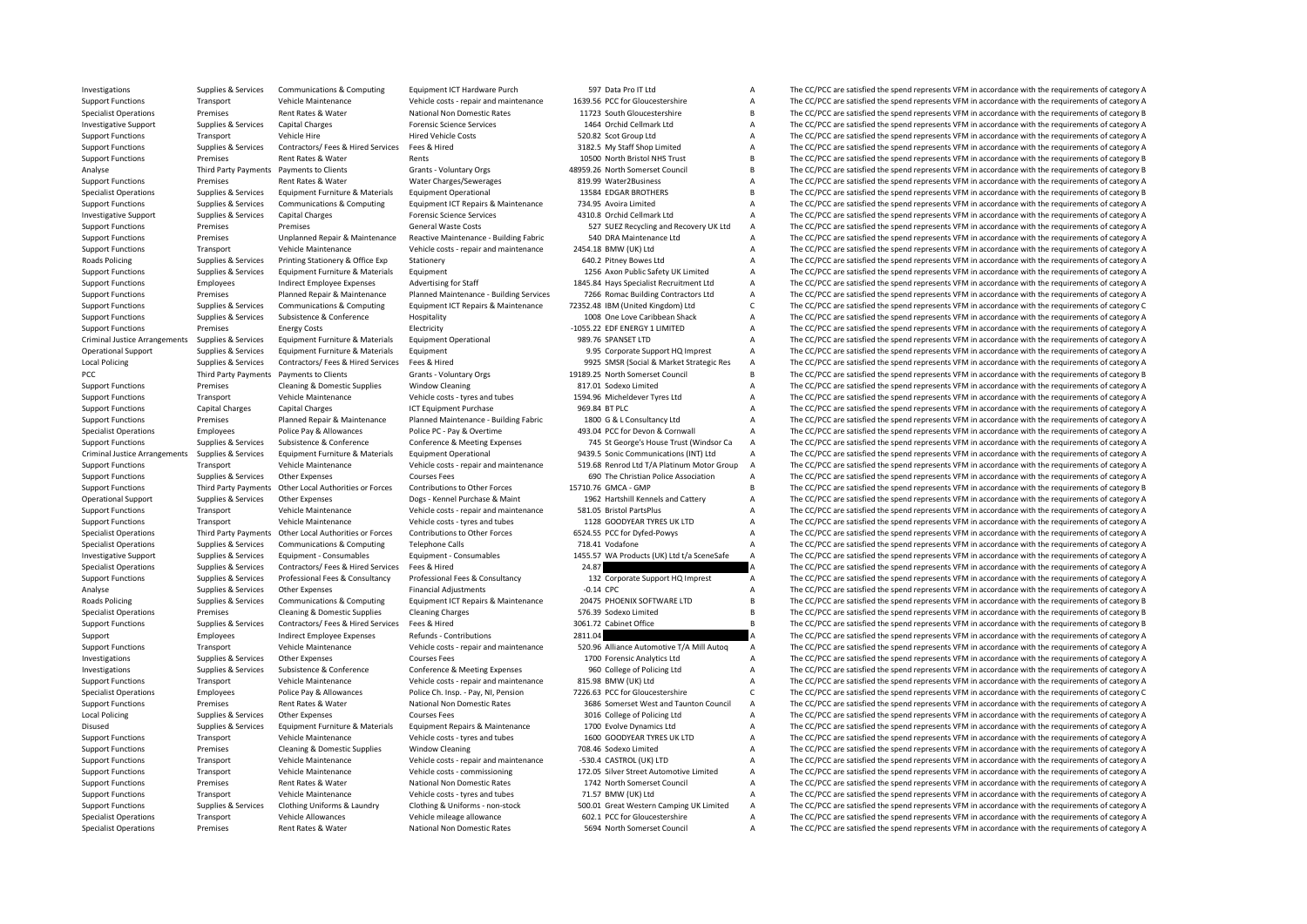| | | | | | | | |
|---|---|---|---|---|---|---|---|
| Investigations | Supplies & Services | Communications & Computing | Equipment ICT Hardware Purch | 597 | Data Pro IT Ltd | A | The CC/PCC are satisfied the spend represents VFM in accordance with the requirements of category A |
| Support Functions | Transport | Vehicle Maintenance | Vehicle costs - repair and maintenance | 1639.56 | PCC for Gloucestershire | A | The CC/PCC are satisfied the spend represents VFM in accordance with the requirements of category A |
| Specialist Operations | Premises | Rent Rates & Water | National Non Domestic Rates | 11723 | South Gloucestershire | B | The CC/PCC are satisfied the spend represents VFM in accordance with the requirements of category B |
| Investigative Support | Supplies & Services | Capital Charges | Forensic Science Services | 1464 | Orchid Cellmark Ltd | A | The CC/PCC are satisfied the spend represents VFM in accordance with the requirements of category A |
| Support Functions | Transport | Vehicle Hire | Hired Vehicle Costs | 520.82 | Scot Group Ltd | A | The CC/PCC are satisfied the spend represents VFM in accordance with the requirements of category A |
| Support Functions | Supplies & Services | Contractors/ Fees & Hired Services | Fees & Hired | 3182.5 | My Staff Shop Limited | A | The CC/PCC are satisfied the spend represents VFM in accordance with the requirements of category A |
| Support Functions | Premises | Rent Rates & Water | Rents | 10500 | North Bristol NHS Trust | B | The CC/PCC are satisfied the spend represents VFM in accordance with the requirements of category B |
| Analyse | Third Party Payments | Payments to Clients | Grants - Voluntary Orgs | 48959.26 | North Somerset Council | B | The CC/PCC are satisfied the spend represents VFM in accordance with the requirements of category B |
| Support Functions | Premises | Rent Rates & Water | Water Charges/Sewerages | 819.99 | Water2Business | A | The CC/PCC are satisfied the spend represents VFM in accordance with the requirements of category A |
| Specialist Operations | Supplies & Services | Equipment Furniture & Materials | Equipment Operational | 13584 | EDGAR BROTHERS | B | The CC/PCC are satisfied the spend represents VFM in accordance with the requirements of category B |
| Support Functions | Supplies & Services | Communications & Computing | Equipment ICT Repairs & Maintenance | 734.95 | Avoira Limited | A | The CC/PCC are satisfied the spend represents VFM in accordance with the requirements of category A |
| Investigative Support | Supplies & Services | Capital Charges | Forensic Science Services | 4310.8 | Orchid Cellmark Ltd | A | The CC/PCC are satisfied the spend represents VFM in accordance with the requirements of category A |
| Support Functions | Premises | Premises | General Waste Costs | 527 | SUEZ Recycling and Recovery UK Ltd | A | The CC/PCC are satisfied the spend represents VFM in accordance with the requirements of category A |
| Support Functions | Premises | Unplanned Repair & Maintenance | Reactive Maintenance - Building Fabric | 540 | DRA Maintenance Ltd | A | The CC/PCC are satisfied the spend represents VFM in accordance with the requirements of category A |
| Support Functions | Transport | Vehicle Maintenance | Vehicle costs - repair and maintenance | 2454.18 | BMW (UK) Ltd | A | The CC/PCC are satisfied the spend represents VFM in accordance with the requirements of category A |
| Roads Policing | Supplies & Services | Printing Stationery & Office Exp | Stationery | 640.2 | Pitney Bowes Ltd | A | The CC/PCC are satisfied the spend represents VFM in accordance with the requirements of category A |
| Support Functions | Supplies & Services | Equipment Furniture & Materials | Equipment | 1256 | Axon Public Safety UK Limited | A | The CC/PCC are satisfied the spend represents VFM in accordance with the requirements of category A |
| Support Functions | Employees | Indirect Employee Expenses | Advertising for Staff | 1845.84 | Hays Specialist Recruitment Ltd | A | The CC/PCC are satisfied the spend represents VFM in accordance with the requirements of category A |
| Support Functions | Premises | Planned Repair & Maintenance | Planned Maintenance - Building Services | 7266 | Romac Building Contractors Ltd | A | The CC/PCC are satisfied the spend represents VFM in accordance with the requirements of category A |
| Support Functions | Supplies & Services | Communications & Computing | Equipment ICT Repairs & Maintenance | 72352.48 | IBM (United Kingdom) Ltd | C | The CC/PCC are satisfied the spend represents VFM in accordance with the requirements of category C |
| Support Functions | Supplies & Services | Subsistence & Conference | Hospitality | 1008 | One Love Caribbean Shack | A | The CC/PCC are satisfied the spend represents VFM in accordance with the requirements of category A |
| Support Functions | Premises | Energy Costs | Electricity | -1055.22 | EDF ENERGY 1 LIMITED | A | The CC/PCC are satisfied the spend represents VFM in accordance with the requirements of category A |
| Criminal Justice Arrangements | Supplies & Services | Equipment Furniture & Materials | Equipment Operational | 989.76 | SPANSET LTD | A | The CC/PCC are satisfied the spend represents VFM in accordance with the requirements of category A |
| Operational Support | Supplies & Services | Equipment Furniture & Materials | Equipment | 9.95 | Corporate Support HQ Imprest | A | The CC/PCC are satisfied the spend represents VFM in accordance with the requirements of category A |
| Local Policing | Supplies & Services | Contractors/ Fees & Hired Services | Fees & Hired | 9925 | SMSR (Social & Market Strategic Res | A | The CC/PCC are satisfied the spend represents VFM in accordance with the requirements of category A |
| PCC | Third Party Payments | Payments to Clients | Grants - Voluntary Orgs | 19189.25 | North Somerset Council | B | The CC/PCC are satisfied the spend represents VFM in accordance with the requirements of category B |
| Support Functions | Premises | Cleaning & Domestic Supplies | Window Cleaning | 817.01 | Sodexo Limited | A | The CC/PCC are satisfied the spend represents VFM in accordance with the requirements of category A |
| Support Functions | Transport | Vehicle Maintenance | Vehicle costs - tyres and tubes | 1594.96 | Micheldever Tyres Ltd | A | The CC/PCC are satisfied the spend represents VFM in accordance with the requirements of category A |
| Support Functions | Capital Charges | Capital Charges | ICT Equipment Purchase | 969.84 | BT PLC | A | The CC/PCC are satisfied the spend represents VFM in accordance with the requirements of category A |
| Support Functions | Premises | Planned Repair & Maintenance | Planned Maintenance - Building Fabric | 1800 | G & L Consultancy Ltd | A | The CC/PCC are satisfied the spend represents VFM in accordance with the requirements of category A |
| Specialist Operations | Employees | Police Pay & Allowances | Police PC - Pay & Overtime | 493.04 | PCC for Devon & Cornwall | A | The CC/PCC are satisfied the spend represents VFM in accordance with the requirements of category A |
| Support Functions | Supplies & Services | Subsistence & Conference | Conference & Meeting Expenses | 745 | St George's House Trust (Windsor Ca | A | The CC/PCC are satisfied the spend represents VFM in accordance with the requirements of category A |
| Criminal Justice Arrangements | Supplies & Services | Equipment Furniture & Materials | Equipment Operational | 9439.5 | Sonic Communications (INT) Ltd | A | The CC/PCC are satisfied the spend represents VFM in accordance with the requirements of category A |
| Support Functions | Transport | Vehicle Maintenance | Vehicle costs - repair and maintenance | 519.68 | Renrod Ltd T/A Platinum Motor Group | A | The CC/PCC are satisfied the spend represents VFM in accordance with the requirements of category A |
| Support Functions | Supplies & Services | Other Expenses | Courses Fees | 690 | The Christian Police Association | A | The CC/PCC are satisfied the spend represents VFM in accordance with the requirements of category A |
| Support Functions | Third Party Payments | Other Local Authorities or Forces | Contributions to Other Forces | 15710.76 | GMCA - GMP | B | The CC/PCC are satisfied the spend represents VFM in accordance with the requirements of category B |
| Operational Support | Supplies & Services | Other Expenses | Dogs - Kennel Purchase & Maint | 1962 | Hartshill Kennels and Cattery | A | The CC/PCC are satisfied the spend represents VFM in accordance with the requirements of category A |
| Support Functions | Transport | Vehicle Maintenance | Vehicle costs - repair and maintenance | 581.05 | Bristol PartsPlus | A | The CC/PCC are satisfied the spend represents VFM in accordance with the requirements of category A |
| Support Functions | Transport | Vehicle Maintenance | Vehicle costs - tyres and tubes | 1128 | GOODYEAR TYRES UK LTD | A | The CC/PCC are satisfied the spend represents VFM in accordance with the requirements of category A |
| Specialist Operations | Third Party Payments | Other Local Authorities or Forces | Contributions to Other Forces | 6524.55 | PCC for Dyfed-Powys | A | The CC/PCC are satisfied the spend represents VFM in accordance with the requirements of category A |
| Specialist Operations | Supplies & Services | Communications & Computing | Telephone Calls | 718.41 | Vodafone | A | The CC/PCC are satisfied the spend represents VFM in accordance with the requirements of category A |
| Investigative Support | Supplies & Services | Equipment - Consumables | Equipment - Consumables | 1455.57 | WA Products (UK) Ltd t/a SceneSafe | A | The CC/PCC are satisfied the spend represents VFM in accordance with the requirements of category A |
| Specialist Operations | Supplies & Services | Contractors/ Fees & Hired Services | Fees & Hired | 24.87 | | A | The CC/PCC are satisfied the spend represents VFM in accordance with the requirements of category A |
| Support Functions | Supplies & Services | Professional Fees & Consultancy | Professional Fees & Consultancy | 132 | Corporate Support HQ Imprest | A | The CC/PCC are satisfied the spend represents VFM in accordance with the requirements of category A |
| Analyse | Supplies & Services | Other Expenses | Financial Adjustments | -0.14 | CPC | A | The CC/PCC are satisfied the spend represents VFM in accordance with the requirements of category A |
| Roads Policing | Supplies & Services | Communications & Computing | Equipment ICT Repairs & Maintenance | 20475 | PHOENIX SOFTWARE LTD | B | The CC/PCC are satisfied the spend represents VFM in accordance with the requirements of category B |
| Specialist Operations | Premises | Cleaning & Domestic Supplies | Cleaning Charges | 576.39 | Sodexo Limited | B | The CC/PCC are satisfied the spend represents VFM in accordance with the requirements of category B |
| Support Functions | Supplies & Services | Contractors/ Fees & Hired Services | Fees & Hired | 3061.72 | Cabinet Office | B | The CC/PCC are satisfied the spend represents VFM in accordance with the requirements of category B |
| Support | Employees | Indirect Employee Expenses | Refunds - Contributions | 2811.04 | | A | The CC/PCC are satisfied the spend represents VFM in accordance with the requirements of category A |
| Support Functions | Transport | Vehicle Maintenance | Vehicle costs - repair and maintenance | 520.96 | Alliance Automotive T/A Mill Autoq | A | The CC/PCC are satisfied the spend represents VFM in accordance with the requirements of category A |
| Investigations | Supplies & Services | Other Expenses | Courses Fees | 1700 | Forensic Analytics Ltd | A | The CC/PCC are satisfied the spend represents VFM in accordance with the requirements of category A |
| Investigations | Supplies & Services | Subsistence & Conference | Conference & Meeting Expenses | 960 | College of Policing Ltd | A | The CC/PCC are satisfied the spend represents VFM in accordance with the requirements of category A |
| Support Functions | Transport | Vehicle Maintenance | Vehicle costs - repair and maintenance | 815.98 | BMW (UK) Ltd | A | The CC/PCC are satisfied the spend represents VFM in accordance with the requirements of category A |
| Specialist Operations | Employees | Police Pay & Allowances | Police Ch. Insp. - Pay, NI, Pension | 7226.63 | PCC for Gloucestershire | C | The CC/PCC are satisfied the spend represents VFM in accordance with the requirements of category C |
| Support Functions | Premises | Rent Rates & Water | National Non Domestic Rates | 3686 | Somerset West and Taunton Council | A | The CC/PCC are satisfied the spend represents VFM in accordance with the requirements of category A |
| Local Policing | Supplies & Services | Other Expenses | Courses Fees | 3016 | College of Policing Ltd | A | The CC/PCC are satisfied the spend represents VFM in accordance with the requirements of category A |
| Disused | Supplies & Services | Equipment Furniture & Materials | Equipment Repairs & Maintenance | 1700 | Evolve Dynamics Ltd | A | The CC/PCC are satisfied the spend represents VFM in accordance with the requirements of category A |
| Support Functions | Transport | Vehicle Maintenance | Vehicle costs - tyres and tubes | 1600 | GOODYEAR TYRES UK LTD | A | The CC/PCC are satisfied the spend represents VFM in accordance with the requirements of category A |
| Support Functions | Premises | Cleaning & Domestic Supplies | Window Cleaning | 708.46 | Sodexo Limited | A | The CC/PCC are satisfied the spend represents VFM in accordance with the requirements of category A |
| Support Functions | Transport | Vehicle Maintenance | Vehicle costs - repair and maintenance | -530.4 | CASTROL (UK) LTD | A | The CC/PCC are satisfied the spend represents VFM in accordance with the requirements of category A |
| Support Functions | Transport | Vehicle Maintenance | Vehicle costs - commissioning | 172.05 | Silver Street Automotive Limited | A | The CC/PCC are satisfied the spend represents VFM in accordance with the requirements of category A |
| Support Functions | Premises | Rent Rates & Water | National Non Domestic Rates | 1742 | North Somerset Council | A | The CC/PCC are satisfied the spend represents VFM in accordance with the requirements of category A |
| Support Functions | Transport | Vehicle Maintenance | Vehicle costs - tyres and tubes | 71.57 | BMW (UK) Ltd | A | The CC/PCC are satisfied the spend represents VFM in accordance with the requirements of category A |
| Support Functions | Supplies & Services | Clothing Uniforms & Laundry | Clothing & Uniforms - non-stock | 500.01 | Great Western Camping UK Limited | A | The CC/PCC are satisfied the spend represents VFM in accordance with the requirements of category A |
| Specialist Operations | Transport | Vehicle Allowances | Vehicle mileage allowance | 602.1 | PCC for Gloucestershire | A | The CC/PCC are satisfied the spend represents VFM in accordance with the requirements of category A |
| Specialist Operations | Premises | Rent Rates & Water | National Non Domestic Rates | 5694 | North Somerset Council | A | The CC/PCC are satisfied the spend represents VFM in accordance with the requirements of category A |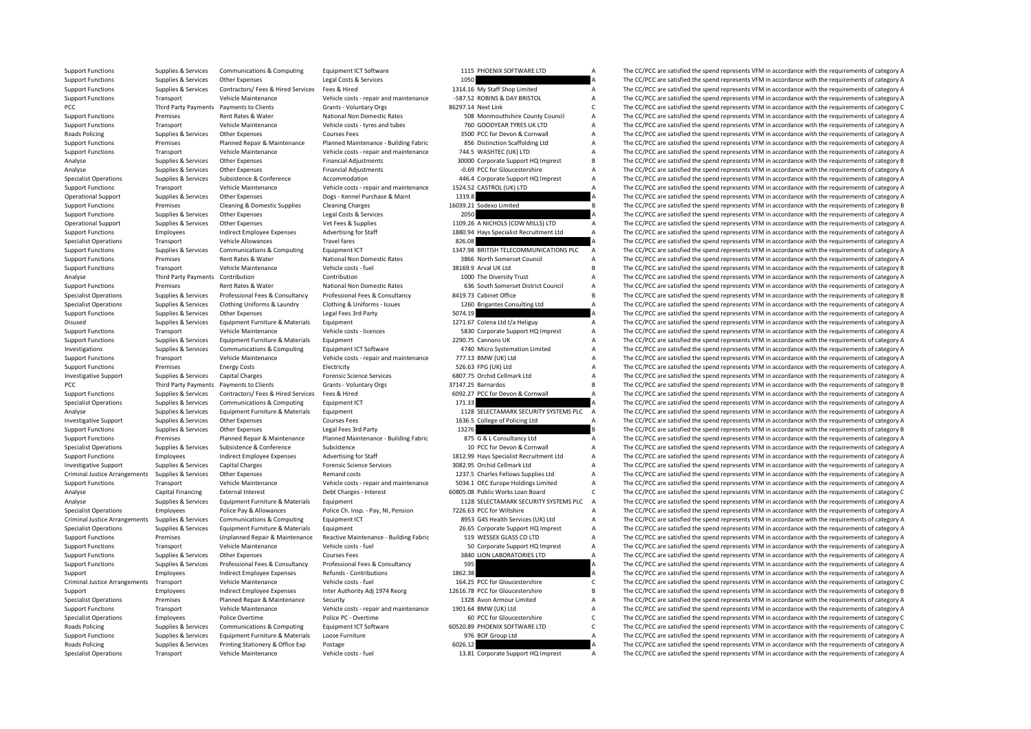| | | | | | | | |
|---|---|---|---|---|---|---|---|
| Support Functions | Supplies & Services | Communications & Computing | Equipment ICT Software | 1115 | PHOENIX SOFTWARE LTD | A | The CC/PCC are satisfied the spend represents VFM in accordance with the requirements of category A |
| Support Functions | Supplies & Services | Other Expenses | Legal Costs & Services | 1050 | | A | The CC/PCC are satisfied the spend represents VFM in accordance with the requirements of category A |
| Support Functions | Supplies & Services | Contractors/ Fees & Hired Services | Fees & Hired | 1314.16 | My Staff Shop Limited | A | The CC/PCC are satisfied the spend represents VFM in accordance with the requirements of category A |
| Support Functions | Transport | Vehicle Maintenance | Vehicle costs - repair and maintenance | -587.52 | ROBINS & DAY BRISTOL | A | The CC/PCC are satisfied the spend represents VFM in accordance with the requirements of category A |
| PCC | Third Party Payments | Payments to Clients | Grants - Voluntary Orgs | 86297.14 | Next Link | C | The CC/PCC are satisfied the spend represents VFM in accordance with the requirements of category C |
| Support Functions | Premises | Rent Rates & Water | National Non Domestic Rates | 508 | Monmouthshire County Council | A | The CC/PCC are satisfied the spend represents VFM in accordance with the requirements of category A |
| Support Functions | Transport | Vehicle Maintenance | Vehicle costs - tyres and tubes | 760 | GOODYEAR TYRES UK LTD | A | The CC/PCC are satisfied the spend represents VFM in accordance with the requirements of category A |
| Roads Policing | Supplies & Services | Other Expenses | Courses Fees | 3500 | PCC for Devon & Cornwall | A | The CC/PCC are satisfied the spend represents VFM in accordance with the requirements of category A |
| Support Functions | Premises | Planned Repair & Maintenance | Planned Maintenance - Building Fabric | 856 | Distinction Scaffolding Ltd | A | The CC/PCC are satisfied the spend represents VFM in accordance with the requirements of category A |
| Support Functions | Transport | Vehicle Maintenance | Vehicle costs - repair and maintenance | 744.5 | WASHTEC (UK) LTD | A | The CC/PCC are satisfied the spend represents VFM in accordance with the requirements of category A |
| Analyse | Supplies & Services | Other Expenses | Financial Adjustments | 30000 | Corporate Support HQ Imprest | B | The CC/PCC are satisfied the spend represents VFM in accordance with the requirements of category B |
| Analyse | Supplies & Services | Other Expenses | Financial Adjustments | -0.69 | PCC for Gloucestershire | A | The CC/PCC are satisfied the spend represents VFM in accordance with the requirements of category A |
| Specialist Operations | Supplies & Services | Subsistence & Conference | Accommodation | 446.4 | Corporate Support HQ Imprest | A | The CC/PCC are satisfied the spend represents VFM in accordance with the requirements of category A |
| Support Functions | Transport | Vehicle Maintenance | Vehicle costs - repair and maintenance | 1524.52 | CASTROL (UK) LTD | A | The CC/PCC are satisfied the spend represents VFM in accordance with the requirements of category A |
| Operational Support | Supplies & Services | Other Expenses | Dogs - Kennel Purchase & Maint | 1319.8 | | A | The CC/PCC are satisfied the spend represents VFM in accordance with the requirements of category A |
| Support Functions | Premises | Cleaning & Domestic Supplies | Cleaning Charges | 16039.21 | Sodexo Limited | B | The CC/PCC are satisfied the spend represents VFM in accordance with the requirements of category B |
| Support Functions | Supplies & Services | Other Expenses | Legal Costs & Services | 2050 | | A | The CC/PCC are satisfied the spend represents VFM in accordance with the requirements of category A |
| Operational Support | Supplies & Services | Other Expenses | Vet Fees & Supplies | 1109.26 | A NICHOLS (COW MILLS) LTD | A | The CC/PCC are satisfied the spend represents VFM in accordance with the requirements of category A |
| Support Functions | Employees | Indirect Employee Expenses | Advertising for Staff | 1880.94 | Hays Specialist Recruitment Ltd | A | The CC/PCC are satisfied the spend represents VFM in accordance with the requirements of category A |
| Specialist Operations | Transport | Vehicle Allowances | Travel fares | 826.08 | | A | The CC/PCC are satisfied the spend represents VFM in accordance with the requirements of category A |
| Support Functions | Supplies & Services | Communications & Computing | Equipment ICT | 1347.98 | BRITISH TELECOMMUNICATIONS PLC | A | The CC/PCC are satisfied the spend represents VFM in accordance with the requirements of category A |
| Support Functions | Premises | Rent Rates & Water | National Non Domestic Rates | 3866 | North Somerset Council | A | The CC/PCC are satisfied the spend represents VFM in accordance with the requirements of category A |
| Support Functions | Transport | Vehicle Maintenance | Vehicle costs - fuel | 38169.9 | Arval UK Ltd | B | The CC/PCC are satisfied the spend represents VFM in accordance with the requirements of category B |
| Analyse | Third Party Payments | Contribution | Contribution | 1000 | The Diversity Trust | A | The CC/PCC are satisfied the spend represents VFM in accordance with the requirements of category A |
| Support Functions | Premises | Rent Rates & Water | National Non Domestic Rates | 636 | South Somerset District Council | A | The CC/PCC are satisfied the spend represents VFM in accordance with the requirements of category A |
| Specialist Operations | Supplies & Services | Professional Fees & Consultancy | Professional Fees & Consultancy | 8419.73 | Cabinet Office | B | The CC/PCC are satisfied the spend represents VFM in accordance with the requirements of category B |
| Specialist Operations | Supplies & Services | Clothing Uniforms & Laundry | Clothing & Uniforms - Issues | 1260 | Brigantes Consulting Ltd | A | The CC/PCC are satisfied the spend represents VFM in accordance with the requirements of category A |
| Support Functions | Supplies & Services | Other Expenses | Legal Fees 3rd Party | 5074.19 | | A | The CC/PCC are satisfied the spend represents VFM in accordance with the requirements of category A |
| Disused | Supplies & Services | Equipment Furniture & Materials | Equipment | 1271.67 | Colena Ltd t/a Heliguy | A | The CC/PCC are satisfied the spend represents VFM in accordance with the requirements of category A |
| Support Functions | Transport | Vehicle Maintenance | Vehicle costs - licences | 5830 | Corporate Support HQ Imprest | A | The CC/PCC are satisfied the spend represents VFM in accordance with the requirements of category A |
| Support Functions | Supplies & Services | Equipment Furniture & Materials | Equipment | 2290.75 | Cannons UK | A | The CC/PCC are satisfied the spend represents VFM in accordance with the requirements of category A |
| Investigations | Supplies & Services | Communications & Computing | Equipment ICT Software | 4740 | Micro Systemation Limited | A | The CC/PCC are satisfied the spend represents VFM in accordance with the requirements of category A |
| Support Functions | Transport | Vehicle Maintenance | Vehicle costs - repair and maintenance | 777.13 | BMW (UK) Ltd | A | The CC/PCC are satisfied the spend represents VFM in accordance with the requirements of category A |
| Support Functions | Premises | Energy Costs | Electricity | 526.63 | FPG (UK) Ltd | A | The CC/PCC are satisfied the spend represents VFM in accordance with the requirements of category A |
| Investigative Support | Supplies & Services | Capital Charges | Forensic Science Services | 6807.75 | Orchid Cellmark Ltd | A | The CC/PCC are satisfied the spend represents VFM in accordance with the requirements of category A |
| PCC | Third Party Payments | Payments to Clients | Grants - Voluntary Orgs | 37147.25 | Barnardos | B | The CC/PCC are satisfied the spend represents VFM in accordance with the requirements of category B |
| Support Functions | Supplies & Services | Contractors/ Fees & Hired Services | Fees & Hired | 6092.27 | PCC for Devon & Cornwall | A | The CC/PCC are satisfied the spend represents VFM in accordance with the requirements of category A |
| Specialist Operations | Supplies & Services | Communications & Computing | Equipment ICT | 171.33 | | A | The CC/PCC are satisfied the spend represents VFM in accordance with the requirements of category A |
| Analyse | Supplies & Services | Equipment Furniture & Materials | Equipment | 1128 | SELECTAMARK SECURITY SYSTEMS PLC | A | The CC/PCC are satisfied the spend represents VFM in accordance with the requirements of category A |
| Investigative Support | Supplies & Services | Other Expenses | Courses Fees | 1636.5 | College of Policing Ltd | A | The CC/PCC are satisfied the spend represents VFM in accordance with the requirements of category A |
| Support Functions | Supplies & Services | Other Expenses | Legal Fees 3rd Party | 13276 | | B | The CC/PCC are satisfied the spend represents VFM in accordance with the requirements of category B |
| Support Functions | Premises | Planned Repair & Maintenance | Planned Maintenance - Building Fabric | 875 | G & L Consultancy Ltd | A | The CC/PCC are satisfied the spend represents VFM in accordance with the requirements of category A |
| Specialist Operations | Supplies & Services | Subsistence & Conference | Subsistence | 10 | PCC for Devon & Cornwall | A | The CC/PCC are satisfied the spend represents VFM in accordance with the requirements of category A |
| Support Functions | Employees | Indirect Employee Expenses | Advertising for Staff | 1812.99 | Hays Specialist Recruitment Ltd | A | The CC/PCC are satisfied the spend represents VFM in accordance with the requirements of category A |
| Investigative Support | Supplies & Services | Capital Charges | Forensic Science Services | 3082.95 | Orchid Cellmark Ltd | A | The CC/PCC are satisfied the spend represents VFM in accordance with the requirements of category A |
| Criminal Justice Arrangements | Supplies & Services | Other Expenses | Remand costs | 1237.5 | Charles Fellows Supplies Ltd | A | The CC/PCC are satisfied the spend represents VFM in accordance with the requirements of category A |
| Support Functions | Transport | Vehicle Maintenance | Vehicle costs - repair and maintenance | 5034.1 | OEC Europe Holdings Limited | A | The CC/PCC are satisfied the spend represents VFM in accordance with the requirements of category A |
| Analyse | Capital Financing | External Interest | Debt Charges - Interest | 60805.08 | Public Works Loan Board | C | The CC/PCC are satisfied the spend represents VFM in accordance with the requirements of category C |
| Analyse | Supplies & Services | Equipment Furniture & Materials | Equipment | 1128 | SELECTAMARK SECURITY SYSTEMS PLC | A | The CC/PCC are satisfied the spend represents VFM in accordance with the requirements of category A |
| Specialist Operations | Employees | Police Pay & Allowances | Police Ch. Insp. - Pay, NI, Pension | 7226.63 | PCC for Wiltshire | A | The CC/PCC are satisfied the spend represents VFM in accordance with the requirements of category A |
| Criminal Justice Arrangements | Supplies & Services | Communications & Computing | Equipment ICT | 8953 | G4S Health Services (UK) Ltd | A | The CC/PCC are satisfied the spend represents VFM in accordance with the requirements of category A |
| Specialist Operations | Supplies & Services | Equipment Furniture & Materials | Equipment | 26.65 | Corporate Support HQ Imprest | A | The CC/PCC are satisfied the spend represents VFM in accordance with the requirements of category A |
| Support Functions | Premises | Unplanned Repair & Maintenance | Reactive Maintenance - Building Fabric | 519 | WESSEX GLASS CO LTD | A | The CC/PCC are satisfied the spend represents VFM in accordance with the requirements of category A |
| Support Functions | Transport | Vehicle Maintenance | Vehicle costs - fuel | 50 | Corporate Support HQ Imprest | A | The CC/PCC are satisfied the spend represents VFM in accordance with the requirements of category A |
| Support Functions | Supplies & Services | Other Expenses | Courses Fees | 3840 | LION LABORATORIES LTD | A | The CC/PCC are satisfied the spend represents VFM in accordance with the requirements of category A |
| Support Functions | Supplies & Services | Professional Fees & Consultancy | Professional Fees & Consultancy | 595 | | A | The CC/PCC are satisfied the spend represents VFM in accordance with the requirements of category A |
| Support | Employees | Indirect Employee Expenses | Refunds - Contributions | 1862.38 | | A | The CC/PCC are satisfied the spend represents VFM in accordance with the requirements of category A |
| Criminal Justice Arrangements | Transport | Vehicle Maintenance | Vehicle costs - fuel | 164.25 | PCC for Gloucestershire | C | The CC/PCC are satisfied the spend represents VFM in accordance with the requirements of category C |
| Support | Employees | Indirect Employee Expenses | Inter Authority Adj 1974 Reorg | 12616.78 | PCC for Gloucestershire | B | The CC/PCC are satisfied the spend represents VFM in accordance with the requirements of category B |
| Specialist Operations | Premises | Planned Repair & Maintenance | Security | 1328 | Avon Armour Limited | A | The CC/PCC are satisfied the spend represents VFM in accordance with the requirements of category A |
| Support Functions | Transport | Vehicle Maintenance | Vehicle costs - repair and maintenance | 1901.64 | BMW (UK) Ltd | A | The CC/PCC are satisfied the spend represents VFM in accordance with the requirements of category A |
| Specialist Operations | Employees | Police Overtime | Police PC - Overtime | 60 | PCC for Gloucestershire | C | The CC/PCC are satisfied the spend represents VFM in accordance with the requirements of category C |
| Roads Policing | Supplies & Services | Communications & Computing | Equipment ICT Software | 60520.89 | PHOENIX SOFTWARE LTD | C | The CC/PCC are satisfied the spend represents VFM in accordance with the requirements of category C |
| Support Functions | Supplies & Services | Equipment Furniture & Materials | Loose Furniture | 976 | BOF Group Ltd | A | The CC/PCC are satisfied the spend represents VFM in accordance with the requirements of category A |
| Roads Policing | Supplies & Services | Printing Stationery & Office Exp | Postage | 6026.12 | | A | The CC/PCC are satisfied the spend represents VFM in accordance with the requirements of category A |
| Specialist Operations | Transport | Vehicle Maintenance | Vehicle costs - fuel | 13.81 | Corporate Support HQ Imprest | A | The CC/PCC are satisfied the spend represents VFM in accordance with the requirements of category A |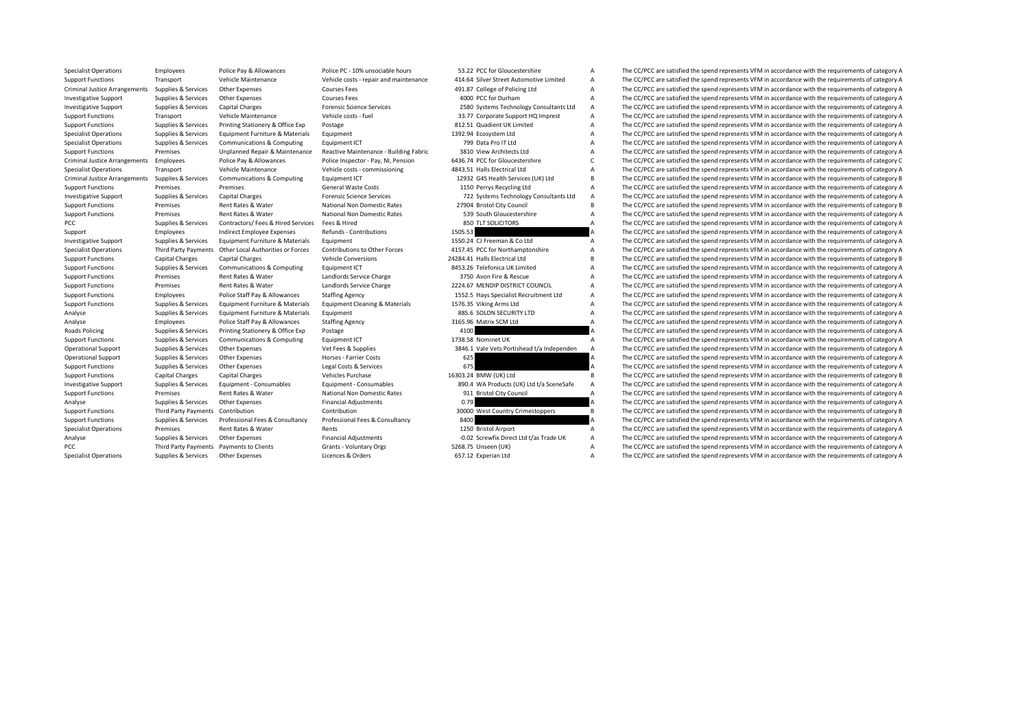| | | | | | | | |
|---|---|---|---|---|---|---|---|
| Specialist Operations | Employees | Police Pay & Allowances | Police PC - 10% unsociable hours | 53.22 | PCC for Gloucestershire | A | The CC/PCC are satisfied the spend represents VFM in accordance with the requirements of category A |
| Support Functions | Transport | Vehicle Maintenance | Vehicle costs - repair and maintenance | 414.64 | Silver Street Automotive Limited | A | The CC/PCC are satisfied the spend represents VFM in accordance with the requirements of category A |
| Criminal Justice Arrangements | Supplies & Services | Other Expenses | Courses Fees | 491.87 | College of Policing Ltd | A | The CC/PCC are satisfied the spend represents VFM in accordance with the requirements of category A |
| Investigative Support | Supplies & Services | Other Expenses | Courses Fees | 4000 | PCC for Durham | A | The CC/PCC are satisfied the spend represents VFM in accordance with the requirements of category A |
| Investigative Support | Supplies & Services | Capital Charges | Forensic Science Services | 2580 | Systems Technology Consultants Ltd | A | The CC/PCC are satisfied the spend represents VFM in accordance with the requirements of category A |
| Support Functions | Transport | Vehicle Maintenance | Vehicle costs - fuel | 33.77 | Corporate Support HQ Imprest | A | The CC/PCC are satisfied the spend represents VFM in accordance with the requirements of category A |
| Support Functions | Supplies & Services | Printing Stationery & Office Exp | Postage | 812.51 | Quadient UK Limited | A | The CC/PCC are satisfied the spend represents VFM in accordance with the requirements of category A |
| Specialist Operations | Supplies & Services | Equipment Furniture & Materials | Equipment | 1392.94 | Ecosystem Ltd | A | The CC/PCC are satisfied the spend represents VFM in accordance with the requirements of category A |
| Specialist Operations | Supplies & Services | Communications & Computing | Equipment ICT | 799 | Data Pro IT Ltd | A | The CC/PCC are satisfied the spend represents VFM in accordance with the requirements of category A |
| Support Functions | Premises | Unplanned Repair & Maintenance | Reactive Maintenance - Building Fabric | 3810 | View Architects Ltd | A | The CC/PCC are satisfied the spend represents VFM in accordance with the requirements of category A |
| Criminal Justice Arrangements | Employees | Police Pay & Allowances | Police Inspector - Pay, NI, Pension | 6436.74 | PCC for Gloucestershire | C | The CC/PCC are satisfied the spend represents VFM in accordance with the requirements of category C |
| Specialist Operations | Transport | Vehicle Maintenance | Vehicle costs - commissioning | 4843.51 | Halls Electrical Ltd | A | The CC/PCC are satisfied the spend represents VFM in accordance with the requirements of category A |
| Criminal Justice Arrangements | Supplies & Services | Communications & Computing | Equipment ICT | 12932 | G4S Health Services (UK) Ltd | B | The CC/PCC are satisfied the spend represents VFM in accordance with the requirements of category B |
| Support Functions | Premises | Premises | General Waste Costs | 1150 | Perrys Recycling Ltd | A | The CC/PCC are satisfied the spend represents VFM in accordance with the requirements of category A |
| Investigative Support | Supplies & Services | Capital Charges | Forensic Science Services | 722 | Systems Technology Consultants Ltd | A | The CC/PCC are satisfied the spend represents VFM in accordance with the requirements of category A |
| Support Functions | Premises | Rent Rates & Water | National Non Domestic Rates | 27904 | Bristol City Council | B | The CC/PCC are satisfied the spend represents VFM in accordance with the requirements of category B |
| Support Functions | Premises | Rent Rates & Water | National Non Domestic Rates | 539 | South Gloucestershire | A | The CC/PCC are satisfied the spend represents VFM in accordance with the requirements of category A |
| PCC | Supplies & Services | Contractors/ Fees & Hired Services | Fees & Hired | 850 | TLT SOLICITORS | A | The CC/PCC are satisfied the spend represents VFM in accordance with the requirements of category A |
| Support | Employees | Indirect Employee Expenses | Refunds - Contributions | 1505.53 | | A | The CC/PCC are satisfied the spend represents VFM in accordance with the requirements of category A |
| Investigative Support | Supplies & Services | Equipment Furniture & Materials | Equipment | 1550.24 | CJ Freeman & Co Ltd | A | The CC/PCC are satisfied the spend represents VFM in accordance with the requirements of category A |
| Specialist Operations | Third Party Payments | Other Local Authorities or Forces | Contributions to Other Forces | 4157.45 | PCC for Northamptonshire | A | The CC/PCC are satisfied the spend represents VFM in accordance with the requirements of category A |
| Support Functions | Capital Charges | Capital Charges | Vehicle Conversions | 24284.41 | Halls Electrical Ltd | B | The CC/PCC are satisfied the spend represents VFM in accordance with the requirements of category B |
| Support Functions | Supplies & Services | Communications & Computing | Equipment ICT | 8453.26 | Telefonica UK Limited | A | The CC/PCC are satisfied the spend represents VFM in accordance with the requirements of category A |
| Support Functions | Premises | Rent Rates & Water | Landlords Service Charge | 3750 | Avon Fire & Rescue | A | The CC/PCC are satisfied the spend represents VFM in accordance with the requirements of category A |
| Support Functions | Premises | Rent Rates & Water | Landlords Service Charge | 2224.67 | MENDIP DISTRICT COUNCIL | A | The CC/PCC are satisfied the spend represents VFM in accordance with the requirements of category A |
| Support Functions | Employees | Police Staff Pay & Allowances | Staffing Agency | 1552.5 | Hays Specialist Recruitment Ltd | A | The CC/PCC are satisfied the spend represents VFM in accordance with the requirements of category A |
| Support Functions | Supplies & Services | Equipment Furniture & Materials | Equipment Cleaning & Materials | 1576.35 | Viking Arms Ltd | A | The CC/PCC are satisfied the spend represents VFM in accordance with the requirements of category A |
| Analyse | Supplies & Services | Equipment Furniture & Materials | Equipment | 885.6 | SOLON SECURITY LTD | A | The CC/PCC are satisfied the spend represents VFM in accordance with the requirements of category A |
| Analyse | Employees | Police Staff Pay & Allowances | Staffing Agency | 3165.96 | Matrix SCM Ltd | A | The CC/PCC are satisfied the spend represents VFM in accordance with the requirements of category A |
| Roads Policing | Supplies & Services | Printing Stationery & Office Exp | Postage | 4100 | | A | The CC/PCC are satisfied the spend represents VFM in accordance with the requirements of category A |
| Support Functions | Supplies & Services | Communications & Computing | Equipment ICT | 1738.58 | Nominet UK | A | The CC/PCC are satisfied the spend represents VFM in accordance with the requirements of category A |
| Operational Support | Supplies & Services | Other Expenses | Vet Fees & Supplies | 3846.1 | Vale Vets Portishead t/a Independen | A | The CC/PCC are satisfied the spend represents VFM in accordance with the requirements of category A |
| Operational Support | Supplies & Services | Other Expenses | Horses - Farrier Costs | 625 | | A | The CC/PCC are satisfied the spend represents VFM in accordance with the requirements of category A |
| Support Functions | Supplies & Services | Other Expenses | Legal Costs & Services | 675 | | A | The CC/PCC are satisfied the spend represents VFM in accordance with the requirements of category A |
| Support Functions | Capital Charges | Capital Charges | Vehicles Purchase | 16303.24 | BMW (UK) Ltd | B | The CC/PCC are satisfied the spend represents VFM in accordance with the requirements of category B |
| Investigative Support | Supplies & Services | Equipment - Consumables | Equipment - Consumables | 890.4 | WA Products (UK) Ltd t/a SceneSafe | A | The CC/PCC are satisfied the spend represents VFM in accordance with the requirements of category A |
| Support Functions | Premises | Rent Rates & Water | National Non Domestic Rates | 911 | Bristol City Council | A | The CC/PCC are satisfied the spend represents VFM in accordance with the requirements of category A |
| Analyse | Supplies & Services | Other Expenses | Financial Adjustments | 0.79 | | A | The CC/PCC are satisfied the spend represents VFM in accordance with the requirements of category A |
| Support Functions | Third Party Payments | Contribution | Contribution | 30000 | West Country Crimestoppers | B | The CC/PCC are satisfied the spend represents VFM in accordance with the requirements of category B |
| Support Functions | Supplies & Services | Professional Fees & Consultancy | Professional Fees & Consultancy | 8400 | | A | The CC/PCC are satisfied the spend represents VFM in accordance with the requirements of category A |
| Specialist Operations | Premises | Rent Rates & Water | Rents | 1250 | Bristol Airport | A | The CC/PCC are satisfied the spend represents VFM in accordance with the requirements of category A |
| Analyse | Supplies & Services | Other Expenses | Financial Adjustments | -0.02 | Screwfix Direct Ltd t/as Trade UK | A | The CC/PCC are satisfied the spend represents VFM in accordance with the requirements of category A |
| PCC | Third Party Payments | Payments to Clients | Grants - Voluntary Orgs | 5268.75 | Unseen (UK) | A | The CC/PCC are satisfied the spend represents VFM in accordance with the requirements of category A |
| Specialist Operations | Supplies & Services | Other Expenses | Licences & Orders | 657.12 | Experian Ltd | A | The CC/PCC are satisfied the spend represents VFM in accordance with the requirements of category A |